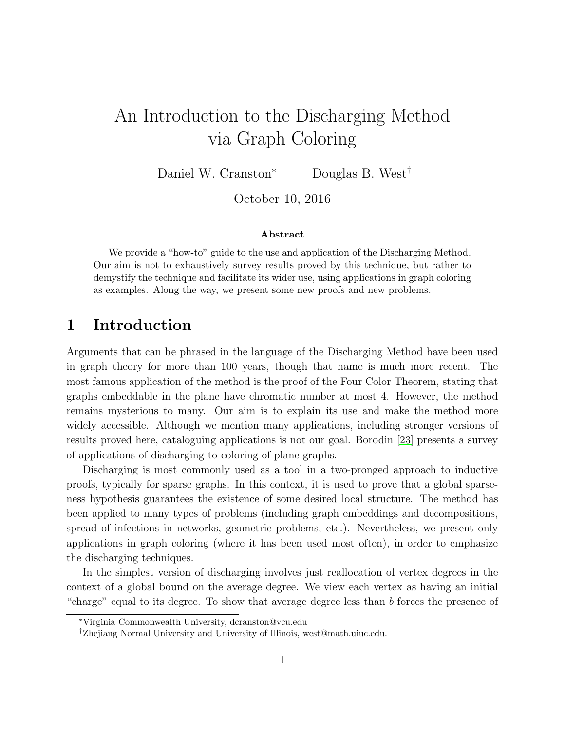# An Introduction to the Discharging Method via Graph Coloring

Daniel W. Cranston* Douglas B. West†

October 10, 2016

**Abstract**

We provide a "how-to" guide to the use and application of the Discharging Method. Our aim is not to exhaustively survey results proved by this technique, but rather to demystify the technique and facilitate its wider use, using applications in graph coloring as examples. Along the way, we present some new proofs and new problems.

## 1 Introduction

Arguments that can be phrased in the language of the Discharging Method have been used in graph theory for more than 100 years, though that name is much more recent. The most famous application of the method is the proof of the Four Color Theorem, stating that graphs embeddable in the plane have chromatic number at most 4. However, the method remains mysterious to many. Our aim is to explain its use and make the method more widely accessible. Although we mention many applications, including stronger versions of results proved here, cataloguing applications is not our goal. Borodin [23] presents a survey of applications of discharging to coloring of plane graphs.

Discharging is most commonly used as a tool in a two-pronged approach to inductive proofs, typically for sparse graphs. In this context, it is used to prove that a global sparseness hypothesis guarantees the existence of some desired local structure. The method has been applied to many types of problems (including graph embeddings and decompositions, spread of infections in networks, geometric problems, etc.). Nevertheless, we present only applications in graph coloring (where it has been used most often), in order to emphasize the discharging techniques.

In the simplest version of discharging involves just reallocation of vertex degrees in the context of a global bound on the average degree. We view each vertex as having an initial "charge" equal to its degree. To show that average degree less than $b$ forces the presence of

*Virginia Commonwealth University, dcranston@vcu.edu

†Zhejiang Normal University and University of Illinois, west@math.uiuc.edu.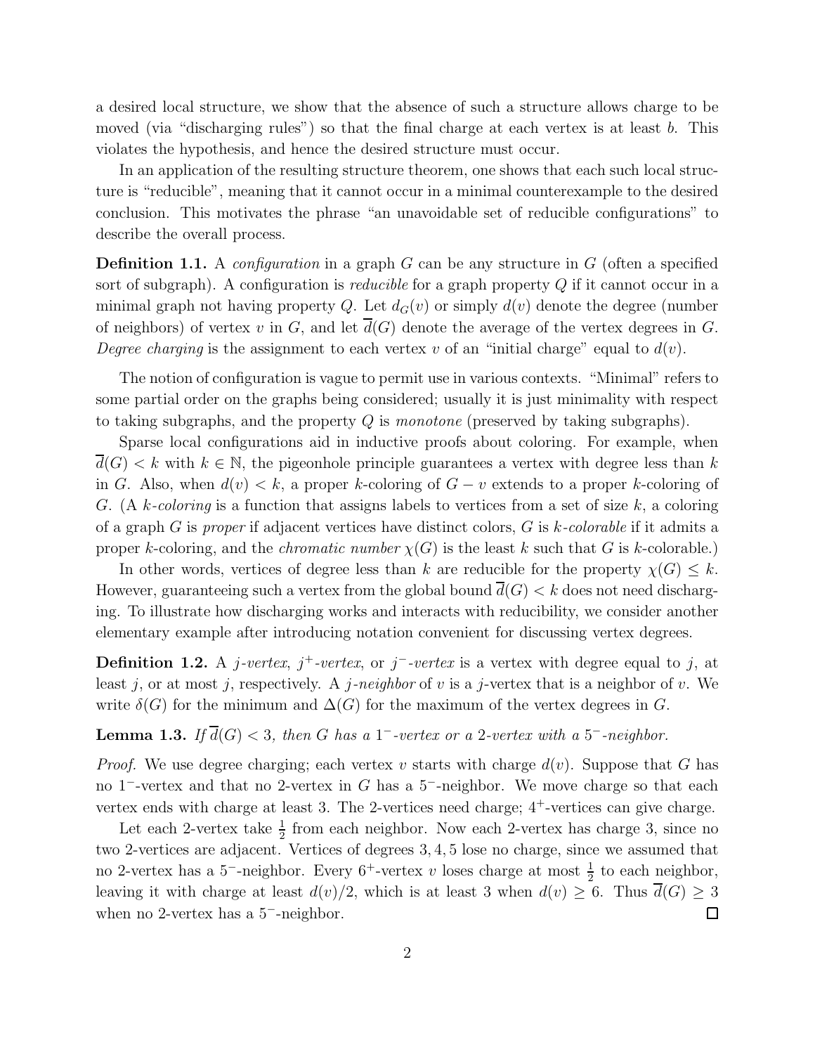a desired local structure, we show that the absence of such a structure allows charge to be moved (via "discharging rules") so that the final charge at each vertex is at least $b$. This violates the hypothesis, and hence the desired structure must occur.

In an application of the resulting structure theorem, one shows that each such local structure is "reducible", meaning that it cannot occur in a minimal counterexample to the desired conclusion. This motivates the phrase "an unavoidable set of reducible configurations" to describe the overall process.

**Definition 1.1.** A *configuration* in a graph $G$ can be any structure in $G$ (often a specified sort of subgraph). A configuration is *reducible* for a graph property $Q$ if it cannot occur in a minimal graph not having property $Q$. Let $d_G(v)$ or simply $d(v)$ denote the degree (number of neighbors) of vertex $v$ in $G$, and let $\overline{d}(G)$ denote the average of the vertex degrees in $G$. *Degree charging* is the assignment to each vertex $v$ of an "initial charge" equal to $d(v)$.

The notion of configuration is vague to permit use in various contexts. "Minimal" refers to some partial order on the graphs being considered; usually it is just minimality with respect to taking subgraphs, and the property $Q$ is *monotone* (preserved by taking subgraphs).

Sparse local configurations aid in inductive proofs about coloring. For example, when $\overline{d}(G) < k$ with $k \in \mathbb{N}$, the pigeonhole principle guarantees a vertex with degree less than $k$ in $G$. Also, when $d(v) < k$, a proper $k$-coloring of $G - v$ extends to a proper $k$-coloring of $G$. (A *$k$-coloring* is a function that assigns labels to vertices from a set of size $k$, a coloring of a graph $G$ is *proper* if adjacent vertices have distinct colors, $G$ is *$k$-colorable* if it admits a proper $k$-coloring, and the *chromatic number* $\chi(G)$ is the least $k$ such that $G$ is $k$-colorable.)

In other words, vertices of degree less than $k$ are reducible for the property $\chi(G) \le k$. However, guaranteeing such a vertex from the global bound $\overline{d}(G) < k$ does not need discharging. To illustrate how discharging works and interacts with reducibility, we consider another elementary example after introducing notation convenient for discussing vertex degrees.

**Definition 1.2.** A *$j$-vertex*, *$j^+$-vertex*, or *$j^-$-vertex* is a vertex with degree equal to $j$, at least $j$, or at most $j$, respectively. A *$j$-neighbor* of $v$ is a $j$-vertex that is a neighbor of $v$. We write $\delta(G)$ for the minimum and $\Delta(G)$ for the maximum of the vertex degrees in $G$.

**Lemma 1.3.** *If $\overline{d}(G) < 3$, then $G$ has a $1^-$-vertex or a 2-vertex with a $5^-$-neighbor.*

*Proof.* We use degree charging; each vertex $v$ starts with charge $d(v)$. Suppose that $G$ has no $1^-$-vertex and that no 2-vertex in $G$ has a $5^-$-neighbor. We move charge so that each vertex ends with charge at least 3. The 2-vertices need charge; $4^+$-vertices can give charge.

Let each 2-vertex take $\frac{1}{2}$ from each neighbor. Now each 2-vertex has charge 3, since no two 2-vertices are adjacent. Vertices of degrees $3, 4, 5$ lose no charge, since we assumed that no 2-vertex has a $5^-$-neighbor. Every $6^+$-vertex $v$ loses charge at most $\frac{1}{2}$ to each neighbor, leaving it with charge at least $d(v)/2$, which is at least 3 when $d(v) \ge 6$. Thus $\overline{d}(G) \ge 3$ when no 2-vertex has a $5^-$-neighbor. □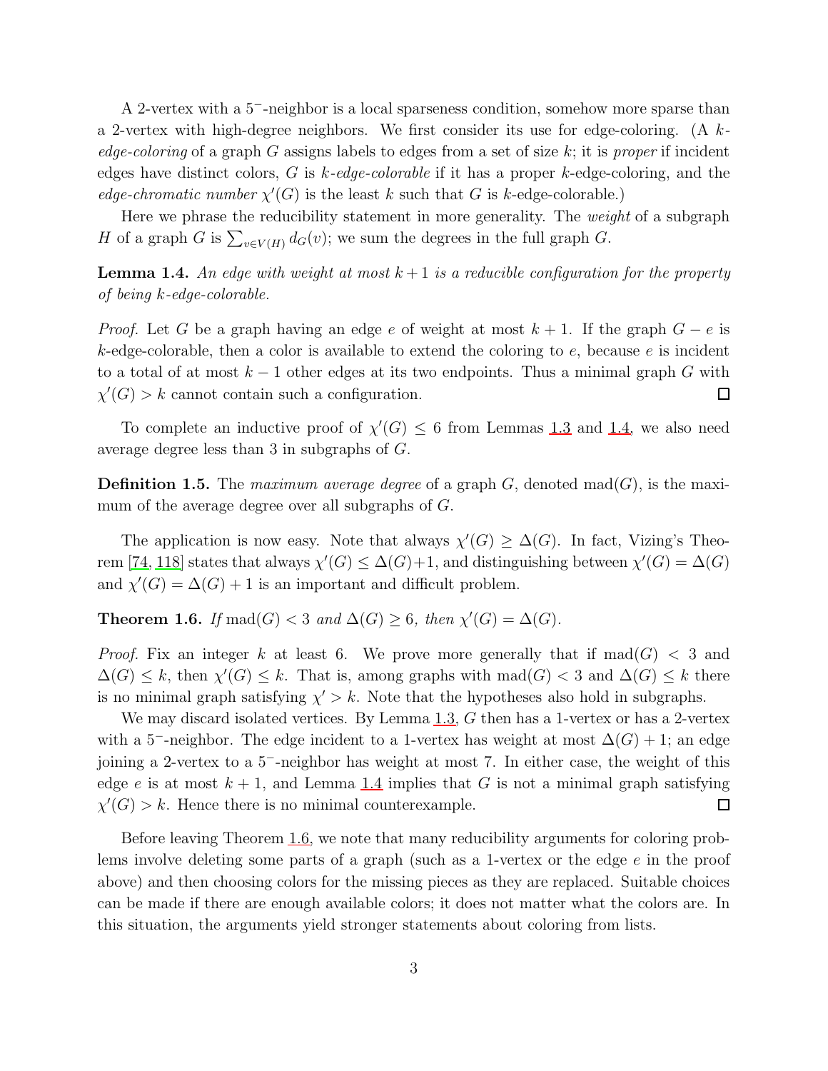A 2-vertex with a $5^-$-neighbor is a local sparseness condition, somehow more sparse than a 2-vertex with high-degree neighbors. We first consider its use for edge-coloring. (A $k$-*edge-coloring* of a graph $G$ assigns labels to edges from a set of size $k$; it is *proper* if incident edges have distinct colors, $G$ is $k$-*edge-colorable* if it has a proper $k$-edge-coloring, and the *edge-chromatic number* $\chi'(G)$ is the least $k$ such that $G$ is $k$-edge-colorable.)

Here we phrase the reducibility statement in more generality. The *weight* of a subgraph $H$ of a graph $G$ is $\sum_{v \in V(H)} d_G(v)$; we sum the degrees in the full graph $G$.

**Lemma 1.4.** *An edge with weight at most $k+1$ is a reducible configuration for the property of being $k$-edge-colorable.*

*Proof.* Let $G$ be a graph having an edge $e$ of weight at most $k+1$. If the graph $G - e$ is $k$-edge-colorable, then a color is available to extend the coloring to $e$, because $e$ is incident to a total of at most $k-1$ other edges at its two endpoints. Thus a minimal graph $G$ with $\chi'(G) > k$ cannot contain such a configuration. □

To complete an inductive proof of $\chi'(G) \le 6$ from Lemmas 1.3 and 1.4, we also need average degree less than 3 in subgraphs of $G$.

**Definition 1.5.** The *maximum average degree* of a graph $G$, denoted $\mathrm{mad}(G)$, is the maximum of the average degree over all subgraphs of $G$.

The application is now easy. Note that always $\chi'(G) \ge \Delta(G)$. In fact, Vizing's Theorem [74, 118] states that always $\chi'(G) \le \Delta(G)+1$, and distinguishing between $\chi'(G) = \Delta(G)$ and $\chi'(G) = \Delta(G) + 1$ is an important and difficult problem.

**Theorem 1.6.** *If $\mathrm{mad}(G) < 3$ and $\Delta(G) \ge 6$, then $\chi'(G) = \Delta(G)$.*

*Proof.* Fix an integer $k$ at least 6. We prove more generally that if $\mathrm{mad}(G) < 3$ and $\Delta(G) \le k$, then $\chi'(G) \le k$. That is, among graphs with $\mathrm{mad}(G) < 3$ and $\Delta(G) \le k$ there is no minimal graph satisfying $\chi' > k$. Note that the hypotheses also hold in subgraphs.

We may discard isolated vertices. By Lemma 1.3, $G$ then has a 1-vertex or has a 2-vertex with a $5^-$-neighbor. The edge incident to a 1-vertex has weight at most $\Delta(G) + 1$; an edge joining a 2-vertex to a $5^-$-neighbor has weight at most 7. In either case, the weight of this edge $e$ is at most $k + 1$, and Lemma 1.4 implies that $G$ is not a minimal graph satisfying $\chi'(G) > k$. Hence there is no minimal counterexample. □

Before leaving Theorem 1.6, we note that many reducibility arguments for coloring problems involve deleting some parts of a graph (such as a 1-vertex or the edge $e$ in the proof above) and then choosing colors for the missing pieces as they are replaced. Suitable choices can be made if there are enough available colors; it does not matter what the colors are. In this situation, the arguments yield stronger statements about coloring from lists.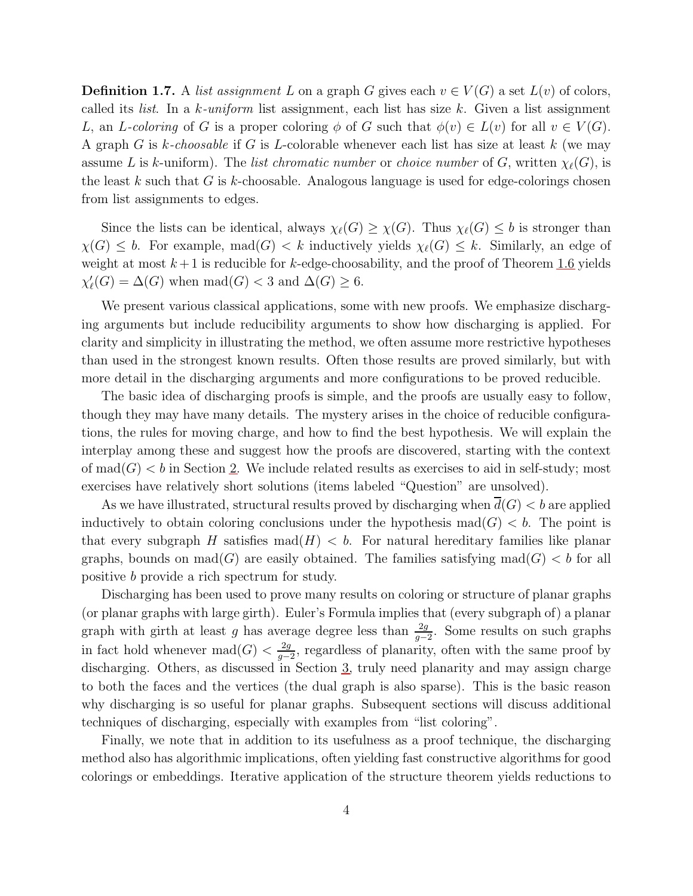**Definition 1.7.** A *list assignment* $L$ on a graph $G$ gives each $v \in V(G)$ a set $L(v)$ of colors, called its *list*. In a *k-uniform* list assignment, each list has size $k$. Given a list assignment $L$, an *L-coloring* of $G$ is a proper coloring $\phi$ of $G$ such that $\phi(v) \in L(v)$ for all $v \in V(G)$. A graph $G$ is *k-choosable* if $G$ is $L$-colorable whenever each list has size at least $k$ (we may assume $L$ is $k$-uniform). The *list chromatic number* or *choice number* of $G$, written $\chi_\ell(G)$, is the least $k$ such that $G$ is $k$-choosable. Analogous language is used for edge-colorings chosen from list assignments to edges.

Since the lists can be identical, always $\chi_\ell(G) \ge \chi(G)$. Thus $\chi_\ell(G) \le b$ is stronger than $\chi(G) \le b$. For example, $\text{mad}(G) < k$ inductively yields $\chi_\ell(G) \le k$. Similarly, an edge of weight at most $k+1$ is reducible for $k$-edge-choosability, and the proof of Theorem 1.6 yields $\chi'_\ell(G) = \Delta(G)$ when $\text{mad}(G) < 3$ and $\Delta(G) \ge 6$.

We present various classical applications, some with new proofs. We emphasize discharging arguments but include reducibility arguments to show how discharging is applied. For clarity and simplicity in illustrating the method, we often assume more restrictive hypotheses than used in the strongest known results. Often those results are proved similarly, but with more detail in the discharging arguments and more configurations to be proved reducible.

The basic idea of discharging proofs is simple, and the proofs are usually easy to follow, though they may have many details. The mystery arises in the choice of reducible configurations, the rules for moving charge, and how to find the best hypothesis. We will explain the interplay among these and suggest how the proofs are discovered, starting with the context of $\text{mad}(G) < b$ in Section 2. We include related results as exercises to aid in self-study; most exercises have relatively short solutions (items labeled "Question" are unsolved).

As we have illustrated, structural results proved by discharging when $\overline{d}(G) < b$ are applied inductively to obtain coloring conclusions under the hypothesis $\text{mad}(G) < b$. The point is that every subgraph $H$ satisfies $\text{mad}(H) < b$. For natural hereditary families like planar graphs, bounds on $\text{mad}(G)$ are easily obtained. The families satisfying $\text{mad}(G) < b$ for all positive $b$ provide a rich spectrum for study.

Discharging has been used to prove many results on coloring or structure of planar graphs (or planar graphs with large girth). Euler's Formula implies that (every subgraph of) a planar graph with girth at least $g$ has average degree less than $\frac{2g}{g-2}$. Some results on such graphs in fact hold whenever $\text{mad}(G) < \frac{2g}{g-2}$, regardless of planarity, often with the same proof by discharging. Others, as discussed in Section 3, truly need planarity and may assign charge to both the faces and the vertices (the dual graph is also sparse). This is the basic reason why discharging is so useful for planar graphs. Subsequent sections will discuss additional techniques of discharging, especially with examples from "list coloring".

Finally, we note that in addition to its usefulness as a proof technique, the discharging method also has algorithmic implications, often yielding fast constructive algorithms for good colorings or embeddings. Iterative application of the structure theorem yields reductions to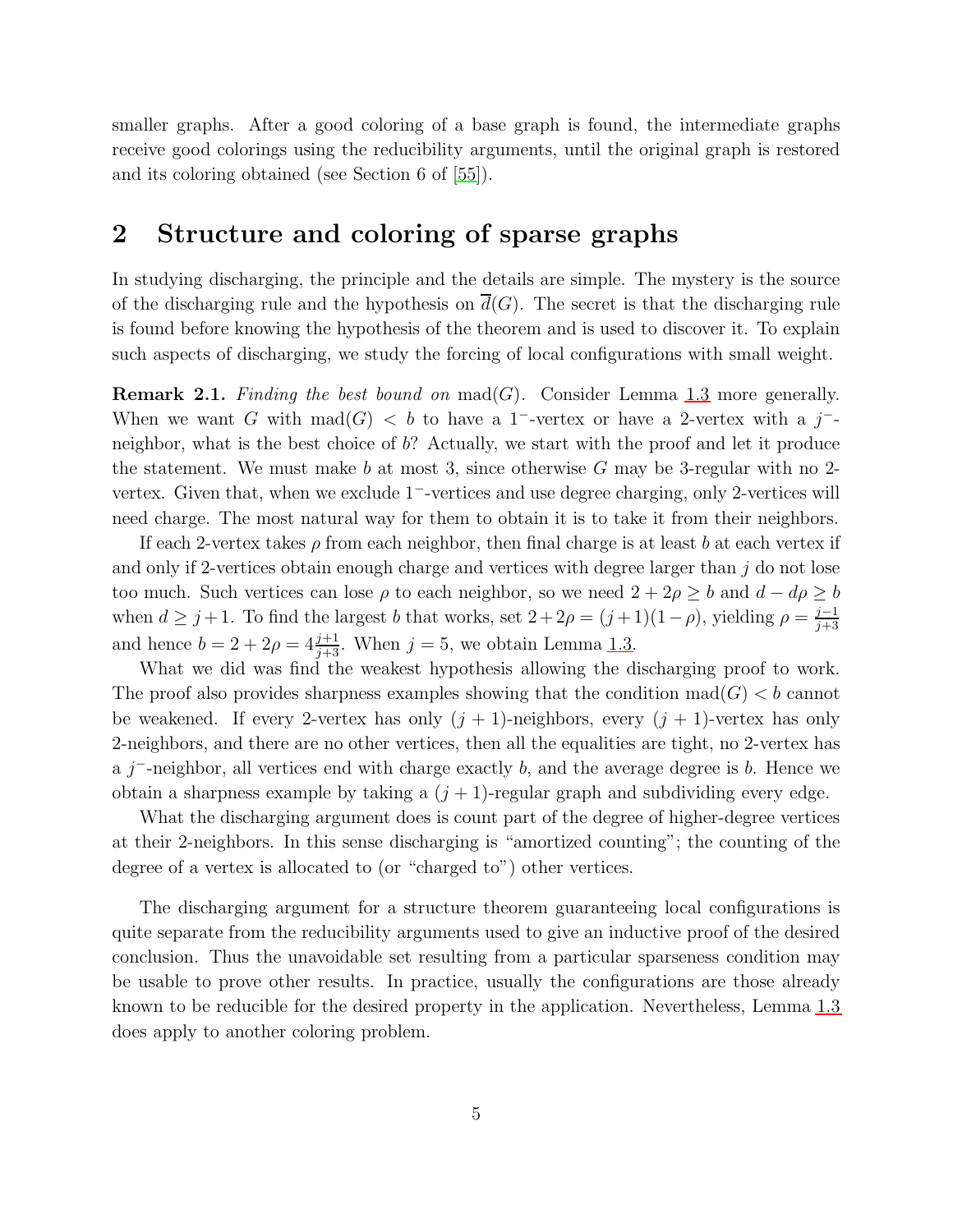smaller graphs. After a good coloring of a base graph is found, the intermediate graphs receive good colorings using the reducibility arguments, until the original graph is restored and its coloring obtained (see Section 6 of [55]).

## 2 Structure and coloring of sparse graphs

In studying discharging, the principle and the details are simple. The mystery is the source of the discharging rule and the hypothesis on $\overline{d}(G)$. The secret is that the discharging rule is found before knowing the hypothesis of the theorem and is used to discover it. To explain such aspects of discharging, we study the forcing of local configurations with small weight.

**Remark 2.1.** *Finding the best bound on* $\mathrm{mad}(G)$*.* Consider Lemma 1.3 more generally. When we want $G$ with $\mathrm{mad}(G) < b$ to have a $1^-$-vertex or have a 2-vertex with a $j^-$-neighbor, what is the best choice of $b$? Actually, we start with the proof and let it produce the statement. We must make $b$ at most 3, since otherwise $G$ may be 3-regular with no 2-vertex. Given that, when we exclude $1^-$-vertices and use degree charging, only 2-vertices will need charge. The most natural way for them to obtain it is to take it from their neighbors.

If each 2-vertex takes $\rho$ from each neighbor, then final charge is at least $b$ at each vertex if and only if 2-vertices obtain enough charge and vertices with degree larger than $j$ do not lose too much. Such vertices can lose $\rho$ to each neighbor, so we need $2 + 2\rho \geq b$ and $d - d\rho \geq b$ when $d \geq j+1$. To find the largest $b$ that works, set $2+2\rho = (j+1)(1-\rho)$, yielding $\rho = \frac{j-1}{j+3}$ and hence $b = 2 + 2\rho = 4\frac{j+1}{j+3}$. When $j = 5$, we obtain Lemma 1.3.

What we did was find the weakest hypothesis allowing the discharging proof to work. The proof also provides sharpness examples showing that the condition $\mathrm{mad}(G) < b$ cannot be weakened. If every 2-vertex has only $(j+1)$-neighbors, every $(j+1)$-vertex has only 2-neighbors, and there are no other vertices, then all the equalities are tight, no 2-vertex has a $j^-$-neighbor, all vertices end with charge exactly $b$, and the average degree is $b$. Hence we obtain a sharpness example by taking a $(j+1)$-regular graph and subdividing every edge.

What the discharging argument does is count part of the degree of higher-degree vertices at their 2-neighbors. In this sense discharging is "amortized counting"; the counting of the degree of a vertex is allocated to (or "charged to") other vertices.

The discharging argument for a structure theorem guaranteeing local configurations is quite separate from the reducibility arguments used to give an inductive proof of the desired conclusion. Thus the unavoidable set resulting from a particular sparseness condition may be usable to prove other results. In practice, usually the configurations are those already known to be reducible for the desired property in the application. Nevertheless, Lemma 1.3 does apply to another coloring problem.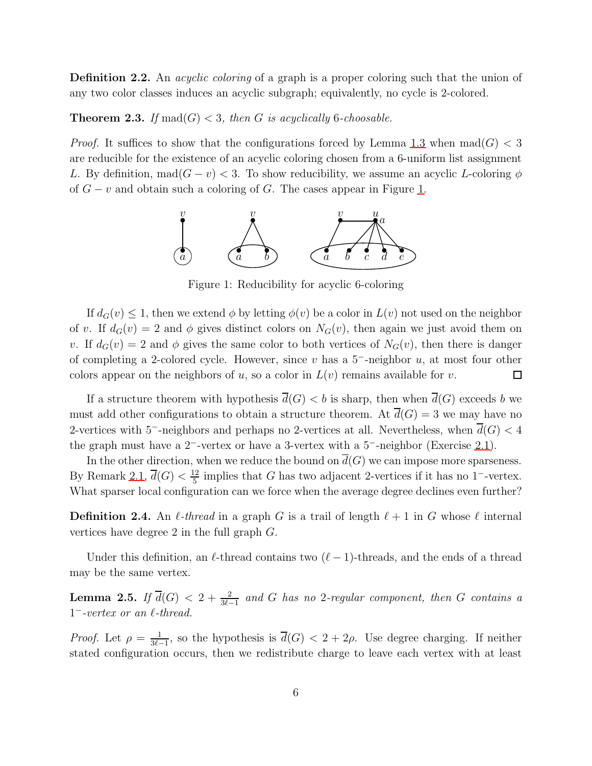**Definition 2.2.** An *acyclic coloring* of a graph is a proper coloring such that the union of any two color classes induces an acyclic subgraph; equivalently, no cycle is 2-colored.

**Theorem 2.3.** *If* $\mathrm{mad}(G) < 3$*, then* $G$ *is acyclically* 6*-choosable.*

*Proof.* It suffices to show that the configurations forced by Lemma 1.3 when $\mathrm{mad}(G) < 3$ are reducible for the existence of an acyclic coloring chosen from a 6-uniform list assignment $L$. By definition, $\mathrm{mad}(G - v) < 3$. To show reducibility, we assume an acyclic $L$-coloring $\phi$ of $G - v$ and obtain such a coloring of $G$. The cases appear in Figure 1.

Figure 1: Reducibility for acyclic 6-coloring

If $d_G(v) \le 1$, then we extend $\phi$ by letting $\phi(v)$ be a color in $L(v)$ not used on the neighbor of $v$. If $d_G(v) = 2$ and $\phi$ gives distinct colors on $N_G(v)$, then again we just avoid them on $v$. If $d_G(v) = 2$ and $\phi$ gives the same color to both vertices of $N_G(v)$, then there is danger of completing a 2-colored cycle. However, since $v$ has a $5^-$-neighbor $u$, at most four other colors appear on the neighbors of $u$, so a color in $L(v)$ remains available for $v$. □

If a structure theorem with hypothesis $\overline{d}(G) < b$ is sharp, then when $\overline{d}(G)$ exceeds $b$ we must add other configurations to obtain a structure theorem. At $\overline{d}(G) = 3$ we may have no 2-vertices with $5^-$-neighbors and perhaps no 2-vertices at all. Nevertheless, when $\overline{d}(G) < 4$ the graph must have a $2^-$-vertex or have a 3-vertex with a $5^-$-neighbor (Exercise 2.1).

In the other direction, when we reduce the bound on $\overline{d}(G)$ we can impose more sparseness. By Remark 2.1, $\overline{d}(G) < \frac{12}{5}$ implies that $G$ has two adjacent 2-vertices if it has no $1^-$-vertex. What sparser local configuration can we force when the average degree declines even further?

**Definition 2.4.** An *$\ell$-thread* in a graph $G$ is a trail of length $\ell + 1$ in $G$ whose $\ell$ internal vertices have degree 2 in the full graph $G$.

Under this definition, an $\ell$-thread contains two $(\ell - 1)$-threads, and the ends of a thread may be the same vertex.

**Lemma 2.5.** *If* $\overline{d}(G) < 2 + \frac{2}{3\ell - 1}$ *and* $G$ *has no* 2*-regular component, then* $G$ *contains a* $1^-$*-vertex or an* $\ell$*-thread.*

*Proof.* Let $\rho = \frac{1}{3\ell - 1}$, so the hypothesis is $\overline{d}(G) < 2 + 2\rho$. Use degree charging. If neither stated configuration occurs, then we redistribute charge to leave each vertex with at least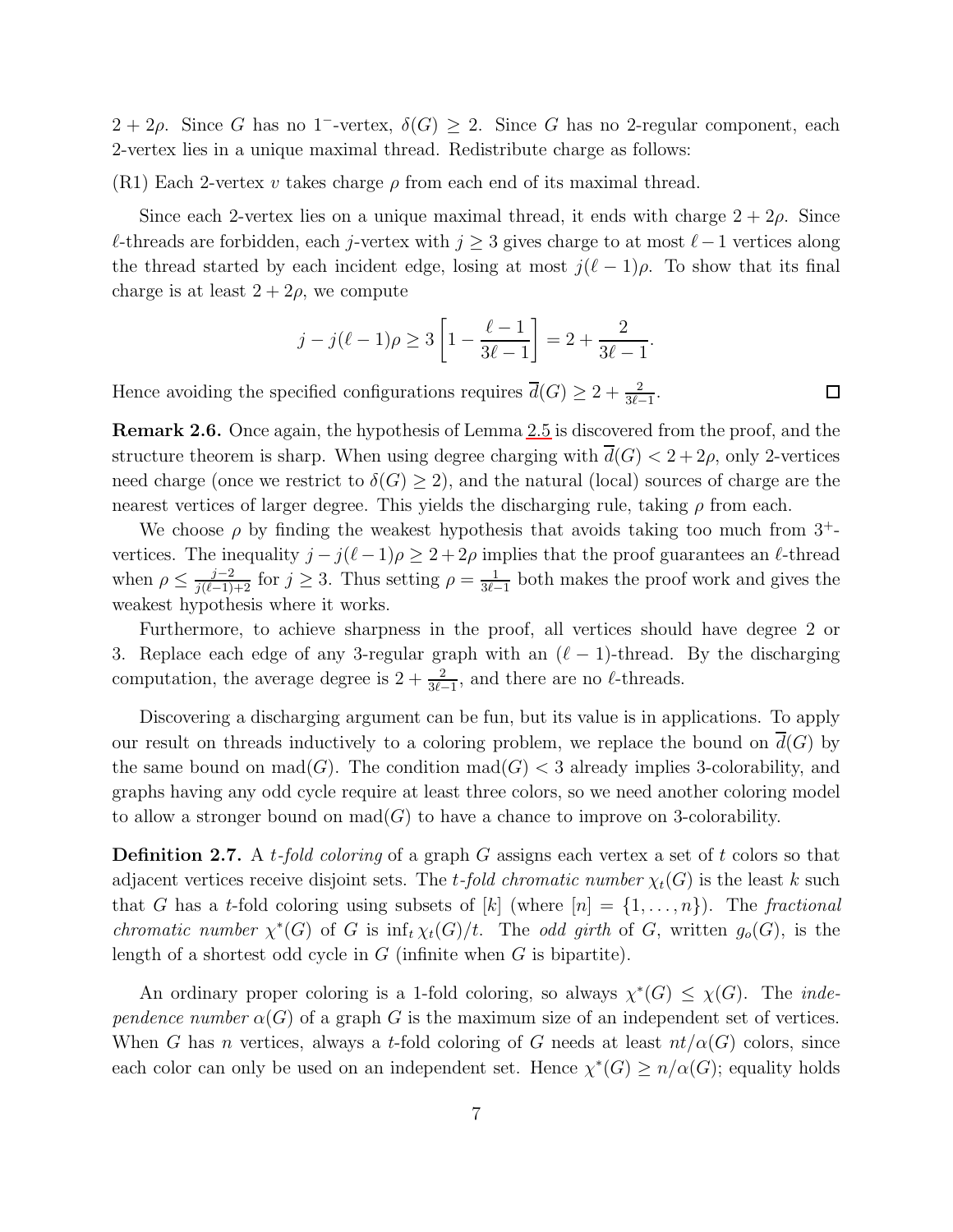$2 + 2\rho$. Since $G$ has no $1^-$-vertex, $\delta(G) \geq 2$. Since $G$ has no 2-regular component, each 2-vertex lies in a unique maximal thread. Redistribute charge as follows:

(R1) Each 2-vertex $v$ takes charge $\rho$ from each end of its maximal thread.

Since each 2-vertex lies on a unique maximal thread, it ends with charge $2 + 2\rho$. Since $\ell$-threads are forbidden, each $j$-vertex with $j \geq 3$ gives charge to at most $\ell - 1$ vertices along the thread started by each incident edge, losing at most $j(\ell - 1)\rho$. To show that its final charge is at least $2 + 2\rho$, we compute

$$j - j(\ell - 1)\rho \geq 3\left[1 - \frac{\ell - 1}{3\ell - 1}\right] = 2 + \frac{2}{3\ell - 1}.$$

Hence avoiding the specified configurations requires $\overline{d}(G) \geq 2 + \frac{2}{3\ell-1}$. □

**Remark 2.6.** Once again, the hypothesis of Lemma 2.5 is discovered from the proof, and the structure theorem is sharp. When using degree charging with $\overline{d}(G) < 2 + 2\rho$, only 2-vertices need charge (once we restrict to $\delta(G) \geq 2$), and the natural (local) sources of charge are the nearest vertices of larger degree. This yields the discharging rule, taking $\rho$ from each.

We choose $\rho$ by finding the weakest hypothesis that avoids taking too much from $3^+$-vertices. The inequality $j - j(\ell - 1)\rho \geq 2 + 2\rho$ implies that the proof guarantees an $\ell$-thread when $\rho \leq \frac{j-2}{j(\ell-1)+2}$ for $j \geq 3$. Thus setting $\rho = \frac{1}{3\ell-1}$ both makes the proof work and gives the weakest hypothesis where it works.

Furthermore, to achieve sharpness in the proof, all vertices should have degree 2 or 3. Replace each edge of any 3-regular graph with an $(\ell - 1)$-thread. By the discharging computation, the average degree is $2 + \frac{2}{3\ell-1}$, and there are no $\ell$-threads.

Discovering a discharging argument can be fun, but its value is in applications. To apply our result on threads inductively to a coloring problem, we replace the bound on $\overline{d}(G)$ by the same bound on $\mathrm{mad}(G)$. The condition $\mathrm{mad}(G) < 3$ already implies 3-colorability, and graphs having any odd cycle require at least three colors, so we need another coloring model to allow a stronger bound on $\mathrm{mad}(G)$ to have a chance to improve on 3-colorability.

**Definition 2.7.** A *$t$-fold coloring* of a graph $G$ assigns each vertex a set of $t$ colors so that adjacent vertices receive disjoint sets. The *$t$-fold chromatic number* $\chi_t(G)$ is the least $k$ such that $G$ has a $t$-fold coloring using subsets of $[k]$ (where $[n] = \{1, \ldots, n\}$). The *fractional chromatic number* $\chi^*(G)$ of $G$ is $\inf_t \chi_t(G)/t$. The *odd girth* of $G$, written $g_o(G)$, is the length of a shortest odd cycle in $G$ (infinite when $G$ is bipartite).

An ordinary proper coloring is a 1-fold coloring, so always $\chi^*(G) \leq \chi(G)$. The *independence number* $\alpha(G)$ of a graph $G$ is the maximum size of an independent set of vertices. When $G$ has $n$ vertices, always a $t$-fold coloring of $G$ needs at least $nt/\alpha(G)$ colors, since each color can only be used on an independent set. Hence $\chi^*(G) \geq n/\alpha(G)$; equality holds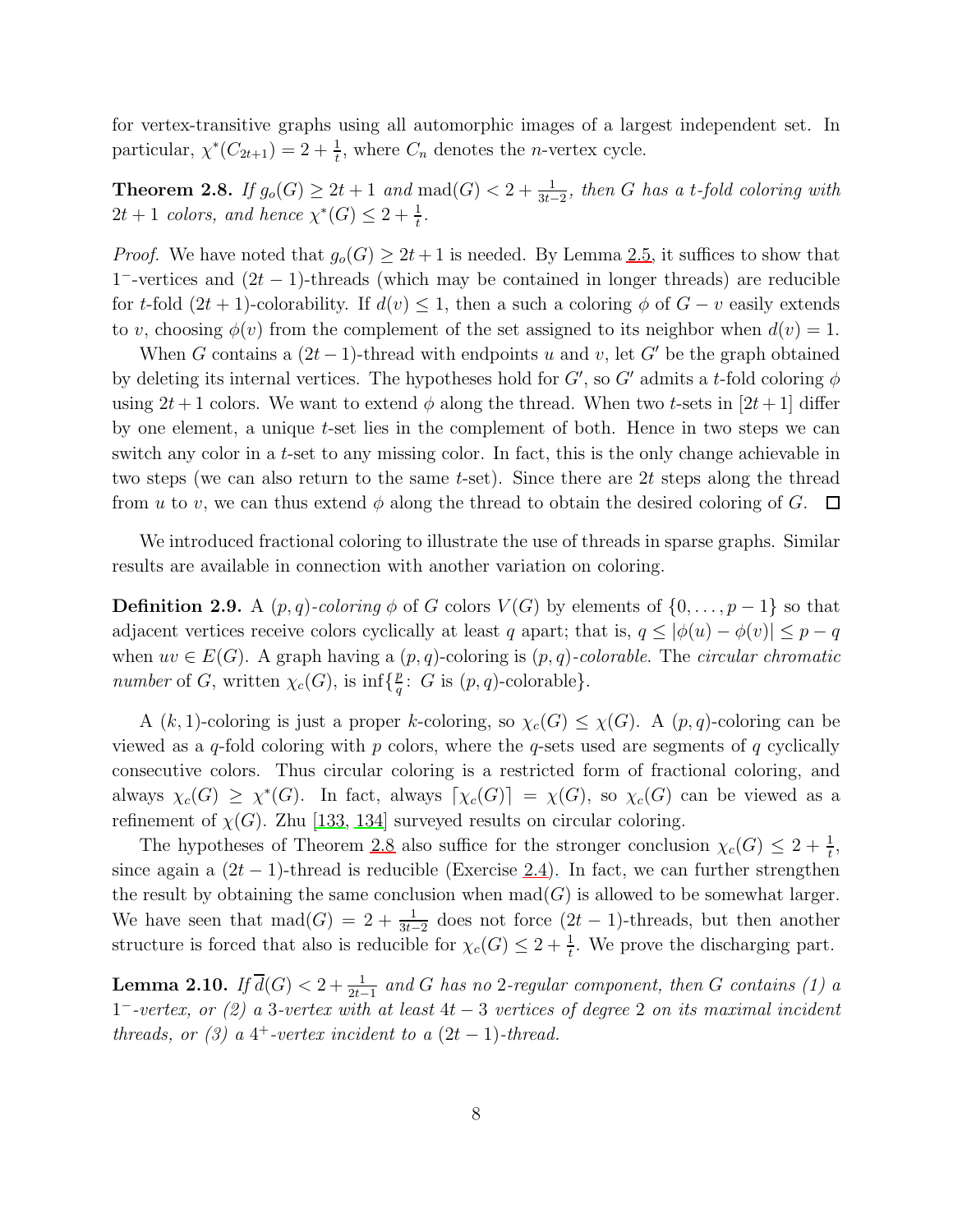for vertex-transitive graphs using all automorphic images of a largest independent set. In particular, $\chi^*(C_{2t+1}) = 2 + \frac{1}{t}$, where $C_n$ denotes the $n$-vertex cycle.

**Theorem 2.8.** *If $g_o(G) \ge 2t+1$ and $\operatorname{mad}(G) < 2 + \frac{1}{3t-2}$, then $G$ has a $t$-fold coloring with $2t+1$ colors, and hence $\chi^*(G) \le 2 + \frac{1}{t}$.*

*Proof.* We have noted that $g_o(G) \ge 2t+1$ is needed. By Lemma 2.5, it suffices to show that $1^-$-vertices and $(2t-1)$-threads (which may be contained in longer threads) are reducible for $t$-fold $(2t+1)$-colorability. If $d(v) \le 1$, then a such a coloring $\phi$ of $G - v$ easily extends to $v$, choosing $\phi(v)$ from the complement of the set assigned to its neighbor when $d(v) = 1$.

When $G$ contains a $(2t-1)$-thread with endpoints $u$ and $v$, let $G'$ be the graph obtained by deleting its internal vertices. The hypotheses hold for $G'$, so $G'$ admits a $t$-fold coloring $\phi$ using $2t+1$ colors. We want to extend $\phi$ along the thread. When two $t$-sets in $[2t+1]$ differ by one element, a unique $t$-set lies in the complement of both. Hence in two steps we can switch any color in a $t$-set to any missing color. In fact, this is the only change achievable in two steps (we can also return to the same $t$-set). Since there are $2t$ steps along the thread from $u$ to $v$, we can thus extend $\phi$ along the thread to obtain the desired coloring of $G$. $\square$

We introduced fractional coloring to illustrate the use of threads in sparse graphs. Similar results are available in connection with another variation on coloring.

**Definition 2.9.** A *$(p,q)$-coloring* $\phi$ of $G$ colors $V(G)$ by elements of $\{0, \ldots, p-1\}$ so that adjacent vertices receive colors cyclically at least $q$ apart; that is, $q \le |\phi(u) - \phi(v)| \le p - q$ when $uv \in E(G)$. A graph having a $(p,q)$-coloring is *$(p,q)$-colorable*. The *circular chromatic number* of $G$, written $\chi_c(G)$, is $\inf\{\frac{p}{q} \colon G \text{ is } (p,q)\text{-colorable}\}$.

A $(k,1)$-coloring is just a proper $k$-coloring, so $\chi_c(G) \le \chi(G)$. A $(p,q)$-coloring can be viewed as a $q$-fold coloring with $p$ colors, where the $q$-sets used are segments of $q$ cyclically consecutive colors. Thus circular coloring is a restricted form of fractional coloring, and always $\chi_c(G) \ge \chi^*(G)$. In fact, always $\lceil \chi_c(G) \rceil = \chi(G)$, so $\chi_c(G)$ can be viewed as a refinement of $\chi(G)$. Zhu [133, 134] surveyed results on circular coloring.

The hypotheses of Theorem 2.8 also suffice for the stronger conclusion $\chi_c(G) \le 2 + \frac{1}{t}$, since again a $(2t-1)$-thread is reducible (Exercise 2.4). In fact, we can further strengthen the result by obtaining the same conclusion when $\operatorname{mad}(G)$ is allowed to be somewhat larger. We have seen that $\operatorname{mad}(G) = 2 + \frac{1}{3t-2}$ does not force $(2t-1)$-threads, but then another structure is forced that also is reducible for $\chi_c(G) \le 2 + \frac{1}{t}$. We prove the discharging part.

**Lemma 2.10.** *If $\overline{d}(G) < 2 + \frac{1}{2t-1}$ and $G$ has no 2-regular component, then $G$ contains (1) a $1^-$-vertex, or (2) a 3-vertex with at least $4t-3$ vertices of degree 2 on its maximal incident threads, or (3) a $4^+$-vertex incident to a $(2t-1)$-thread.*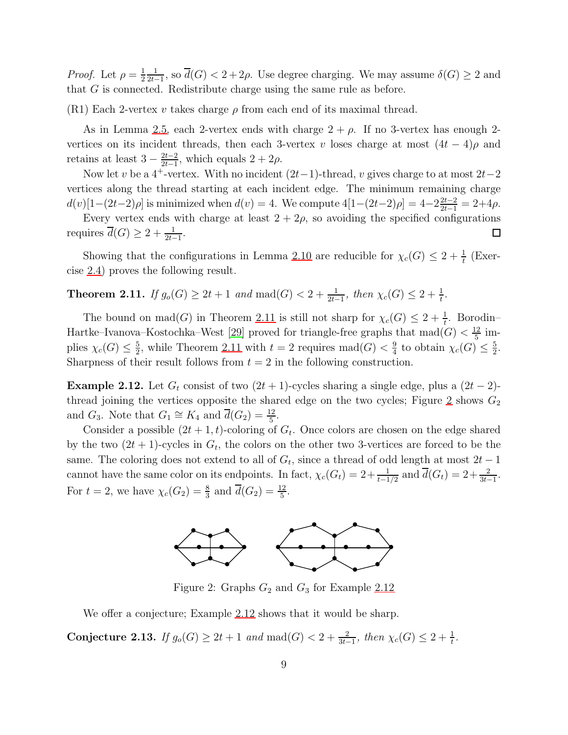*Proof.* Let $\rho = \frac{1}{2}\frac{1}{2t-1}$, so $\overline{d}(G) < 2+2\rho$. Use degree charging. We may assume $\delta(G) \ge 2$ and that $G$ is connected. Redistribute charge using the same rule as before.

(R1) Each 2-vertex $v$ takes charge $\rho$ from each end of its maximal thread.

As in Lemma 2.5, each 2-vertex ends with charge $2+\rho$. If no 3-vertex has enough 2-vertices on its incident threads, then each 3-vertex $v$ loses charge at most $(4t-4)\rho$ and retains at least $3 - \frac{2t-2}{2t-1}$, which equals $2+2\rho$.

Now let $v$ be a $4^+$-vertex. With no incident $(2t-1)$-thread, $v$ gives charge to at most $2t-2$ vertices along the thread starting at each incident edge. The minimum remaining charge $d(v)[1-(2t-2)\rho]$ is minimized when $d(v) = 4$. We compute $4[1-(2t-2)\rho] = 4-2\frac{2t-2}{2t-1} = 2+4\rho$.

Every vertex ends with charge at least $2+2\rho$, so avoiding the specified configurations requires $\overline{d}(G) \ge 2 + \frac{1}{2t-1}$. $\square$

Showing that the configurations in Lemma 2.10 are reducible for $\chi_c(G) \le 2 + \frac{1}{t}$ (Exercise 2.4) proves the following result.

**Theorem 2.11.** *If $g_o(G) \ge 2t+1$ and $\mathrm{mad}(G) < 2 + \frac{1}{2t-1}$, then $\chi_c(G) \le 2 + \frac{1}{t}$.*

The bound on $\mathrm{mad}(G)$ in Theorem 2.11 is still not sharp for $\chi_c(G) \le 2 + \frac{1}{t}$. Borodin–Hartke–Ivanova–Kostochka–West [29] proved for triangle-free graphs that $\mathrm{mad}(G) < \frac{12}{5}$ implies $\chi_c(G) \le \frac{5}{2}$, while Theorem 2.11 with $t=2$ requires $\mathrm{mad}(G) < \frac{9}{4}$ to obtain $\chi_c(G) \le \frac{5}{2}$. Sharpness of their result follows from $t=2$ in the following construction.

**Example 2.12.** Let $G_t$ consist of two $(2t+1)$-cycles sharing a single edge, plus a $(2t-2)$-thread joining the vertices opposite the shared edge on the two cycles; Figure 2 shows $G_2$ and $G_3$. Note that $G_1 \cong K_4$ and $\overline{d}(G_2) = \frac{12}{5}$.

Consider a possible $(2t+1,t)$-coloring of $G_t$. Once colors are chosen on the edge shared by the two $(2t+1)$-cycles in $G_t$, the colors on the other two 3-vertices are forced to be the same. The coloring does not extend to all of $G_t$, since a thread of odd length at most $2t-1$ cannot have the same color on its endpoints. In fact, $\chi_c(G_t) = 2 + \frac{1}{t-1/2}$ and $\overline{d}(G_t) = 2 + \frac{2}{3t-1}$. For $t=2$, we have $\chi_c(G_2) = \frac{8}{3}$ and $\overline{d}(G_2) = \frac{12}{5}$.

Figure 2: Graphs $G_2$ and $G_3$ for Example 2.12

We offer a conjecture; Example 2.12 shows that it would be sharp.

**Conjecture 2.13.** *If $g_o(G) \ge 2t+1$ and $\mathrm{mad}(G) < 2 + \frac{2}{3t-1}$, then $\chi_c(G) \le 2 + \frac{1}{t}$.*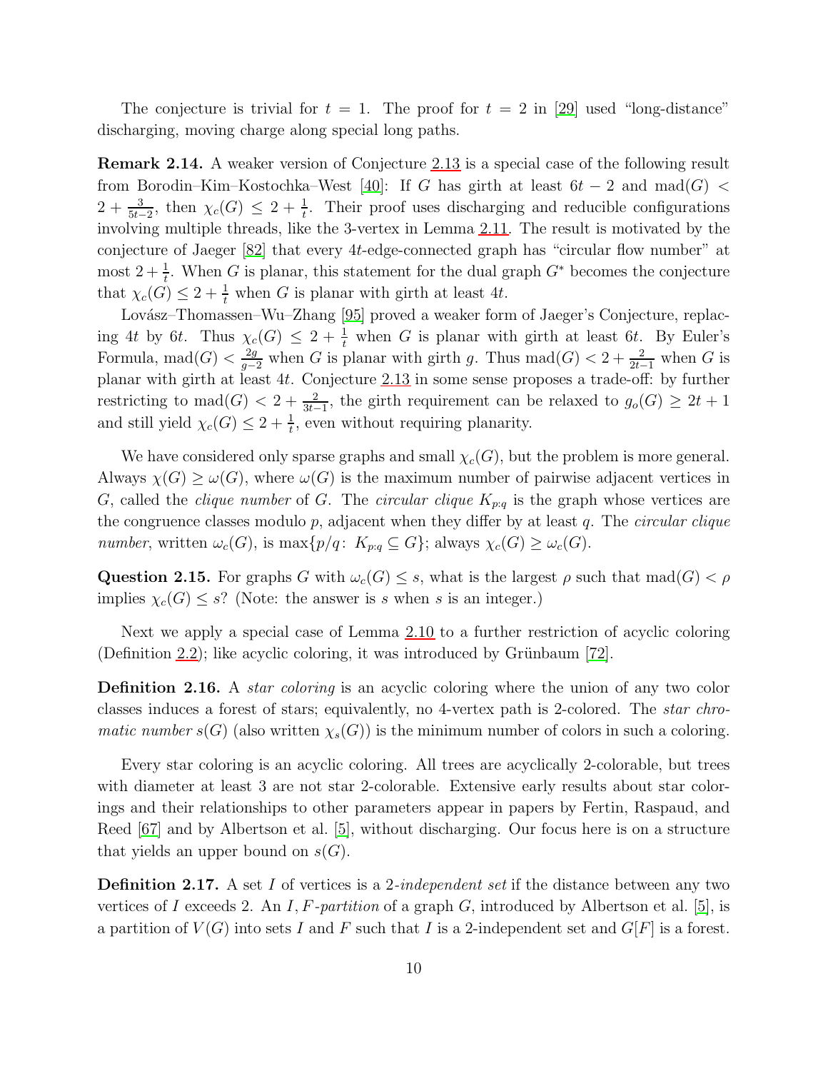The conjecture is trivial for $t = 1$. The proof for $t = 2$ in [29] used "long-distance" discharging, moving charge along special long paths.

**Remark 2.14.** A weaker version of Conjecture 2.13 is a special case of the following result from Borodin–Kim–Kostochka–West [40]: If $G$ has girth at least $6t - 2$ and $\mathrm{mad}(G) < 2 + \frac{3}{5t-2}$, then $\chi_c(G) \le 2 + \frac{1}{t}$. Their proof uses discharging and reducible configurations involving multiple threads, like the 3-vertex in Lemma 2.11. The result is motivated by the conjecture of Jaeger [82] that every $4t$-edge-connected graph has "circular flow number" at most $2 + \frac{1}{t}$. When $G$ is planar, this statement for the dual graph $G^*$ becomes the conjecture that $\chi_c(G) \le 2 + \frac{1}{t}$ when $G$ is planar with girth at least $4t$.

Lovász–Thomassen–Wu–Zhang [95] proved a weaker form of Jaeger's Conjecture, replacing $4t$ by $6t$. Thus $\chi_c(G) \le 2 + \frac{1}{t}$ when $G$ is planar with girth at least $6t$. By Euler's Formula, $\mathrm{mad}(G) < \frac{2g}{g-2}$ when $G$ is planar with girth $g$. Thus $\mathrm{mad}(G) < 2 + \frac{2}{2t-1}$ when $G$ is planar with girth at least $4t$. Conjecture 2.13 in some sense proposes a trade-off: by further restricting to $\mathrm{mad}(G) < 2 + \frac{2}{3t-1}$, the girth requirement can be relaxed to $g_o(G) \ge 2t + 1$ and still yield $\chi_c(G) \le 2 + \frac{1}{t}$, even without requiring planarity.

We have considered only sparse graphs and small $\chi_c(G)$, but the problem is more general. Always $\chi(G) \ge \omega(G)$, where $\omega(G)$ is the maximum number of pairwise adjacent vertices in $G$, called the *clique number* of $G$. The *circular clique* $K_{p:q}$ is the graph whose vertices are the congruence classes modulo $p$, adjacent when they differ by at least $q$. The *circular clique number*, written $\omega_c(G)$, is $\max\{p/q\colon\ K_{p:q} \subseteq G\}$; always $\chi_c(G) \ge \omega_c(G)$.

**Question 2.15.** For graphs $G$ with $\omega_c(G) \le s$, what is the largest $\rho$ such that $\mathrm{mad}(G) < \rho$ implies $\chi_c(G) \le s$? (Note: the answer is $s$ when $s$ is an integer.)

Next we apply a special case of Lemma 2.10 to a further restriction of acyclic coloring (Definition 2.2); like acyclic coloring, it was introduced by Grünbaum [72].

**Definition 2.16.** A *star coloring* is an acyclic coloring where the union of any two color classes induces a forest of stars; equivalently, no 4-vertex path is 2-colored. The *star chromatic number* $s(G)$ (also written $\chi_s(G)$) is the minimum number of colors in such a coloring.

Every star coloring is an acyclic coloring. All trees are acyclically 2-colorable, but trees with diameter at least 3 are not star 2-colorable. Extensive early results about star colorings and their relationships to other parameters appear in papers by Fertin, Raspaud, and Reed [67] and by Albertson et al. [5], without discharging. Our focus here is on a structure that yields an upper bound on $s(G)$.

**Definition 2.17.** A set $I$ of vertices is a *2-independent set* if the distance between any two vertices of $I$ exceeds 2. An *$I, F$-partition* of a graph $G$, introduced by Albertson et al. [5], is a partition of $V(G)$ into sets $I$ and $F$ such that $I$ is a 2-independent set and $G[F]$ is a forest.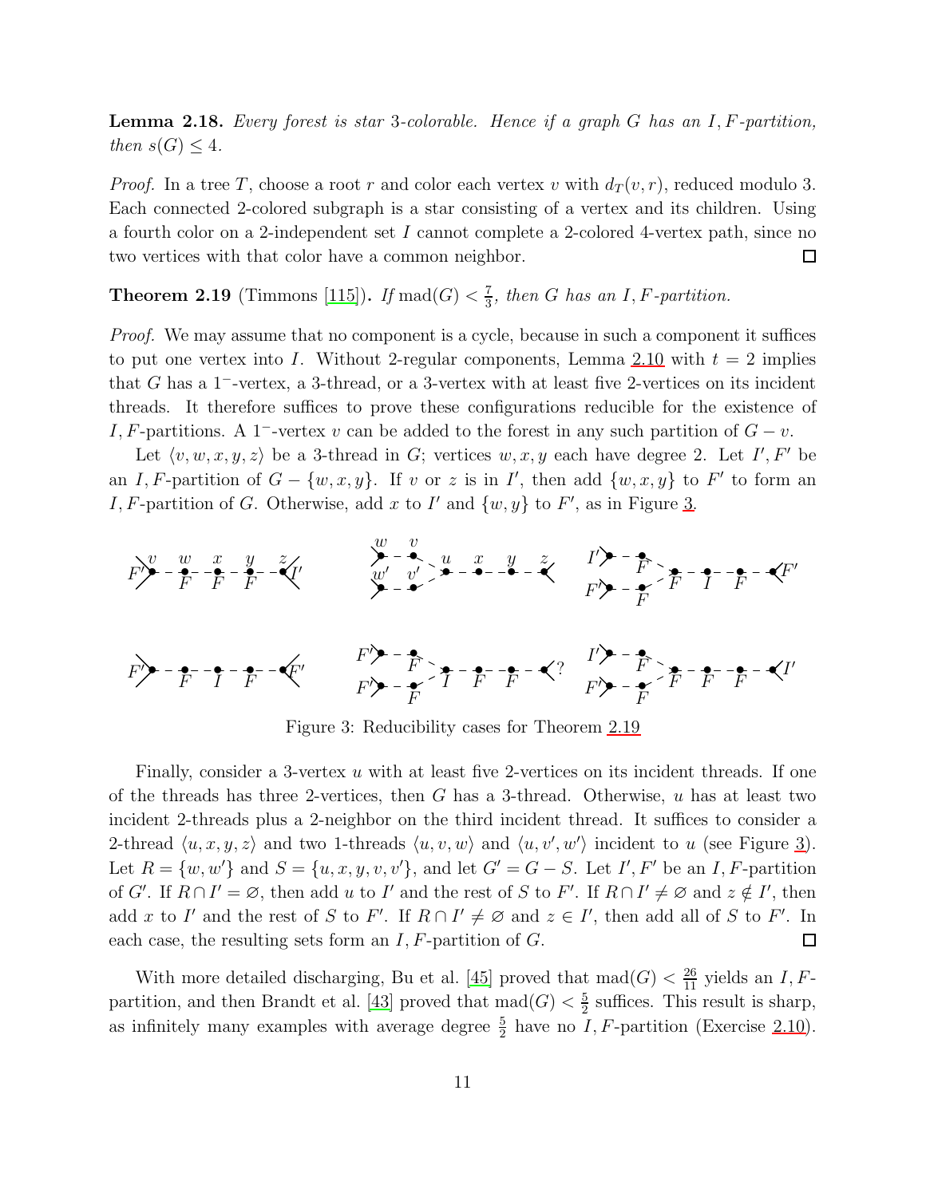**Lemma 2.18.** *Every forest is star 3-colorable. Hence if a graph $G$ has an $I, F$-partition, then $s(G) \le 4$.*

*Proof.* In a tree $T$, choose a root $r$ and color each vertex $v$ with $d_T(v, r)$, reduced modulo 3. Each connected 2-colored subgraph is a star consisting of a vertex and its children. Using a fourth color on a 2-independent set $I$ cannot complete a 2-colored 4-vertex path, since no two vertices with that color have a common neighbor. □

**Theorem 2.19** (Timmons [115])**.** *If $\text{mad}(G) < \frac{7}{3}$, then $G$ has an $I, F$-partition.*

*Proof.* We may assume that no component is a cycle, because in such a component it suffices to put one vertex into $I$. Without 2-regular components, Lemma 2.10 with $t = 2$ implies that $G$ has a $1^-$-vertex, a 3-thread, or a 3-vertex with at least five 2-vertices on its incident threads. It therefore suffices to prove these configurations reducible for the existence of $I, F$-partitions. A $1^-$-vertex $v$ can be added to the forest in any such partition of $G - v$.

Let $\langle v, w, x, y, z \rangle$ be a 3-thread in $G$; vertices $w, x, y$ each have degree 2. Let $I', F'$ be an $I, F$-partition of $G - \{w, x, y\}$. If $v$ or $z$ is in $I'$, then add $\{w, x, y\}$ to $F'$ to form an $I, F$-partition of $G$. Otherwise, add $x$ to $I'$ and $\{w, y\}$ to $F'$, as in Figure 3.

Figure 3: Reducibility cases for Theorem 2.19

Finally, consider a 3-vertex $u$ with at least five 2-vertices on its incident threads. If one of the threads has three 2-vertices, then $G$ has a 3-thread. Otherwise, $u$ has at least two incident 2-threads plus a 2-neighbor on the third incident thread. It suffices to consider a 2-thread $\langle u, x, y, z \rangle$ and two 1-threads $\langle u, v, w \rangle$ and $\langle u, v', w' \rangle$ incident to $u$ (see Figure 3). Let $R = \{w, w'\}$ and $S = \{u, x, y, v, v'\}$, and let $G' = G - S$. Let $I', F'$ be an $I, F$-partition of $G'$. If $R \cap I' = \varnothing$, then add $u$ to $I'$ and the rest of $S$ to $F'$. If $R \cap I' \neq \varnothing$ and $z \notin I'$, then add $x$ to $I'$ and the rest of $S$ to $F'$. If $R \cap I' \neq \varnothing$ and $z \in I'$, then add all of $S$ to $F'$. In each case, the resulting sets form an $I, F$-partition of $G$. □

With more detailed discharging, Bu et al. [45] proved that $\text{mad}(G) < \frac{26}{11}$ yields an $I, F$-partition, and then Brandt et al. [43] proved that $\text{mad}(G) < \frac{5}{2}$ suffices. This result is sharp, as infinitely many examples with average degree $\frac{5}{2}$ have no $I, F$-partition (Exercise 2.10).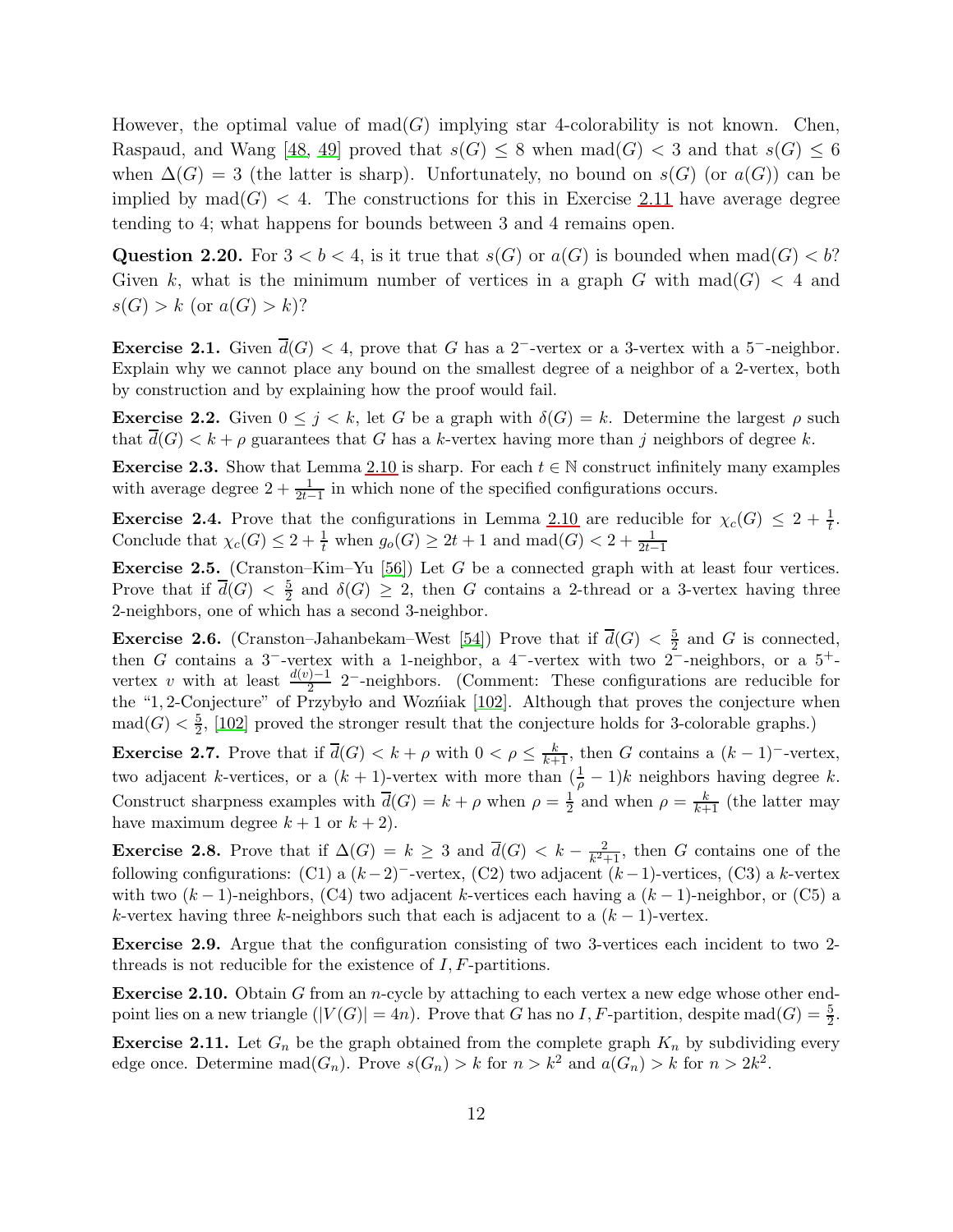However, the optimal value of $\text{mad}(G)$ implying star 4-colorability is not known. Chen, Raspaud, and Wang [48, 49] proved that $s(G) \leq 8$ when $\text{mad}(G) < 3$ and that $s(G) \leq 6$ when $\Delta(G) = 3$ (the latter is sharp). Unfortunately, no bound on $s(G)$ (or $a(G)$) can be implied by $\text{mad}(G) < 4$. The constructions for this in Exercise 2.11 have average degree tending to 4; what happens for bounds between 3 and 4 remains open.

**Question 2.20.** For $3 < b < 4$, is it true that $s(G)$ or $a(G)$ is bounded when $\text{mad}(G) < b$? Given $k$, what is the minimum number of vertices in a graph $G$ with $\text{mad}(G) < 4$ and $s(G) > k$ (or $a(G) > k$)?

**Exercise 2.1.** Given $\overline{d}(G) < 4$, prove that $G$ has a $2^-$-vertex or a 3-vertex with a $5^-$-neighbor. Explain why we cannot place any bound on the smallest degree of a neighbor of a 2-vertex, both by construction and by explaining how the proof would fail.

**Exercise 2.2.** Given $0 \leq j < k$, let $G$ be a graph with $\delta(G) = k$. Determine the largest $\rho$ such that $\overline{d}(G) < k + \rho$ guarantees that $G$ has a $k$-vertex having more than $j$ neighbors of degree $k$.

**Exercise 2.3.** Show that Lemma 2.10 is sharp. For each $t \in \mathbb{N}$ construct infinitely many examples with average degree $2 + \frac{1}{2t-1}$ in which none of the specified configurations occurs.

**Exercise 2.4.** Prove that the configurations in Lemma 2.10 are reducible for $\chi_c(G) \leq 2 + \frac{1}{t}$. Conclude that $\chi_c(G) \leq 2 + \frac{1}{t}$ when $g_o(G) \geq 2t + 1$ and $\text{mad}(G) < 2 + \frac{1}{2t-1}$

**Exercise 2.5.** (Cranston–Kim–Yu [56]) Let $G$ be a connected graph with at least four vertices. Prove that if $\overline{d}(G) < \frac{5}{2}$ and $\delta(G) \geq 2$, then $G$ contains a 2-thread or a 3-vertex having three 2-neighbors, one of which has a second 3-neighbor.

**Exercise 2.6.** (Cranston–Jahanbekam–West [54]) Prove that if $\overline{d}(G) < \frac{5}{2}$ and $G$ is connected, then $G$ contains a $3^-$-vertex with a 1-neighbor, a $4^-$-vertex with two $2^-$-neighbors, or a $5^+$-vertex $v$ with at least $\frac{d(v)-1}{2}$ $2^-$-neighbors. (Comment: These configurations are reducible for the "1, 2-Conjecture" of Przybyło and Woźniak [102]. Although that proves the conjecture when $\text{mad}(G) < \frac{5}{2}$, [102] proved the stronger result that the conjecture holds for 3-colorable graphs.)

**Exercise 2.7.** Prove that if $\overline{d}(G) < k + \rho$ with $0 < \rho \leq \frac{k}{k+1}$, then $G$ contains a $(k-1)^-$-vertex, two adjacent $k$-vertices, or a $(k+1)$-vertex with more than $(\frac{1}{\rho} - 1)k$ neighbors having degree $k$. Construct sharpness examples with $\overline{d}(G) = k + \rho$ when $\rho = \frac{1}{2}$ and when $\rho = \frac{k}{k+1}$ (the latter may have maximum degree $k + 1$ or $k + 2$).

**Exercise 2.8.** Prove that if $\Delta(G) = k \geq 3$ and $\overline{d}(G) < k - \frac{2}{k^2+1}$, then $G$ contains one of the following configurations: (C1) a $(k-2)^-$-vertex, (C2) two adjacent $(k-1)$-vertices, (C3) a $k$-vertex with two $(k-1)$-neighbors, (C4) two adjacent $k$-vertices each having a $(k-1)$-neighbor, or (C5) a $k$-vertex having three $k$-neighbors such that each is adjacent to a $(k-1)$-vertex.

**Exercise 2.9.** Argue that the configuration consisting of two 3-vertices each incident to two 2-threads is not reducible for the existence of $I, F$-partitions.

**Exercise 2.10.** Obtain $G$ from an $n$-cycle by attaching to each vertex a new edge whose other endpoint lies on a new triangle ($|V(G)| = 4n$). Prove that $G$ has no $I, F$-partition, despite $\text{mad}(G) = \frac{5}{2}$.

**Exercise 2.11.** Let $G_n$ be the graph obtained from the complete graph $K_n$ by subdividing every edge once. Determine $\text{mad}(G_n)$. Prove $s(G_n) > k$ for $n > k^2$ and $a(G_n) > k$ for $n > 2k^2$.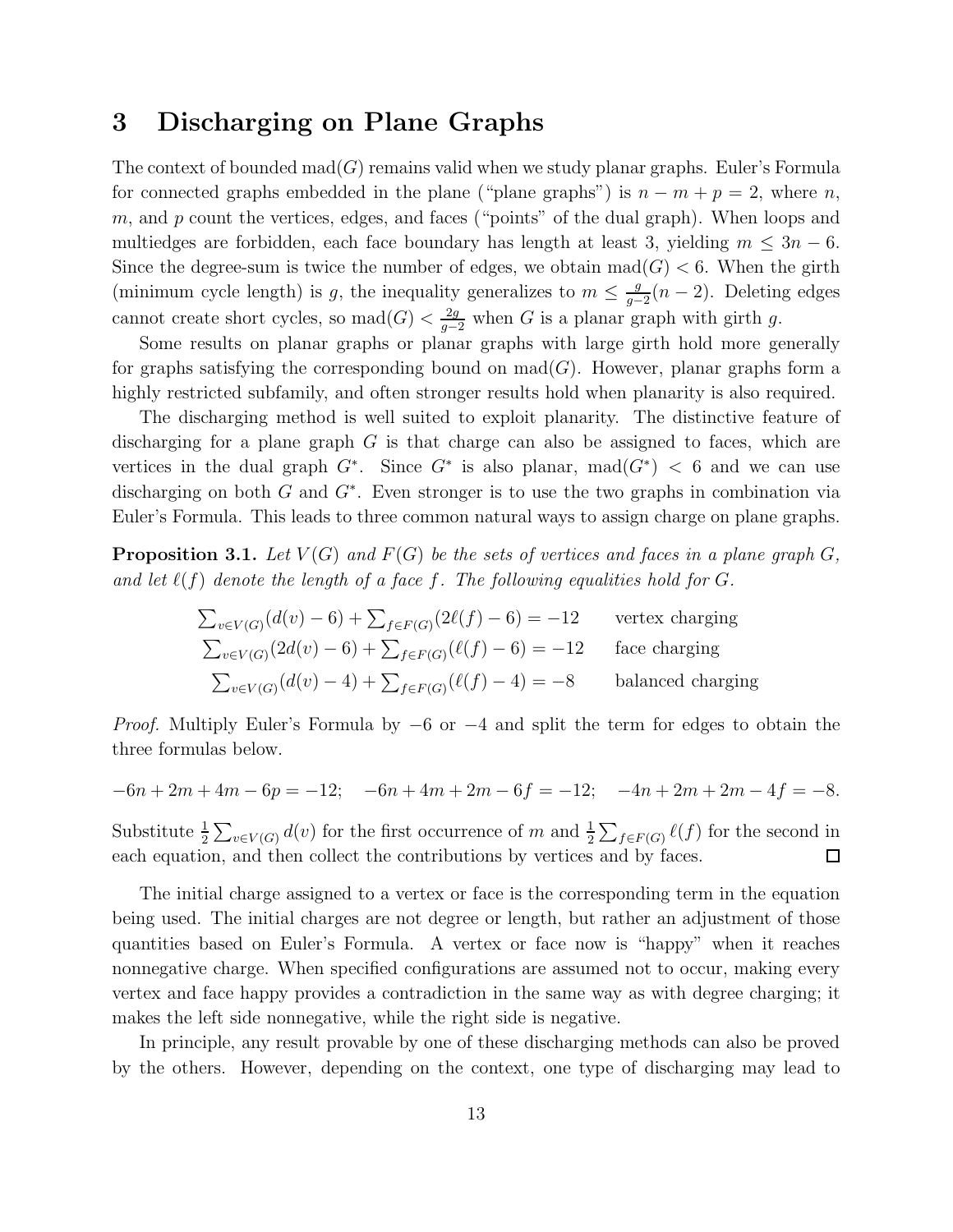## 3 Discharging on Plane Graphs

The context of bounded $\text{mad}(G)$ remains valid when we study planar graphs. Euler's Formula for connected graphs embedded in the plane ("plane graphs") is $n - m + p = 2$, where $n$, $m$, and $p$ count the vertices, edges, and faces ("points" of the dual graph). When loops and multiedges are forbidden, each face boundary has length at least 3, yielding $m \le 3n - 6$. Since the degree-sum is twice the number of edges, we obtain $\text{mad}(G) < 6$. When the girth (minimum cycle length) is $g$, the inequality generalizes to $m \le \frac{g}{g-2}(n-2)$. Deleting edges cannot create short cycles, so $\text{mad}(G) < \frac{2g}{g-2}$ when $G$ is a planar graph with girth $g$.

Some results on planar graphs or planar graphs with large girth hold more generally for graphs satisfying the corresponding bound on $\text{mad}(G)$. However, planar graphs form a highly restricted subfamily, and often stronger results hold when planarity is also required.

The discharging method is well suited to exploit planarity. The distinctive feature of discharging for a plane graph $G$ is that charge can also be assigned to faces, which are vertices in the dual graph $G^*$. Since $G^*$ is also planar, $\text{mad}(G^*) < 6$ and we can use discharging on both $G$ and $G^*$. Even stronger is to use the two graphs in combination via Euler's Formula. This leads to three common natural ways to assign charge on plane graphs.

**Proposition 3.1.** *Let $V(G)$ and $F(G)$ be the sets of vertices and faces in a plane graph $G$, and let $\ell(f)$ denote the length of a face $f$. The following equalities hold for $G$.*

$$\sum_{v \in V(G)} (d(v) - 6) + \sum_{f \in F(G)} (2\ell(f) - 6) = -12 \qquad \text{vertex charging}$$
$$\sum_{v \in V(G)} (2d(v) - 6) + \sum_{f \in F(G)} (\ell(f) - 6) = -12 \qquad \text{face charging}$$
$$\sum_{v \in V(G)} (d(v) - 4) + \sum_{f \in F(G)} (\ell(f) - 4) = -8 \qquad \text{balanced charging}$$

*Proof.* Multiply Euler's Formula by $-6$ or $-4$ and split the term for edges to obtain the three formulas below.

$$-6n + 2m + 4m - 6p = -12; \quad -6n + 4m + 2m - 6f = -12; \quad -4n + 2m + 2m - 4f = -8.$$

Substitute $\frac{1}{2}\sum_{v \in V(G)} d(v)$ for the first occurrence of $m$ and $\frac{1}{2}\sum_{f \in F(G)} \ell(f)$ for the second in each equation, and then collect the contributions by vertices and by faces. $\square$

The initial charge assigned to a vertex or face is the corresponding term in the equation being used. The initial charges are not degree or length, but rather an adjustment of those quantities based on Euler's Formula. A vertex or face now is "happy" when it reaches nonnegative charge. When specified configurations are assumed not to occur, making every vertex and face happy provides a contradiction in the same way as with degree charging; it makes the left side nonnegative, while the right side is negative.

In principle, any result provable by one of these discharging methods can also be proved by the others. However, depending on the context, one type of discharging may lead to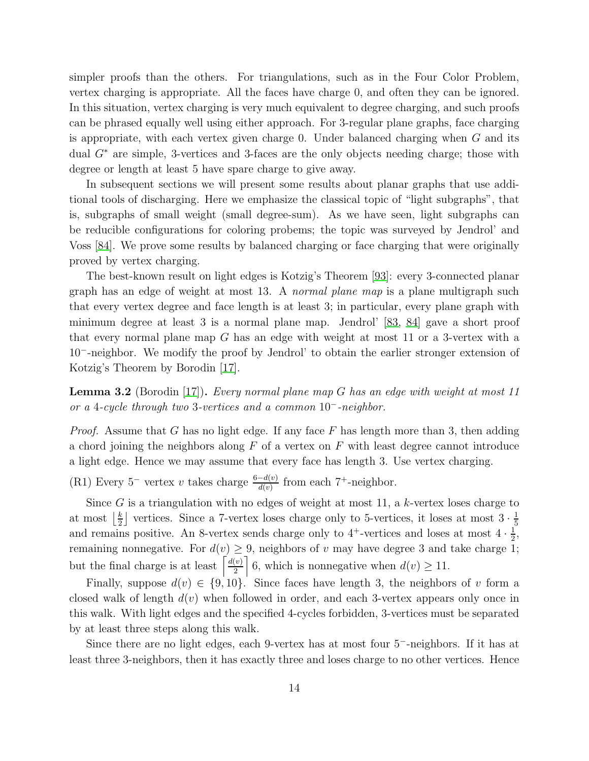simpler proofs than the others. For triangulations, such as in the Four Color Problem, vertex charging is appropriate. All the faces have charge 0, and often they can be ignored. In this situation, vertex charging is very much equivalent to degree charging, and such proofs can be phrased equally well using either approach. For 3-regular plane graphs, face charging is appropriate, with each vertex given charge 0. Under balanced charging when $G$ and its dual $G^*$ are simple, 3-vertices and 3-faces are the only objects needing charge; those with degree or length at least 5 have spare charge to give away.

In subsequent sections we will present some results about planar graphs that use additional tools of discharging. Here we emphasize the classical topic of "light subgraphs", that is, subgraphs of small weight (small degree-sum). As we have seen, light subgraphs can be reducible configurations for coloring probems; the topic was surveyed by Jendrol' and Voss [84]. We prove some results by balanced charging or face charging that were originally proved by vertex charging.

The best-known result on light edges is Kotzig's Theorem [93]: every 3-connected planar graph has an edge of weight at most 13. A *normal plane map* is a plane multigraph such that every vertex degree and face length is at least 3; in particular, every plane graph with minimum degree at least 3 is a normal plane map. Jendrol' [83, 84] gave a short proof that every normal plane map $G$ has an edge with weight at most 11 or a 3-vertex with a $10^-$-neighbor. We modify the proof by Jendrol' to obtain the earlier stronger extension of Kotzig's Theorem by Borodin [17].

**Lemma 3.2** (Borodin [17]). *Every normal plane map $G$ has an edge with weight at most 11 or a 4-cycle through two 3-vertices and a common $10^-$-neighbor.*

*Proof.* Assume that $G$ has no light edge. If any face $F$ has length more than 3, then adding a chord joining the neighbors along $F$ of a vertex on $F$ with least degree cannot introduce a light edge. Hence we may assume that every face has length 3. Use vertex charging.

(R1) Every $5^-$ vertex $v$ takes charge $\frac{6-d(v)}{d(v)}$ from each $7^+$-neighbor.

Since $G$ is a triangulation with no edges of weight at most 11, a $k$-vertex loses charge to at most $\left\lfloor \frac{k}{2} \right\rfloor$ vertices. Since a 7-vertex loses charge only to 5-vertices, it loses at most $3 \cdot \frac{1}{5}$ and remains positive. An 8-vertex sends charge only to $4^+$-vertices and loses at most $4 \cdot \frac{1}{2}$, remaining nonnegative. For $d(v) \geq 9$, neighbors of $v$ may have degree 3 and take charge 1; but the final charge is at least $\left\lceil \frac{d(v)}{2} \right\rceil 6$, which is nonnegative when $d(v) \geq 11$.

Finally, suppose $d(v) \in \{9, 10\}$. Since faces have length 3, the neighbors of $v$ form a closed walk of length $d(v)$ when followed in order, and each 3-vertex appears only once in this walk. With light edges and the specified 4-cycles forbidden, 3-vertices must be separated by at least three steps along this walk.

Since there are no light edges, each 9-vertex has at most four $5^-$-neighbors. If it has at least three 3-neighbors, then it has exactly three and loses charge to no other vertices. Hence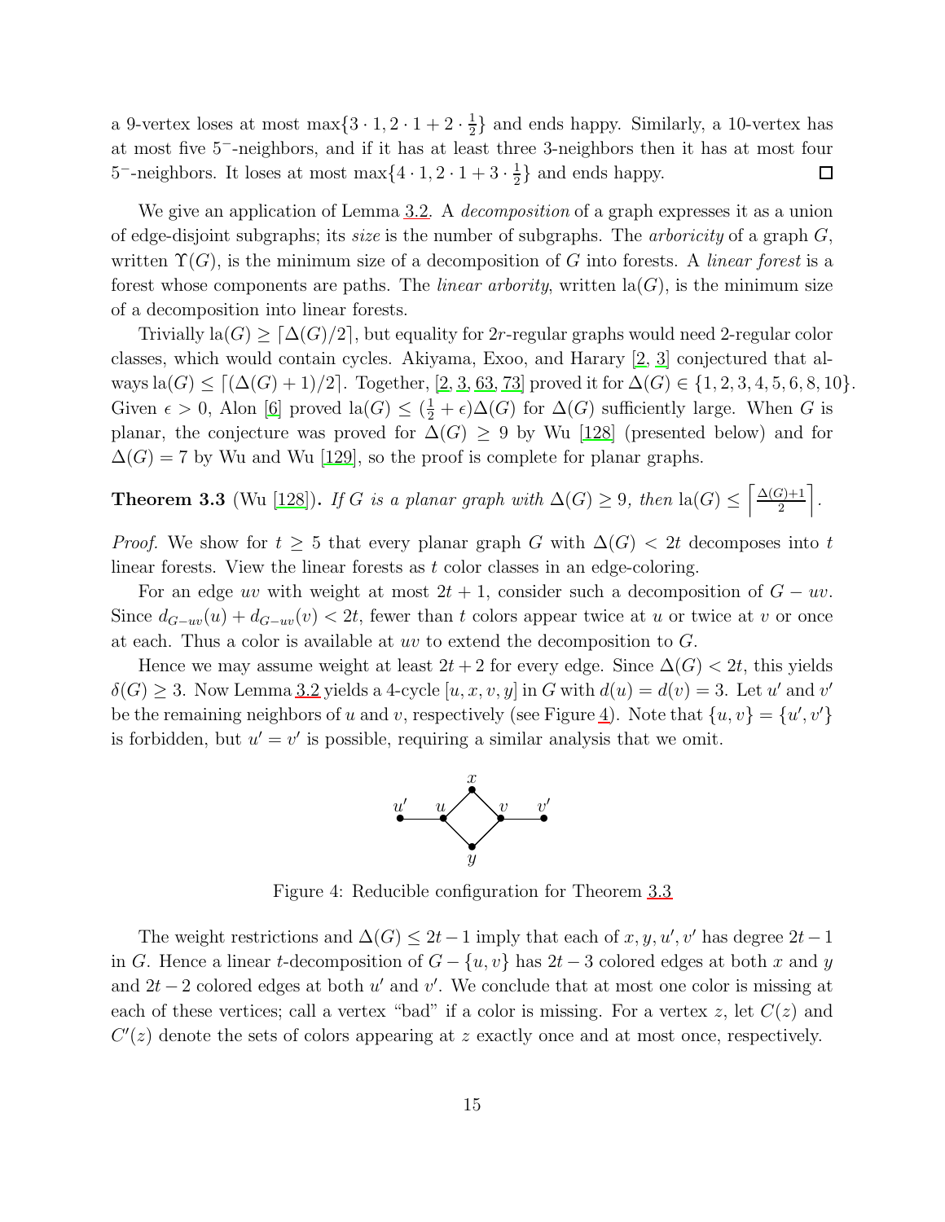a 9-vertex loses at most $\max\{3 \cdot 1, 2 \cdot 1 + 2 \cdot \frac{1}{2}\}$ and ends happy. Similarly, a 10-vertex has at most five $5^-$-neighbors, and if it has at least three 3-neighbors then it has at most four $5^-$-neighbors. It loses at most $\max\{4 \cdot 1, 2 \cdot 1 + 3 \cdot \frac{1}{2}\}$ and ends happy. □

We give an application of Lemma 3.2. A *decomposition* of a graph expresses it as a union of edge-disjoint subgraphs; its *size* is the number of subgraphs. The *arboricity* of a graph $G$, written $\Upsilon(G)$, is the minimum size of a decomposition of $G$ into forests. A *linear forest* is a forest whose components are paths. The *linear arbority*, written $\mathrm{la}(G)$, is the minimum size of a decomposition into linear forests.

Trivially $\mathrm{la}(G) \geq \lceil \Delta(G)/2 \rceil$, but equality for $2r$-regular graphs would need 2-regular color classes, which would contain cycles. Akiyama, Exoo, and Harary [2, 3] conjectured that always $\mathrm{la}(G) \leq \lceil (\Delta(G)+1)/2 \rceil$. Together, [2, 3, 63, 73] proved it for $\Delta(G) \in \{1, 2, 3, 4, 5, 6, 8, 10\}$. Given $\epsilon > 0$, Alon [6] proved $\mathrm{la}(G) \leq (\frac{1}{2} + \epsilon)\Delta(G)$ for $\Delta(G)$ sufficiently large. When $G$ is planar, the conjecture was proved for $\Delta(G) \geq 9$ by Wu [128] (presented below) and for $\Delta(G) = 7$ by Wu and Wu [129], so the proof is complete for planar graphs.

**Theorem 3.3** (Wu [128])**.** *If $G$ is a planar graph with $\Delta(G) \geq 9$, then $\mathrm{la}(G) \leq \left\lceil \frac{\Delta(G)+1}{2} \right\rceil$.*

*Proof.* We show for $t \geq 5$ that every planar graph $G$ with $\Delta(G) < 2t$ decomposes into $t$ linear forests. View the linear forests as $t$ color classes in an edge-coloring.

For an edge $uv$ with weight at most $2t+1$, consider such a decomposition of $G - uv$. Since $d_{G-uv}(u) + d_{G-uv}(v) < 2t$, fewer than $t$ colors appear twice at $u$ or twice at $v$ or once at each. Thus a color is available at $uv$ to extend the decomposition to $G$.

Hence we may assume weight at least $2t+2$ for every edge. Since $\Delta(G) < 2t$, this yields $\delta(G) \geq 3$. Now Lemma 3.2 yields a 4-cycle $[u, x, v, y]$ in $G$ with $d(u) = d(v) = 3$. Let $u'$ and $v'$ be the remaining neighbors of $u$ and $v$, respectively (see Figure 4). Note that $\{u, v\} = \{u', v'\}$ is forbidden, but $u' = v'$ is possible, requiring a similar analysis that we omit.

Figure 4: Reducible configuration for Theorem 3.3

The weight restrictions and $\Delta(G) \leq 2t - 1$ imply that each of $x, y, u', v'$ has degree $2t - 1$ in $G$. Hence a linear $t$-decomposition of $G - \{u, v\}$ has $2t - 3$ colored edges at both $x$ and $y$ and $2t - 2$ colored edges at both $u'$ and $v'$. We conclude that at most one color is missing at each of these vertices; call a vertex "bad" if a color is missing. For a vertex $z$, let $C(z)$ and $C'(z)$ denote the sets of colors appearing at $z$ exactly once and at most once, respectively.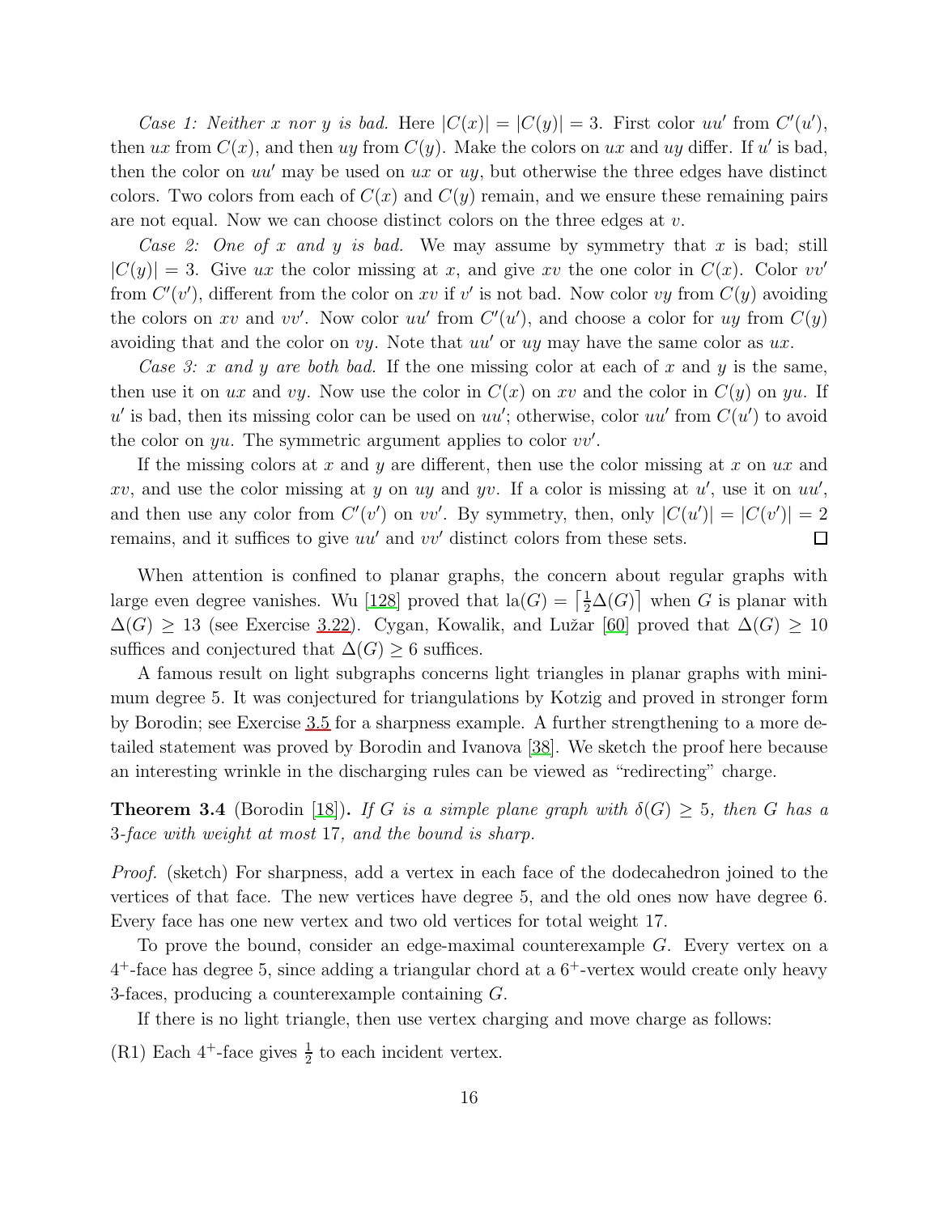*Case 1: Neither $x$ nor $y$ is bad.* Here $|C(x)| = |C(y)| = 3$. First color $uu'$ from $C'(u')$, then $ux$ from $C(x)$, and then $uy$ from $C(y)$. Make the colors on $ux$ and $uy$ differ. If $u'$ is bad, then the color on $uu'$ may be used on $ux$ or $uy$, but otherwise the three edges have distinct colors. Two colors from each of $C(x)$ and $C(y)$ remain, and we ensure these remaining pairs are not equal. Now we can choose distinct colors on the three edges at $v$.

*Case 2: One of $x$ and $y$ is bad.* We may assume by symmetry that $x$ is bad; still $|C(y)| = 3$. Give $ux$ the color missing at $x$, and give $xv$ the one color in $C(x)$. Color $vv'$ from $C'(v')$, different from the color on $xv$ if $v'$ is not bad. Now color $vy$ from $C(y)$ avoiding the colors on $xv$ and $vv'$. Now color $uu'$ from $C'(u')$, and choose a color for $uy$ from $C(y)$ avoiding that and the color on $vy$. Note that $uu'$ or $uy$ may have the same color as $ux$.

*Case 3: $x$ and $y$ are both bad.* If the one missing color at each of $x$ and $y$ is the same, then use it on $ux$ and $vy$. Now use the color in $C(x)$ on $xv$ and the color in $C(y)$ on $yu$. If $u'$ is bad, then its missing color can be used on $uu'$; otherwise, color $uu'$ from $C(u')$ to avoid the color on $yu$. The symmetric argument applies to color $vv'$.

If the missing colors at $x$ and $y$ are different, then use the color missing at $x$ on $ux$ and $xv$, and use the color missing at $y$ on $uy$ and $yv$. If a color is missing at $u'$, use it on $uu'$, and then use any color from $C'(v')$ on $vv'$. By symmetry, then, only $|C(u')| = |C(v')| = 2$ remains, and it suffices to give $uu'$ and $vv'$ distinct colors from these sets. $\square$

When attention is confined to planar graphs, the concern about regular graphs with large even degree vanishes. Wu [128] proved that $\mathrm{la}(G) = \left\lceil \frac{1}{2}\Delta(G) \right\rceil$ when $G$ is planar with $\Delta(G) \geq 13$ (see Exercise 3.22). Cygan, Kowalik, and Lužar [60] proved that $\Delta(G) \geq 10$ suffices and conjectured that $\Delta(G) \geq 6$ suffices.

A famous result on light subgraphs concerns light triangles in planar graphs with minimum degree 5. It was conjectured for triangulations by Kotzig and proved in stronger form by Borodin; see Exercise 3.5 for a sharpness example. A further strengthening to a more detailed statement was proved by Borodin and Ivanova [38]. We sketch the proof here because an interesting wrinkle in the discharging rules can be viewed as "redirecting" charge.

**Theorem 3.4** (Borodin [18])**.** *If $G$ is a simple plane graph with $\delta(G) \geq 5$, then $G$ has a 3-face with weight at most 17, and the bound is sharp.*

*Proof.* (sketch) For sharpness, add a vertex in each face of the dodecahedron joined to the vertices of that face. The new vertices have degree 5, and the old ones now have degree 6. Every face has one new vertex and two old vertices for total weight 17.

To prove the bound, consider an edge-maximal counterexample $G$. Every vertex on a $4^+$-face has degree 5, since adding a triangular chord at a $6^+$-vertex would create only heavy 3-faces, producing a counterexample containing $G$.

If there is no light triangle, then use vertex charging and move charge as follows:

(R1) Each $4^+$-face gives $\frac{1}{2}$ to each incident vertex.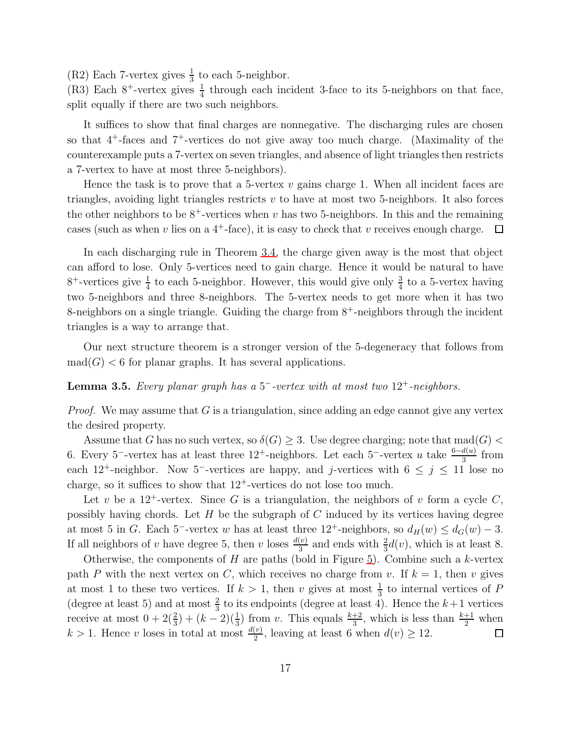(R2) Each 7-vertex gives $\frac{1}{3}$ to each 5-neighbor.
(R3) Each $8^+$-vertex gives $\frac{1}{4}$ through each incident 3-face to its 5-neighbors on that face, split equally if there are two such neighbors.

It suffices to show that final charges are nonnegative. The discharging rules are chosen so that $4^+$-faces and $7^+$-vertices do not give away too much charge. (Maximality of the counterexample puts a 7-vertex on seven triangles, and absence of light triangles then restricts a 7-vertex to have at most three 5-neighbors).

Hence the task is to prove that a 5-vertex $v$ gains charge 1. When all incident faces are triangles, avoiding light triangles restricts $v$ to have at most two 5-neighbors. It also forces the other neighbors to be $8^+$-vertices when $v$ has two 5-neighbors. In this and the remaining cases (such as when $v$ lies on a $4^+$-face), it is easy to check that $v$ receives enough charge. $\square$

In each discharging rule in Theorem 3.4, the charge given away is the most that object can afford to lose. Only 5-vertices need to gain charge. Hence it would be natural to have $8^+$-vertices give $\frac{1}{4}$ to each 5-neighbor. However, this would give only $\frac{3}{4}$ to a 5-vertex having two 5-neighbors and three 8-neighbors. The 5-vertex needs to get more when it has two 8-neighbors on a single triangle. Guiding the charge from $8^+$-neighbors through the incident triangles is a way to arrange that.

Our next structure theorem is a stronger version of the 5-degeneracy that follows from $\mathrm{mad}(G) < 6$ for planar graphs. It has several applications.

**Lemma 3.5.** *Every planar graph has a $5^-$-vertex with at most two $12^+$-neighbors.*

*Proof.* We may assume that $G$ is a triangulation, since adding an edge cannot give any vertex the desired property.

Assume that $G$ has no such vertex, so $\delta(G) \geq 3$. Use degree charging; note that $\mathrm{mad}(G) < 6$. Every $5^-$-vertex has at least three $12^+$-neighbors. Let each $5^-$-vertex $u$ take $\frac{6-d(u)}{3}$ from each $12^+$-neighbor. Now $5^-$-vertices are happy, and $j$-vertices with $6 \leq j \leq 11$ lose no charge, so it suffices to show that $12^+$-vertices do not lose too much.

Let $v$ be a $12^+$-vertex. Since $G$ is a triangulation, the neighbors of $v$ form a cycle $C$, possibly having chords. Let $H$ be the subgraph of $C$ induced by its vertices having degree at most 5 in $G$. Each $5^-$-vertex $w$ has at least three $12^+$-neighbors, so $d_H(w) \leq d_G(w) - 3$. If all neighbors of $v$ have degree 5, then $v$ loses $\frac{d(v)}{3}$ and ends with $\frac{2}{3}d(v)$, which is at least 8.

Otherwise, the components of $H$ are paths (bold in Figure 5). Combine such a $k$-vertex path $P$ with the next vertex on $C$, which receives no charge from $v$. If $k = 1$, then $v$ gives at most 1 to these two vertices. If $k > 1$, then $v$ gives at most $\frac{1}{3}$ to internal vertices of $P$ (degree at least 5) and at most $\frac{2}{3}$ to its endpoints (degree at least 4). Hence the $k+1$ vertices receive at most $0 + 2(\frac{2}{3}) + (k-2)(\frac{1}{3})$ from $v$. This equals $\frac{k+2}{3}$, which is less than $\frac{k+1}{2}$ when $k > 1$. Hence $v$ loses in total at most $\frac{d(v)}{2}$, leaving at least 6 when $d(v) \geq 12$. $\square$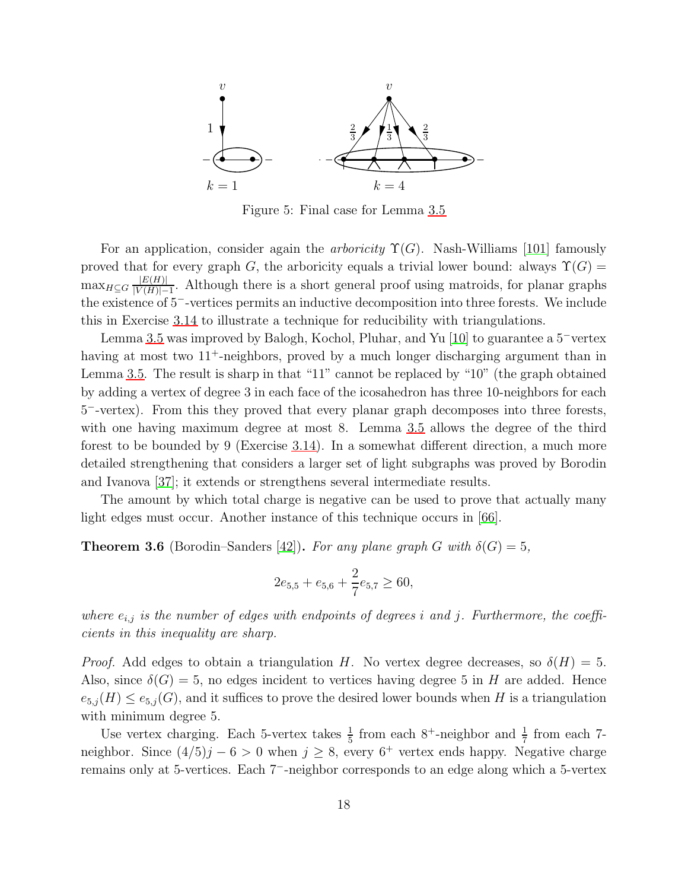Figure 5: Final case for Lemma 3.5

For an application, consider again the *arboricity* $\Upsilon(G)$. Nash-Williams [101] famously proved that for every graph $G$, the arboricity equals a trivial lower bound: always $\Upsilon(G) = \max_{H \subseteq G} \frac{|E(H)|}{|V(H)|-1}$. Although there is a short general proof using matroids, for planar graphs the existence of $5^-$-vertices permits an inductive decomposition into three forests. We include this in Exercise 3.14 to illustrate a technique for reducibility with triangulations.

Lemma 3.5 was improved by Balogh, Kochol, Pluhar, and Yu [10] to guarantee a $5^-$vertex having at most two $11^+$-neighbors, proved by a much longer discharging argument than in Lemma 3.5. The result is sharp in that "11" cannot be replaced by "10" (the graph obtained by adding a vertex of degree 3 in each face of the icosahedron has three 10-neighbors for each $5^-$-vertex). From this they proved that every planar graph decomposes into three forests, with one having maximum degree at most 8. Lemma 3.5 allows the degree of the third forest to be bounded by 9 (Exercise 3.14). In a somewhat different direction, a much more detailed strengthening that considers a larger set of light subgraphs was proved by Borodin and Ivanova [37]; it extends or strengthens several intermediate results.

The amount by which total charge is negative can be used to prove that actually many light edges must occur. Another instance of this technique occurs in [66].

**Theorem 3.6** (Borodin–Sanders [42])**.** *For any plane graph $G$ with $\delta(G) = 5$,*

$$2e_{5,5} + e_{5,6} + \frac{2}{7}e_{5,7} \geq 60,$$

*where $e_{i,j}$ is the number of edges with endpoints of degrees $i$ and $j$. Furthermore, the coefficients in this inequality are sharp.*

*Proof.* Add edges to obtain a triangulation $H$. No vertex degree decreases, so $\delta(H) = 5$. Also, since $\delta(G) = 5$, no edges incident to vertices having degree 5 in $H$ are added. Hence $e_{5,j}(H) \leq e_{5,j}(G)$, and it suffices to prove the desired lower bounds when $H$ is a triangulation with minimum degree 5.

Use vertex charging. Each 5-vertex takes $\frac{1}{5}$ from each $8^+$-neighbor and $\frac{1}{7}$ from each 7-neighbor. Since $(4/5)j - 6 > 0$ when $j \geq 8$, every $6^+$ vertex ends happy. Negative charge remains only at 5-vertices. Each $7^-$-neighbor corresponds to an edge along which a 5-vertex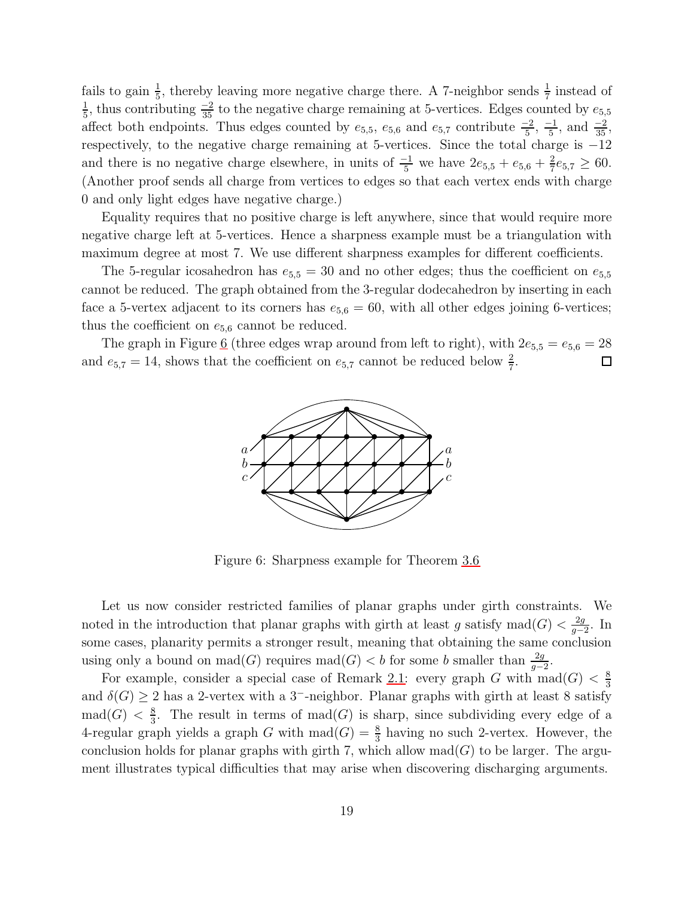fails to gain $\frac{1}{5}$, thereby leaving more negative charge there. A 7-neighbor sends $\frac{1}{7}$ instead of $\frac{1}{5}$, thus contributing $\frac{-2}{35}$ to the negative charge remaining at 5-vertices. Edges counted by $e_{5,5}$ affect both endpoints. Thus edges counted by $e_{5,5}$, $e_{5,6}$ and $e_{5,7}$ contribute $\frac{-2}{5}$, $\frac{-1}{5}$, and $\frac{-2}{35}$, respectively, to the negative charge remaining at 5-vertices. Since the total charge is $-12$ and there is no negative charge elsewhere, in units of $\frac{-1}{5}$ we have $2e_{5,5} + e_{5,6} + \frac{2}{7}e_{5,7} \geq 60$. (Another proof sends all charge from vertices to edges so that each vertex ends with charge 0 and only light edges have negative charge.)

Equality requires that no positive charge is left anywhere, since that would require more negative charge left at 5-vertices. Hence a sharpness example must be a triangulation with maximum degree at most 7. We use different sharpness examples for different coefficients.

The 5-regular icosahedron has $e_{5,5} = 30$ and no other edges; thus the coefficient on $e_{5,5}$ cannot be reduced. The graph obtained from the 3-regular dodecahedron by inserting in each face a 5-vertex adjacent to its corners has $e_{5,6} = 60$, with all other edges joining 6-vertices; thus the coefficient on $e_{5,6}$ cannot be reduced.

The graph in Figure 6 (three edges wrap around from left to right), with $2e_{5,5} = e_{5,6} = 28$ and $e_{5,7} = 14$, shows that the coefficient on $e_{5,7}$ cannot be reduced below $\frac{2}{7}$. □

Figure 6: Sharpness example for Theorem 3.6

Let us now consider restricted families of planar graphs under girth constraints. We noted in the introduction that planar graphs with girth at least $g$ satisfy $\text{mad}(G) < \frac{2g}{g-2}$. In some cases, planarity permits a stronger result, meaning that obtaining the same conclusion using only a bound on $\text{mad}(G)$ requires $\text{mad}(G) < b$ for some $b$ smaller than $\frac{2g}{g-2}$.

For example, consider a special case of Remark 2.1: every graph $G$ with $\text{mad}(G) < \frac{8}{3}$ and $\delta(G) \geq 2$ has a 2-vertex with a $3^-$-neighbor. Planar graphs with girth at least 8 satisfy $\text{mad}(G) < \frac{8}{3}$. The result in terms of $\text{mad}(G)$ is sharp, since subdividing every edge of a 4-regular graph yields a graph $G$ with $\text{mad}(G) = \frac{8}{3}$ having no such 2-vertex. However, the conclusion holds for planar graphs with girth 7, which allow $\text{mad}(G)$ to be larger. The argument illustrates typical difficulties that may arise when discovering discharging arguments.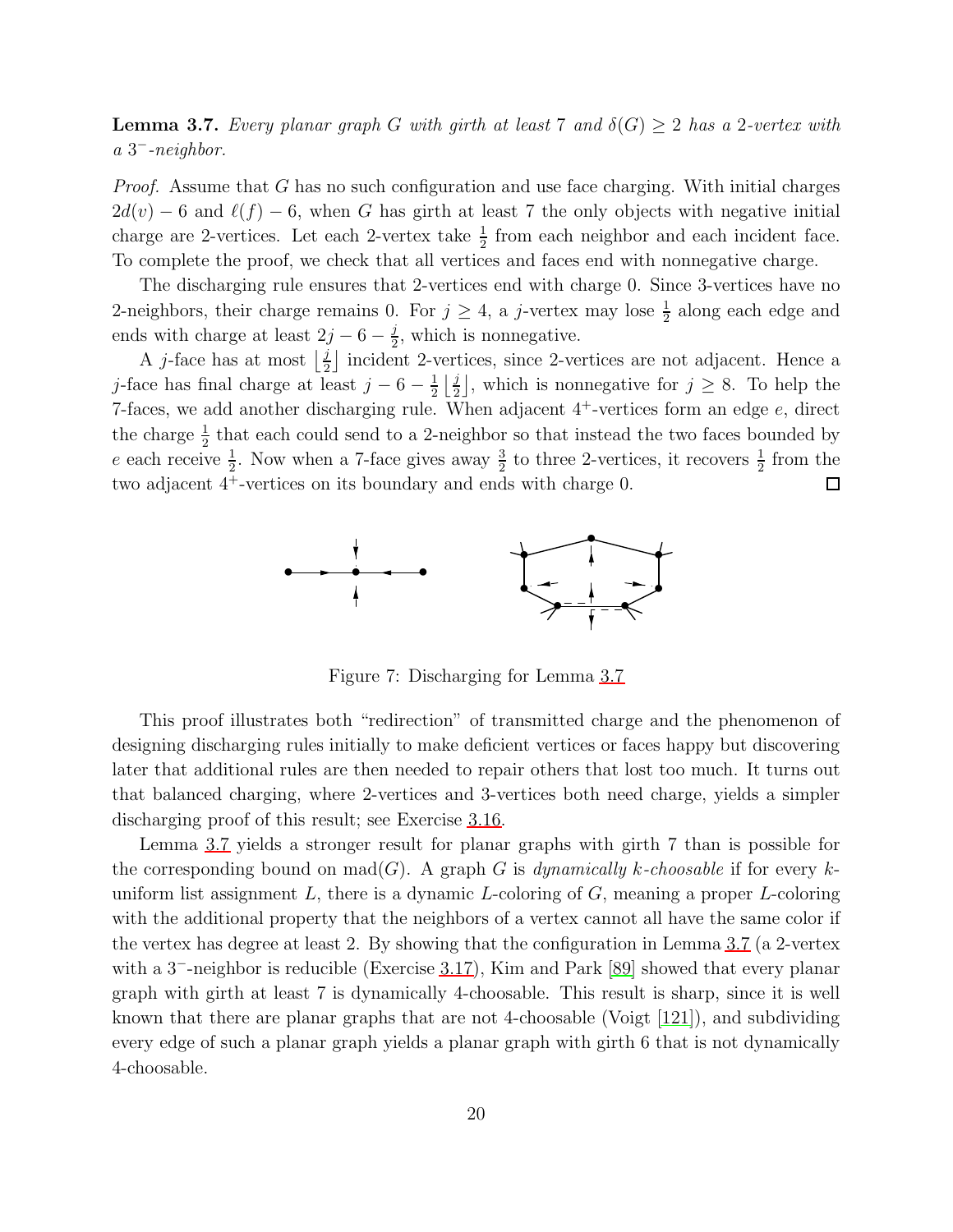**Lemma 3.7.** *Every planar graph $G$ with girth at least 7 and $\delta(G) \geq 2$ has a 2-vertex with a $3^-$-neighbor.*

*Proof.* Assume that $G$ has no such configuration and use face charging. With initial charges $2d(v) - 6$ and $\ell(f) - 6$, when $G$ has girth at least 7 the only objects with negative initial charge are 2-vertices. Let each 2-vertex take $\frac{1}{2}$ from each neighbor and each incident face. To complete the proof, we check that all vertices and faces end with nonnegative charge.

The discharging rule ensures that 2-vertices end with charge 0. Since 3-vertices have no 2-neighbors, their charge remains 0. For $j \geq 4$, a $j$-vertex may lose $\frac{1}{2}$ along each edge and ends with charge at least $2j - 6 - \frac{j}{2}$, which is nonnegative.

A $j$-face has at most $\lfloor \frac{j}{2} \rfloor$ incident 2-vertices, since 2-vertices are not adjacent. Hence a $j$-face has final charge at least $j - 6 - \frac{1}{2}\lfloor \frac{j}{2} \rfloor$, which is nonnegative for $j \geq 8$. To help the 7-faces, we add another discharging rule. When adjacent $4^+$-vertices form an edge $e$, direct the charge $\frac{1}{2}$ that each could send to a 2-neighbor so that instead the two faces bounded by $e$ each receive $\frac{1}{2}$. Now when a 7-face gives away $\frac{3}{2}$ to three 2-vertices, it recovers $\frac{1}{2}$ from the two adjacent $4^+$-vertices on its boundary and ends with charge 0. $\square$

Figure 7: Discharging for Lemma 3.7

This proof illustrates both "redirection" of transmitted charge and the phenomenon of designing discharging rules initially to make deficient vertices or faces happy but discovering later that additional rules are then needed to repair others that lost too much. It turns out that balanced charging, where 2-vertices and 3-vertices both need charge, yields a simpler discharging proof of this result; see Exercise 3.16.

Lemma 3.7 yields a stronger result for planar graphs with girth 7 than is possible for the corresponding bound on $\text{mad}(G)$. A graph $G$ is *dynamically $k$-choosable* if for every $k$-uniform list assignment $L$, there is a dynamic $L$-coloring of $G$, meaning a proper $L$-coloring with the additional property that the neighbors of a vertex cannot all have the same color if the vertex has degree at least 2. By showing that the configuration in Lemma 3.7 (a 2-vertex with a $3^-$-neighbor is reducible (Exercise 3.17), Kim and Park [89] showed that every planar graph with girth at least 7 is dynamically 4-choosable. This result is sharp, since it is well known that there are planar graphs that are not 4-choosable (Voigt [121]), and subdividing every edge of such a planar graph yields a planar graph with girth 6 that is not dynamically 4-choosable.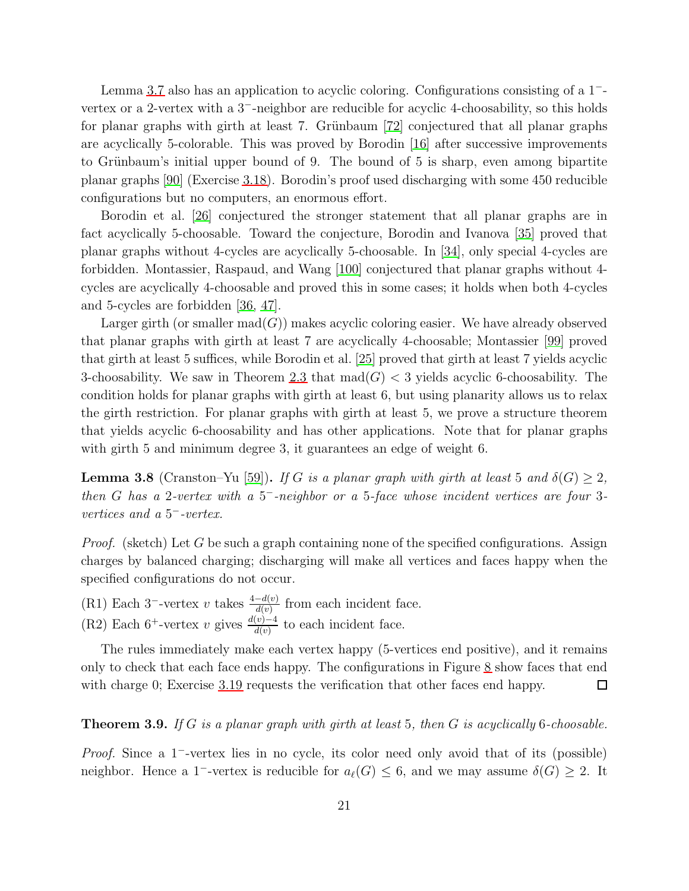Lemma 3.7 also has an application to acyclic coloring. Configurations consisting of a $1^-$-vertex or a 2-vertex with a $3^-$-neighbor are reducible for acyclic 4-choosability, so this holds for planar graphs with girth at least 7. Grünbaum [72] conjectured that all planar graphs are acyclically 5-colorable. This was proved by Borodin [16] after successive improvements to Grünbaum's initial upper bound of 9. The bound of 5 is sharp, even among bipartite planar graphs [90] (Exercise 3.18). Borodin's proof used discharging with some 450 reducible configurations but no computers, an enormous effort.

Borodin et al. [26] conjectured the stronger statement that all planar graphs are in fact acyclically 5-choosable. Toward the conjecture, Borodin and Ivanova [35] proved that planar graphs without 4-cycles are acyclically 5-choosable. In [34], only special 4-cycles are forbidden. Montassier, Raspaud, and Wang [100] conjectured that planar graphs without 4-cycles are acyclically 4-choosable and proved this in some cases; it holds when both 4-cycles and 5-cycles are forbidden [36, 47].

Larger girth (or smaller $\mathrm{mad}(G)$) makes acyclic coloring easier. We have already observed that planar graphs with girth at least 7 are acyclically 4-choosable; Montassier [99] proved that girth at least 5 suffices, while Borodin et al. [25] proved that girth at least 7 yields acyclic 3-choosability. We saw in Theorem 2.3 that $\mathrm{mad}(G) < 3$ yields acyclic 6-choosability. The condition holds for planar graphs with girth at least 6, but using planarity allows us to relax the girth restriction. For planar graphs with girth at least 5, we prove a structure theorem that yields acyclic 6-choosability and has other applications. Note that for planar graphs with girth 5 and minimum degree 3, it guarantees an edge of weight 6.

**Lemma 3.8** (Cranston–Yu [59]). *If $G$ is a planar graph with girth at least 5 and $\delta(G) \geq 2$, then $G$ has a 2-vertex with a $5^-$-neighbor or a 5-face whose incident vertices are four 3-vertices and a $5^-$-vertex.*

*Proof.* (sketch) Let $G$ be such a graph containing none of the specified configurations. Assign charges by balanced charging; discharging will make all vertices and faces happy when the specified configurations do not occur.

(R1) Each $3^-$-vertex $v$ takes $\frac{4-d(v)}{d(v)}$ from each incident face.

(R2) Each $6^+$-vertex $v$ gives $\frac{d(v)-4}{d(v)}$ to each incident face.

The rules immediately make each vertex happy (5-vertices end positive), and it remains only to check that each face ends happy. The configurations in Figure 8 show faces that end with charge 0; Exercise 3.19 requests the verification that other faces end happy. $\square$

**Theorem 3.9.** *If $G$ is a planar graph with girth at least 5, then $G$ is acyclically 6-choosable.*

*Proof.* Since a $1^-$-vertex lies in no cycle, its color need only avoid that of its (possible) neighbor. Hence a $1^-$-vertex is reducible for $a_\ell(G) \leq 6$, and we may assume $\delta(G) \geq 2$. It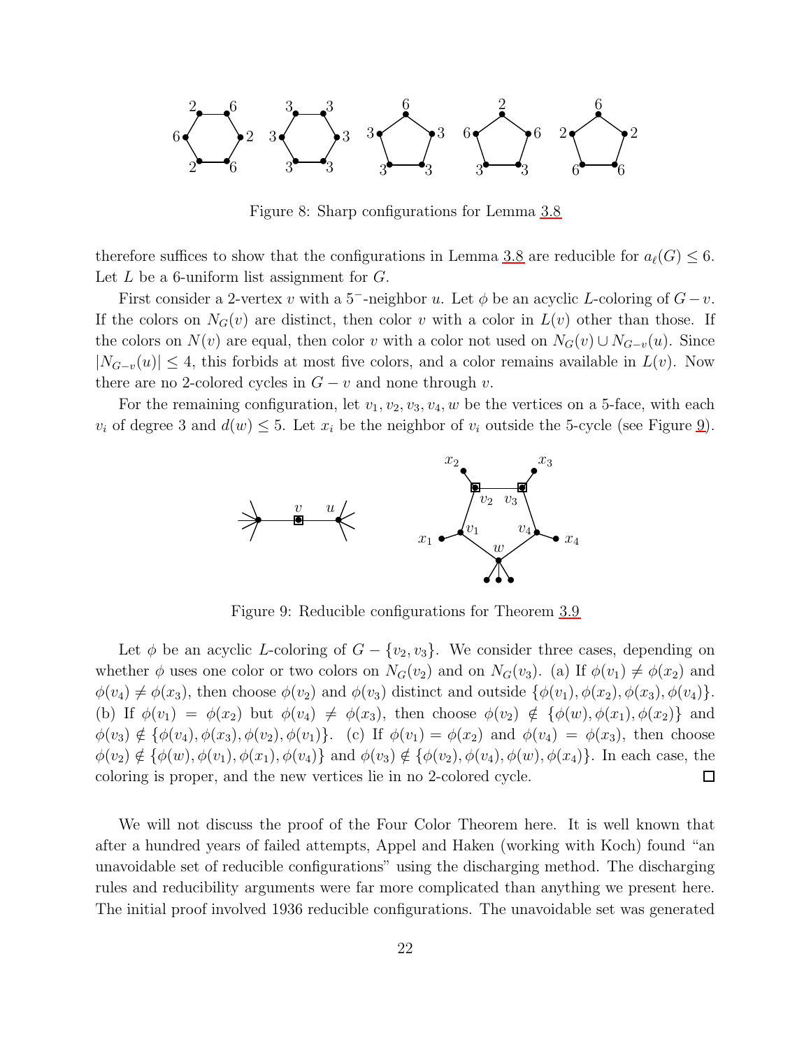Figure 8: Sharp configurations for Lemma 3.8

therefore suffices to show that the configurations in Lemma 3.8 are reducible for $a_\ell(G) \le 6$. Let $L$ be a 6-uniform list assignment for $G$.

First consider a 2-vertex $v$ with a $5^-$-neighbor $u$. Let $\phi$ be an acyclic $L$-coloring of $G - v$. If the colors on $N_G(v)$ are distinct, then color $v$ with a color in $L(v)$ other than those. If the colors on $N(v)$ are equal, then color $v$ with a color not used on $N_G(v) \cup N_{G-v}(u)$. Since $|N_{G-v}(u)| \le 4$, this forbids at most five colors, and a color remains available in $L(v)$. Now there are no 2-colored cycles in $G - v$ and none through $v$.

For the remaining configuration, let $v_1, v_2, v_3, v_4, w$ be the vertices on a 5-face, with each $v_i$ of degree 3 and $d(w) \le 5$. Let $x_i$ be the neighbor of $v_i$ outside the 5-cycle (see Figure 9).

Figure 9: Reducible configurations for Theorem 3.9

Let $\phi$ be an acyclic $L$-coloring of $G - \{v_2, v_3\}$. We consider three cases, depending on whether $\phi$ uses one color or two colors on $N_G(v_2)$ and on $N_G(v_3)$. (a) If $\phi(v_1) \ne \phi(x_2)$ and $\phi(v_4) \ne \phi(x_3)$, then choose $\phi(v_2)$ and $\phi(v_3)$ distinct and outside $\{\phi(v_1), \phi(x_2), \phi(x_3), \phi(v_4)\}$. (b) If $\phi(v_1) = \phi(x_2)$ but $\phi(v_4) \ne \phi(x_3)$, then choose $\phi(v_2) \notin \{\phi(w), \phi(x_1), \phi(x_2)\}$ and $\phi(v_3) \notin \{\phi(v_4), \phi(x_3), \phi(v_2), \phi(v_1)\}$. (c) If $\phi(v_1) = \phi(x_2)$ and $\phi(v_4) = \phi(x_3)$, then choose $\phi(v_2) \notin \{\phi(w), \phi(v_1), \phi(x_1), \phi(v_4)\}$ and $\phi(v_3) \notin \{\phi(v_2), \phi(v_4), \phi(w), \phi(x_4)\}$. In each case, the coloring is proper, and the new vertices lie in no 2-colored cycle. □

We will not discuss the proof of the Four Color Theorem here. It is well known that after a hundred years of failed attempts, Appel and Haken (working with Koch) found "an unavoidable set of reducible configurations" using the discharging method. The discharging rules and reducibility arguments were far more complicated than anything we present here. The initial proof involved 1936 reducible configurations. The unavoidable set was generated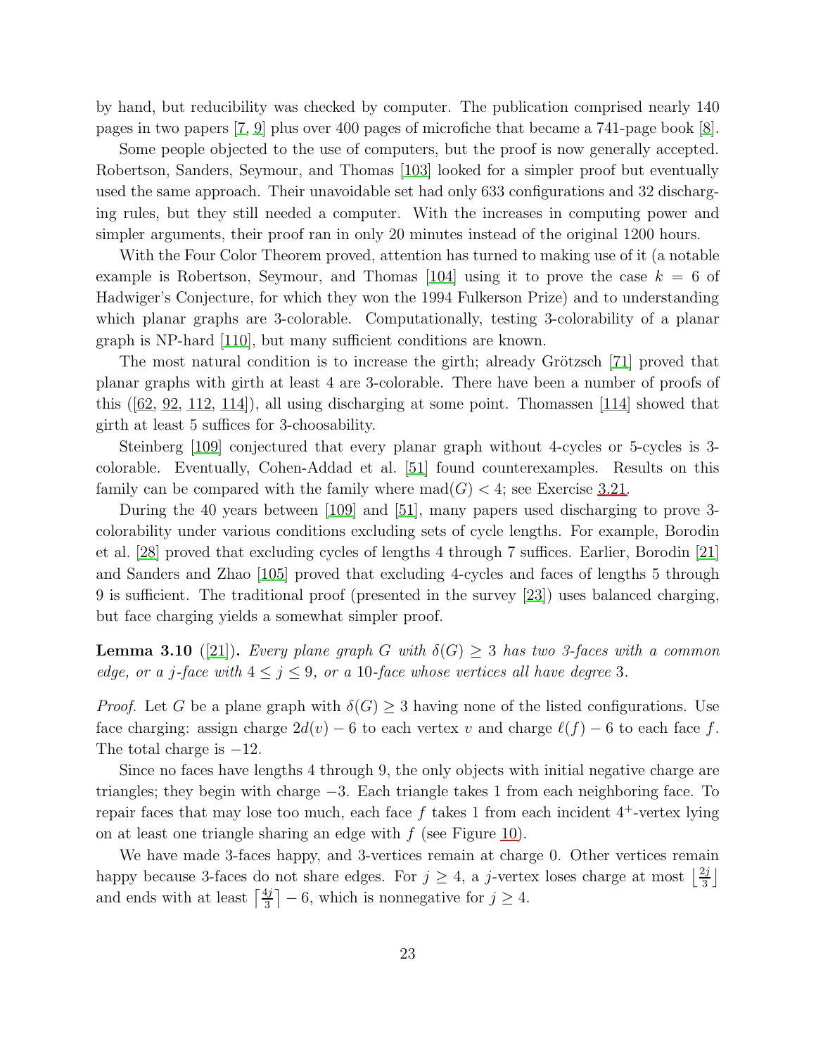by hand, but reducibility was checked by computer. The publication comprised nearly 140 pages in two papers [7, 9] plus over 400 pages of microfiche that became a 741-page book [8].

Some people objected to the use of computers, but the proof is now generally accepted. Robertson, Sanders, Seymour, and Thomas [103] looked for a simpler proof but eventually used the same approach. Their unavoidable set had only 633 configurations and 32 discharging rules, but they still needed a computer. With the increases in computing power and simpler arguments, their proof ran in only 20 minutes instead of the original 1200 hours.

With the Four Color Theorem proved, attention has turned to making use of it (a notable example is Robertson, Seymour, and Thomas [104] using it to prove the case $k = 6$ of Hadwiger's Conjecture, for which they won the 1994 Fulkerson Prize) and to understanding which planar graphs are 3-colorable. Computationally, testing 3-colorability of a planar graph is NP-hard [110], but many sufficient conditions are known.

The most natural condition is to increase the girth; already Grötzsch [71] proved that planar graphs with girth at least 4 are 3-colorable. There have been a number of proofs of this ([62, 92, 112, 114]), all using discharging at some point. Thomassen [114] showed that girth at least 5 suffices for 3-choosability.

Steinberg [109] conjectured that every planar graph without 4-cycles or 5-cycles is 3-colorable. Eventually, Cohen-Addad et al. [51] found counterexamples. Results on this family can be compared with the family where $\text{mad}(G) < 4$; see Exercise 3.21.

During the 40 years between [109] and [51], many papers used discharging to prove 3-colorability under various conditions excluding sets of cycle lengths. For example, Borodin et al. [28] proved that excluding cycles of lengths 4 through 7 suffices. Earlier, Borodin [21] and Sanders and Zhao [105] proved that excluding 4-cycles and faces of lengths 5 through 9 is sufficient. The traditional proof (presented in the survey [23]) uses balanced charging, but face charging yields a somewhat simpler proof.

**Lemma 3.10** ([21])**.** *Every plane graph $G$ with $\delta(G) \geq 3$ has two 3-faces with a common edge, or a $j$-face with $4 \leq j \leq 9$, or a 10-face whose vertices all have degree 3.*

*Proof.* Let $G$ be a plane graph with $\delta(G) \geq 3$ having none of the listed configurations. Use face charging: assign charge $2d(v) - 6$ to each vertex $v$ and charge $\ell(f) - 6$ to each face $f$. The total charge is $-12$.

Since no faces have lengths 4 through 9, the only objects with initial negative charge are triangles; they begin with charge $-3$. Each triangle takes 1 from each neighboring face. To repair faces that may lose too much, each face $f$ takes 1 from each incident $4^+$-vertex lying on at least one triangle sharing an edge with $f$ (see Figure 10).

We have made 3-faces happy, and 3-vertices remain at charge 0. Other vertices remain happy because 3-faces do not share edges. For $j \geq 4$, a $j$-vertex loses charge at most $\left\lfloor \frac{2j}{3} \right\rfloor$ and ends with at least $\left\lceil \frac{4j}{3} \right\rceil - 6$, which is nonnegative for $j \geq 4$.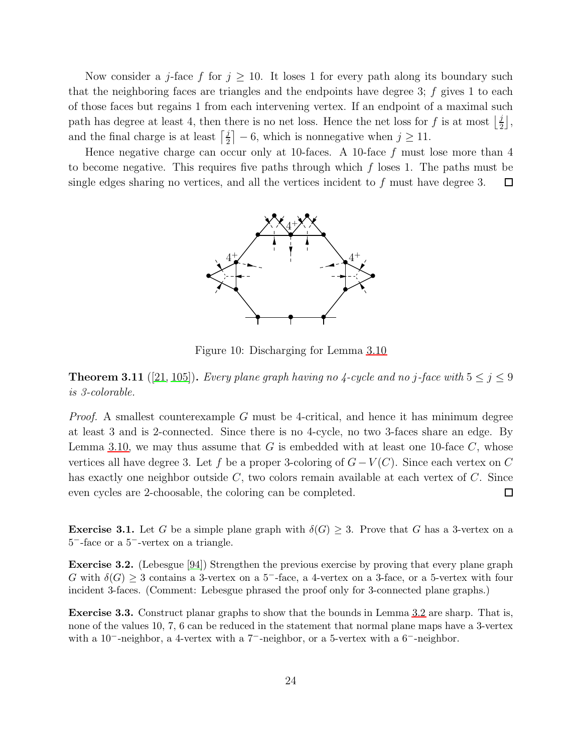Now consider a $j$-face $f$ for $j \geq 10$. It loses 1 for every path along its boundary such that the neighboring faces are triangles and the endpoints have degree 3; $f$ gives 1 to each of those faces but regains 1 from each intervening vertex. If an endpoint of a maximal such path has degree at least 4, then there is no net loss. Hence the net loss for $f$ is at most $\lfloor \frac{j}{2} \rfloor$, and the final charge is at least $\lceil \frac{j}{2} \rceil - 6$, which is nonnegative when $j \geq 11$.

Hence negative charge can occur only at 10-faces. A 10-face $f$ must lose more than 4 to become negative. This requires five paths through which $f$ loses 1. The paths must be single edges sharing no vertices, and all the vertices incident to $f$ must have degree 3. □

Figure 10: Discharging for Lemma 3.10

**Theorem 3.11** ([21, 105]). *Every plane graph having no 4-cycle and no $j$-face with $5 \leq j \leq 9$ is 3-colorable.*

*Proof.* A smallest counterexample $G$ must be 4-critical, and hence it has minimum degree at least 3 and is 2-connected. Since there is no 4-cycle, no two 3-faces share an edge. By Lemma 3.10, we may thus assume that $G$ is embedded with at least one 10-face $C$, whose vertices all have degree 3. Let $f$ be a proper 3-coloring of $G - V(C)$. Since each vertex on $C$ has exactly one neighbor outside $C$, two colors remain available at each vertex of $C$. Since even cycles are 2-choosable, the coloring can be completed. □

**Exercise 3.1.** Let $G$ be a simple plane graph with $\delta(G) \geq 3$. Prove that $G$ has a 3-vertex on a $5^-$-face or a $5^-$-vertex on a triangle.

**Exercise 3.2.** (Lebesgue [94]) Strengthen the previous exercise by proving that every plane graph $G$ with $\delta(G) \geq 3$ contains a 3-vertex on a $5^-$-face, a 4-vertex on a 3-face, or a 5-vertex with four incident 3-faces. (Comment: Lebesgue phrased the proof only for 3-connected plane graphs.)

**Exercise 3.3.** Construct planar graphs to show that the bounds in Lemma 3.2 are sharp. That is, none of the values 10, 7, 6 can be reduced in the statement that normal plane maps have a 3-vertex with a $10^-$-neighbor, a 4-vertex with a $7^-$-neighbor, or a 5-vertex with a $6^-$-neighbor.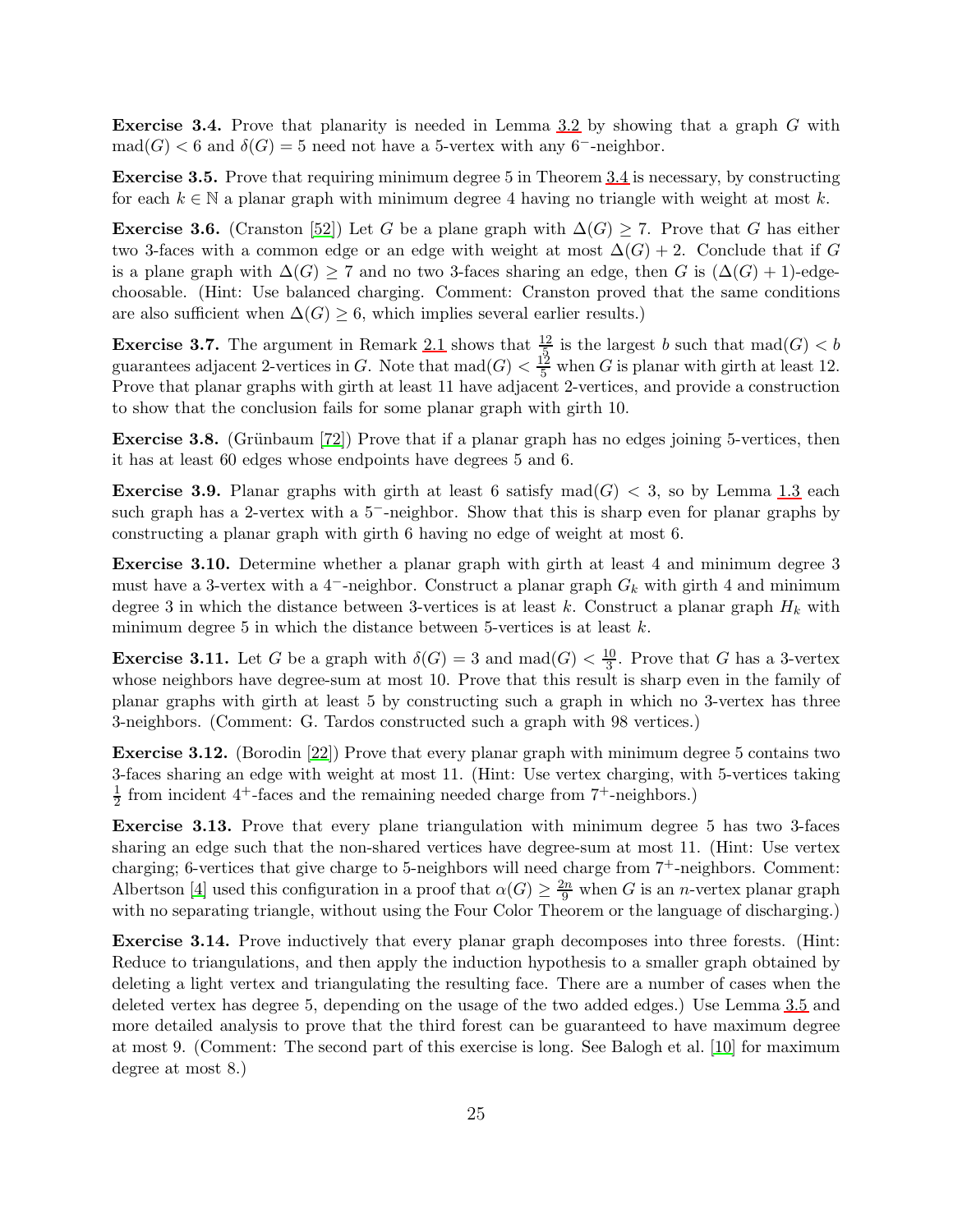**Exercise 3.4.** Prove that planarity is needed in Lemma 3.2 by showing that a graph $G$ with $\text{mad}(G) < 6$ and $\delta(G) = 5$ need not have a 5-vertex with any $6^-$-neighbor.

**Exercise 3.5.** Prove that requiring minimum degree 5 in Theorem 3.4 is necessary, by constructing for each $k \in \mathbb{N}$ a planar graph with minimum degree 4 having no triangle with weight at most $k$.

**Exercise 3.6.** (Cranston [52]) Let $G$ be a plane graph with $\Delta(G) \geq 7$. Prove that $G$ has either two 3-faces with a common edge or an edge with weight at most $\Delta(G) + 2$. Conclude that if $G$ is a plane graph with $\Delta(G) \geq 7$ and no two 3-faces sharing an edge, then $G$ is $(\Delta(G)+1)$-edge-choosable. (Hint: Use balanced charging. Comment: Cranston proved that the same conditions are also sufficient when $\Delta(G) \geq 6$, which implies several earlier results.)

**Exercise 3.7.** The argument in Remark 2.1 shows that $\frac{12}{5}$ is the largest $b$ such that $\text{mad}(G) < b$ guarantees adjacent 2-vertices in $G$. Note that $\text{mad}(G) < \frac{12}{5}$ when $G$ is planar with girth at least 12. Prove that planar graphs with girth at least 11 have adjacent 2-vertices, and provide a construction to show that the conclusion fails for some planar graph with girth 10.

**Exercise 3.8.** (Grünbaum [72]) Prove that if a planar graph has no edges joining 5-vertices, then it has at least 60 edges whose endpoints have degrees 5 and 6.

**Exercise 3.9.** Planar graphs with girth at least 6 satisfy $\text{mad}(G) < 3$, so by Lemma 1.3 each such graph has a 2-vertex with a $5^-$-neighbor. Show that this is sharp even for planar graphs by constructing a planar graph with girth 6 having no edge of weight at most 6.

**Exercise 3.10.** Determine whether a planar graph with girth at least 4 and minimum degree 3 must have a 3-vertex with a $4^-$-neighbor. Construct a planar graph $G_k$ with girth 4 and minimum degree 3 in which the distance between 3-vertices is at least $k$. Construct a planar graph $H_k$ with minimum degree 5 in which the distance between 5-vertices is at least $k$.

**Exercise 3.11.** Let $G$ be a graph with $\delta(G) = 3$ and $\text{mad}(G) < \frac{10}{3}$. Prove that $G$ has a 3-vertex whose neighbors have degree-sum at most 10. Prove that this result is sharp even in the family of planar graphs with girth at least 5 by constructing such a graph in which no 3-vertex has three 3-neighbors. (Comment: G. Tardos constructed such a graph with 98 vertices.)

**Exercise 3.12.** (Borodin [22]) Prove that every planar graph with minimum degree 5 contains two 3-faces sharing an edge with weight at most 11. (Hint: Use vertex charging, with 5-vertices taking $\frac{1}{2}$ from incident $4^+$-faces and the remaining needed charge from $7^+$-neighbors.)

**Exercise 3.13.** Prove that every plane triangulation with minimum degree 5 has two 3-faces sharing an edge such that the non-shared vertices have degree-sum at most 11. (Hint: Use vertex charging; 6-vertices that give charge to 5-neighbors will need charge from $7^+$-neighbors. Comment: Albertson [4] used this configuration in a proof that $\alpha(G) \geq \frac{2n}{9}$ when $G$ is an $n$-vertex planar graph with no separating triangle, without using the Four Color Theorem or the language of discharging.)

**Exercise 3.14.** Prove inductively that every planar graph decomposes into three forests. (Hint: Reduce to triangulations, and then apply the induction hypothesis to a smaller graph obtained by deleting a light vertex and triangulating the resulting face. There are a number of cases when the deleted vertex has degree 5, depending on the usage of the two added edges.) Use Lemma 3.5 and more detailed analysis to prove that the third forest can be guaranteed to have maximum degree at most 9. (Comment: The second part of this exercise is long. See Balogh et al. [10] for maximum degree at most 8.)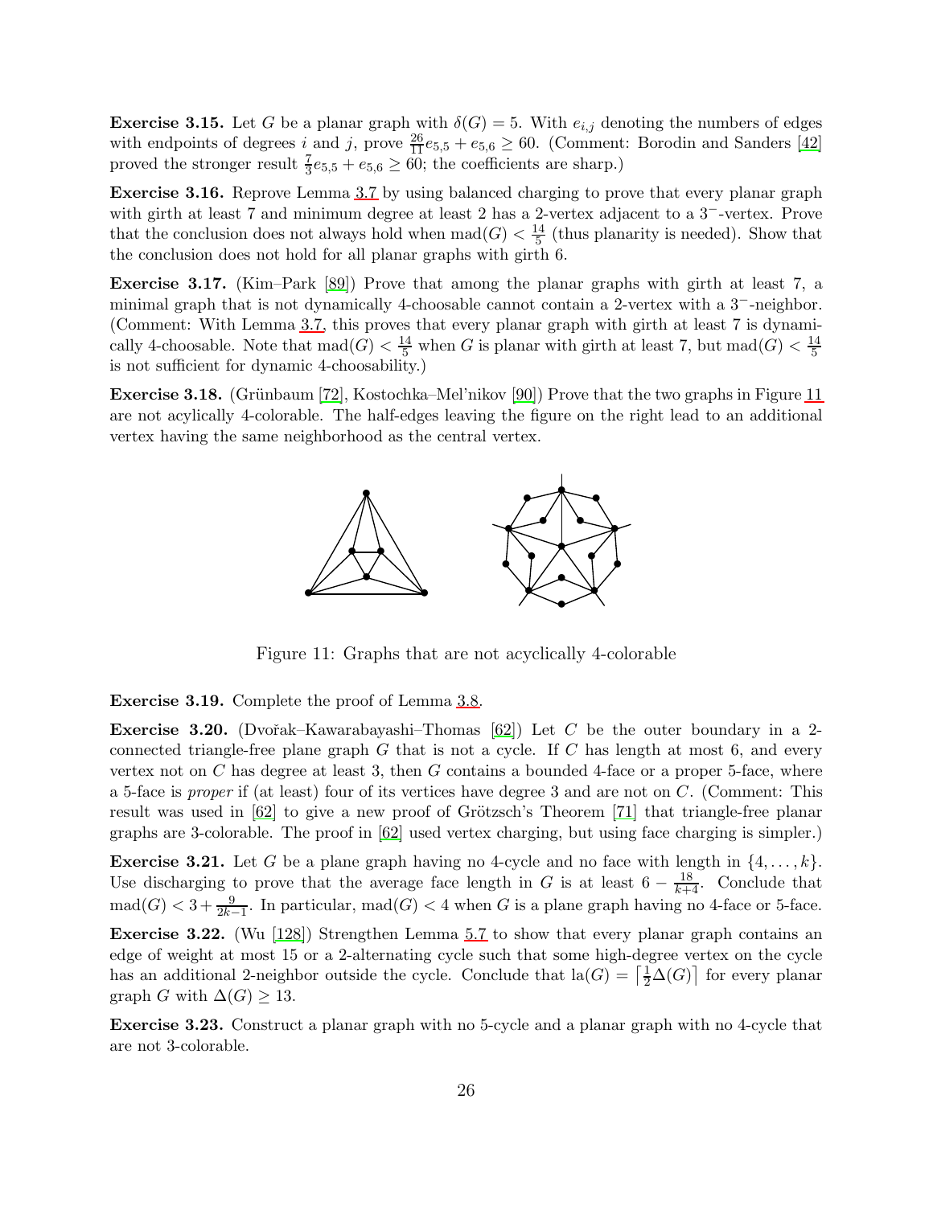**Exercise 3.15.** Let $G$ be a planar graph with $\delta(G) = 5$. With $e_{i,j}$ denoting the numbers of edges with endpoints of degrees $i$ and $j$, prove $\frac{26}{11}e_{5,5} + e_{5,6} \geq 60$. (Comment: Borodin and Sanders [42] proved the stronger result $\frac{7}{3}e_{5,5} + e_{5,6} \geq 60$; the coefficients are sharp.)

**Exercise 3.16.** Reprove Lemma 3.7 by using balanced charging to prove that every planar graph with girth at least 7 and minimum degree at least 2 has a 2-vertex adjacent to a $3^-$-vertex. Prove that the conclusion does not always hold when $\text{mad}(G) < \frac{14}{5}$ (thus planarity is needed). Show that the conclusion does not hold for all planar graphs with girth 6.

**Exercise 3.17.** (Kim–Park [89]) Prove that among the planar graphs with girth at least 7, a minimal graph that is not dynamically 4-choosable cannot contain a 2-vertex with a $3^-$-neighbor. (Comment: With Lemma 3.7, this proves that every planar graph with girth at least 7 is dynamically 4-choosable. Note that $\text{mad}(G) < \frac{14}{5}$ when $G$ is planar with girth at least 7, but $\text{mad}(G) < \frac{14}{5}$ is not sufficient for dynamic 4-choosability.)

**Exercise 3.18.** (Grünbaum [72], Kostochka–Mel'nikov [90]) Prove that the two graphs in Figure 11 are not acylically 4-colorable. The half-edges leaving the figure on the right lead to an additional vertex having the same neighborhood as the central vertex.

Figure 11: Graphs that are not acyclically 4-colorable

**Exercise 3.19.** Complete the proof of Lemma 3.8.

**Exercise 3.20.** (Dvořak–Kawarabayashi–Thomas [62]) Let $C$ be the outer boundary in a 2-connected triangle-free plane graph $G$ that is not a cycle. If $C$ has length at most 6, and every vertex not on $C$ has degree at least 3, then $G$ contains a bounded 4-face or a proper 5-face, where a 5-face is *proper* if (at least) four of its vertices have degree 3 and are not on $C$. (Comment: This result was used in [62] to give a new proof of Grötzsch's Theorem [71] that triangle-free planar graphs are 3-colorable. The proof in [62] used vertex charging, but using face charging is simpler.)

**Exercise 3.21.** Let $G$ be a plane graph having no 4-cycle and no face with length in $\{4, \ldots, k\}$. Use discharging to prove that the average face length in $G$ is at least $6 - \frac{18}{k+4}$. Conclude that $\text{mad}(G) < 3 + \frac{9}{2k-1}$. In particular, $\text{mad}(G) < 4$ when $G$ is a plane graph having no 4-face or 5-face.

**Exercise 3.22.** (Wu [128]) Strengthen Lemma 5.7 to show that every planar graph contains an edge of weight at most 15 or a 2-alternating cycle such that some high-degree vertex on the cycle has an additional 2-neighbor outside the cycle. Conclude that $\text{la}(G) = \left\lceil \frac{1}{2}\Delta(G) \right\rceil$ for every planar graph $G$ with $\Delta(G) \geq 13$.

**Exercise 3.23.** Construct a planar graph with no 5-cycle and a planar graph with no 4-cycle that are not 3-colorable.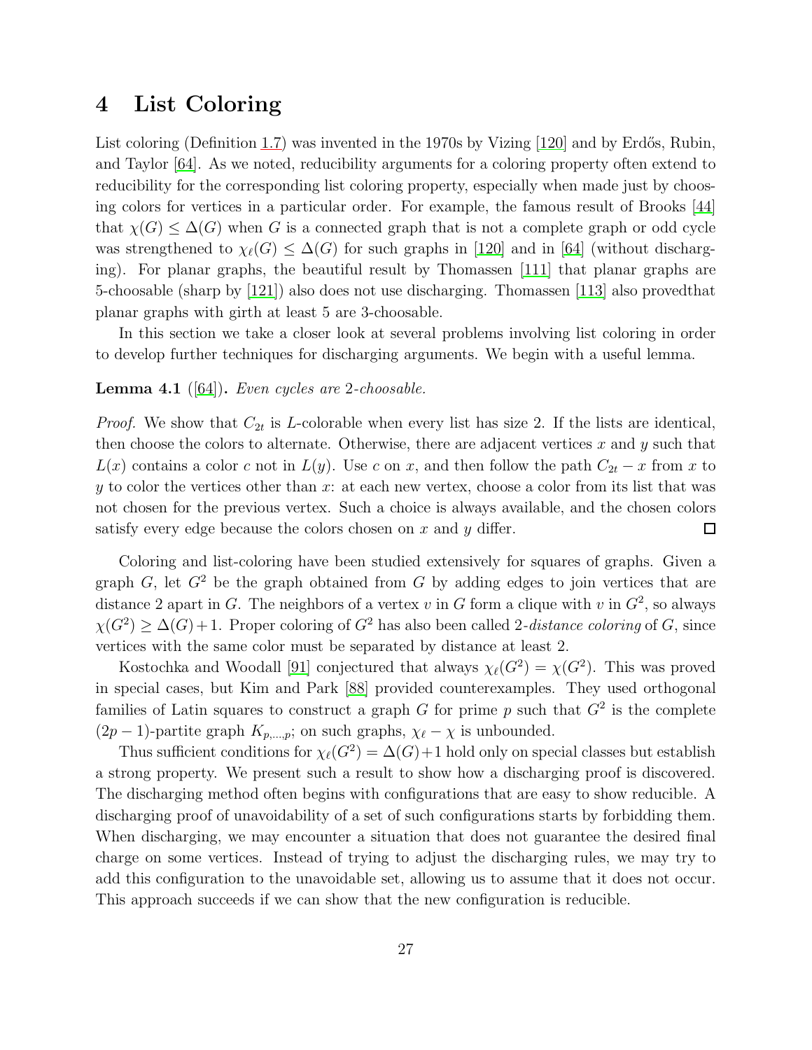# 4 List Coloring

List coloring (Definition 1.7) was invented in the 1970s by Vizing [120] and by Erdős, Rubin, and Taylor [64]. As we noted, reducibility arguments for a coloring property often extend to reducibility for the corresponding list coloring property, especially when made just by choosing colors for vertices in a particular order. For example, the famous result of Brooks [44] that $\chi(G) \le \Delta(G)$ when $G$ is a connected graph that is not a complete graph or odd cycle was strengthened to $\chi_\ell(G) \le \Delta(G)$ for such graphs in [120] and in [64] (without discharging). For planar graphs, the beautiful result by Thomassen [111] that planar graphs are 5-choosable (sharp by [121]) also does not use discharging. Thomassen [113] also provedthat planar graphs with girth at least 5 are 3-choosable.

In this section we take a closer look at several problems involving list coloring in order to develop further techniques for discharging arguments. We begin with a useful lemma.

**Lemma 4.1** ([64]). *Even cycles are* 2*-choosable.*

*Proof.* We show that $C_{2t}$ is $L$-colorable when every list has size 2. If the lists are identical, then choose the colors to alternate. Otherwise, there are adjacent vertices $x$ and $y$ such that $L(x)$ contains a color $c$ not in $L(y)$. Use $c$ on $x$, and then follow the path $C_{2t} - x$ from $x$ to $y$ to color the vertices other than $x$: at each new vertex, choose a color from its list that was not chosen for the previous vertex. Such a choice is always available, and the chosen colors satisfy every edge because the colors chosen on $x$ and $y$ differ. □

Coloring and list-coloring have been studied extensively for squares of graphs. Given a graph $G$, let $G^2$ be the graph obtained from $G$ by adding edges to join vertices that are distance 2 apart in $G$. The neighbors of a vertex $v$ in $G$ form a clique with $v$ in $G^2$, so always $\chi(G^2) \ge \Delta(G)+1$. Proper coloring of $G^2$ has also been called 2-*distance coloring* of $G$, since vertices with the same color must be separated by distance at least 2.

Kostochka and Woodall [91] conjectured that always $\chi_\ell(G^2) = \chi(G^2)$. This was proved in special cases, but Kim and Park [88] provided counterexamples. They used orthogonal families of Latin squares to construct a graph $G$ for prime $p$ such that $G^2$ is the complete $(2p-1)$-partite graph $K_{p,\dots,p}$; on such graphs, $\chi_\ell - \chi$ is unbounded.

Thus sufficient conditions for $\chi_\ell(G^2) = \Delta(G)+1$ hold only on special classes but establish a strong property. We present such a result to show how a discharging proof is discovered. The discharging method often begins with configurations that are easy to show reducible. A discharging proof of unavoidability of a set of such configurations starts by forbidding them. When discharging, we may encounter a situation that does not guarantee the desired final charge on some vertices. Instead of trying to adjust the discharging rules, we may try to add this configuration to the unavoidable set, allowing us to assume that it does not occur. This approach succeeds if we can show that the new configuration is reducible.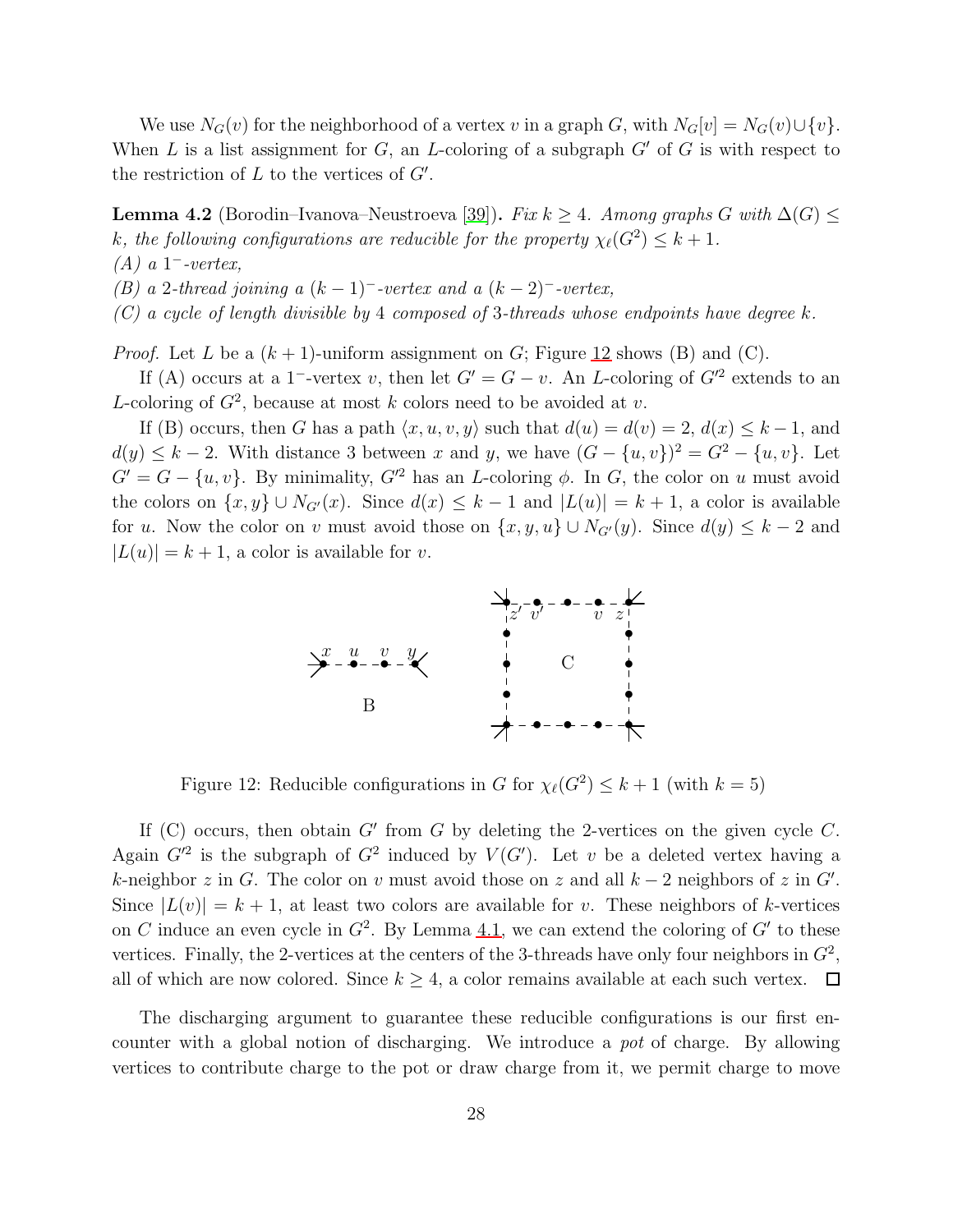We use $N_G(v)$ for the neighborhood of a vertex $v$ in a graph $G$, with $N_G[v] = N_G(v) \cup \{v\}$. When $L$ is a list assignment for $G$, an $L$-coloring of a subgraph $G'$ of $G$ is with respect to the restriction of $L$ to the vertices of $G'$.

**Lemma 4.2** (Borodin–Ivanova–Neustroeva [39]). *Fix $k \geq 4$. Among graphs $G$ with $\Delta(G) \leq k$, the following configurations are reducible for the property $\chi_\ell(G^2) \leq k+1$.*
*(A) a $1^-$-vertex,*
*(B) a 2-thread joining a $(k-1)^-$-vertex and a $(k-2)^-$-vertex,*
*(C) a cycle of length divisible by 4 composed of 3-threads whose endpoints have degree $k$.*

*Proof.* Let $L$ be a $(k+1)$-uniform assignment on $G$; Figure 12 shows (B) and (C).

If (A) occurs at a $1^-$-vertex $v$, then let $G' = G - v$. An $L$-coloring of $G'^2$ extends to an $L$-coloring of $G^2$, because at most $k$ colors need to be avoided at $v$.

If (B) occurs, then $G$ has a path $\langle x, u, v, y \rangle$ such that $d(u) = d(v) = 2$, $d(x) \leq k-1$, and $d(y) \leq k-2$. With distance 3 between $x$ and $y$, we have $(G - \{u, v\})^2 = G^2 - \{u, v\}$. Let $G' = G - \{u, v\}$. By minimality, $G'^2$ has an $L$-coloring $\phi$. In $G$, the color on $u$ must avoid the colors on $\{x, y\} \cup N_{G'}(x)$. Since $d(x) \leq k-1$ and $|L(u)| = k+1$, a color is available for $u$. Now the color on $v$ must avoid those on $\{x, y, u\} \cup N_{G'}(y)$. Since $d(y) \leq k-2$ and $|L(u)| = k+1$, a color is available for $v$.

Figure 12: Reducible configurations in $G$ for $\chi_\ell(G^2) \leq k+1$ (with $k = 5$)

If (C) occurs, then obtain $G'$ from $G$ by deleting the 2-vertices on the given cycle $C$. Again $G'^2$ is the subgraph of $G^2$ induced by $V(G')$. Let $v$ be a deleted vertex having a $k$-neighbor $z$ in $G$. The color on $v$ must avoid those on $z$ and all $k-2$ neighbors of $z$ in $G'$. Since $|L(v)| = k+1$, at least two colors are available for $v$. These neighbors of $k$-vertices on $C$ induce an even cycle in $G^2$. By Lemma 4.1, we can extend the coloring of $G'$ to these vertices. Finally, the 2-vertices at the centers of the 3-threads have only four neighbors in $G^2$, all of which are now colored. Since $k \geq 4$, a color remains available at each such vertex. $\square$

The discharging argument to guarantee these reducible configurations is our first encounter with a global notion of discharging. We introduce a *pot* of charge. By allowing vertices to contribute charge to the pot or draw charge from it, we permit charge to move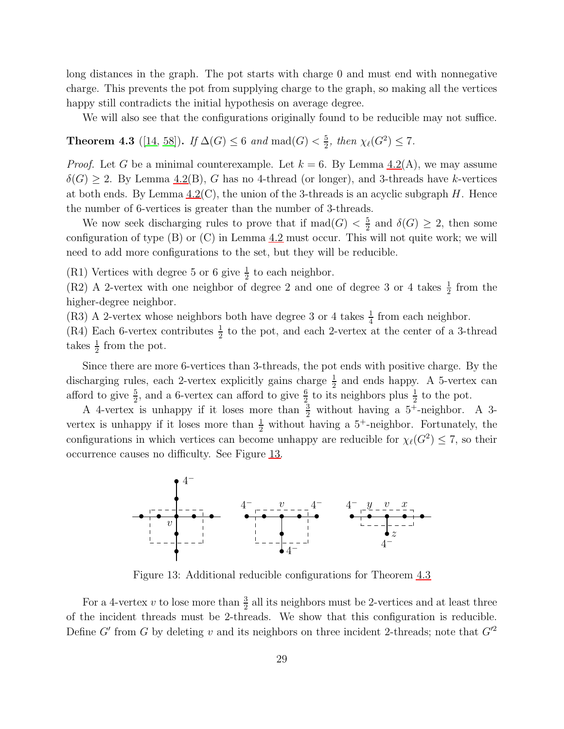long distances in the graph. The pot starts with charge 0 and must end with nonnegative charge. This prevents the pot from supplying charge to the graph, so making all the vertices happy still contradicts the initial hypothesis on average degree.

We will also see that the configurations originally found to be reducible may not suffice.

**Theorem 4.3** ([14, 58]). *If $\Delta(G) \le 6$ and $\mathrm{mad}(G) < \frac{5}{2}$, then $\chi_\ell(G^2) \le 7$.*

*Proof.* Let $G$ be a minimal counterexample. Let $k = 6$. By Lemma 4.2(A), we may assume $\delta(G) \ge 2$. By Lemma 4.2(B), $G$ has no 4-thread (or longer), and 3-threads have $k$-vertices at both ends. By Lemma 4.2(C), the union of the 3-threads is an acyclic subgraph $H$. Hence the number of 6-vertices is greater than the number of 3-threads.

We now seek discharging rules to prove that if $\mathrm{mad}(G) < \frac{5}{2}$ and $\delta(G) \ge 2$, then some configuration of type (B) or (C) in Lemma 4.2 must occur. This will not quite work; we will need to add more configurations to the set, but they will be reducible.

(R1) Vertices with degree 5 or 6 give $\frac{1}{2}$ to each neighbor.
(R2) A 2-vertex with one neighbor of degree 2 and one of degree 3 or 4 takes $\frac{1}{2}$ from the higher-degree neighbor.
(R3) A 2-vertex whose neighbors both have degree 3 or 4 takes $\frac{1}{4}$ from each neighbor.
(R4) Each 6-vertex contributes $\frac{1}{2}$ to the pot, and each 2-vertex at the center of a 3-thread takes $\frac{1}{2}$ from the pot.

Since there are more 6-vertices than 3-threads, the pot ends with positive charge. By the discharging rules, each 2-vertex explicitly gains charge $\frac{1}{2}$ and ends happy. A 5-vertex can afford to give $\frac{5}{2}$, and a 6-vertex can afford to give $\frac{6}{2}$ to its neighbors plus $\frac{1}{2}$ to the pot.

A 4-vertex is unhappy if it loses more than $\frac{3}{2}$ without having a $5^+$-neighbor. A 3-vertex is unhappy if it loses more than $\frac{1}{2}$ without having a $5^+$-neighbor. Fortunately, the configurations in which vertices can become unhappy are reducible for $\chi_\ell(G^2) \le 7$, so their occurrence causes no difficulty. See Figure 13.

Figure 13: Additional reducible configurations for Theorem 4.3

For a 4-vertex $v$ to lose more than $\frac{3}{2}$ all its neighbors must be 2-vertices and at least three of the incident threads must be 2-threads. We show that this configuration is reducible. Define $G'$ from $G$ by deleting $v$ and its neighbors on three incident 2-threads; note that $G'^2$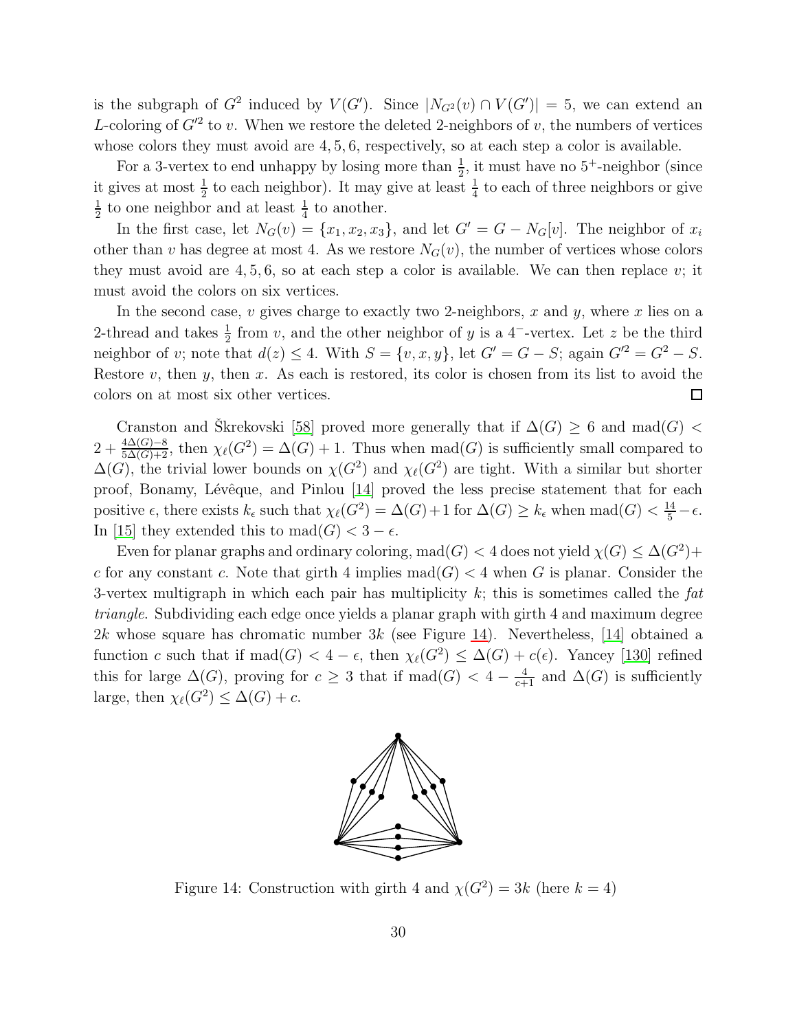is the subgraph of $G^2$ induced by $V(G')$. Since $|N_{G^2}(v) \cap V(G')| = 5$, we can extend an $L$-coloring of $G'^2$ to $v$. When we restore the deleted 2-neighbors of $v$, the numbers of vertices whose colors they must avoid are 4, 5, 6, respectively, so at each step a color is available.

For a 3-vertex to end unhappy by losing more than $\frac{1}{2}$, it must have no $5^+$-neighbor (since it gives at most $\frac{1}{2}$ to each neighbor). It may give at least $\frac{1}{4}$ to each of three neighbors or give $\frac{1}{2}$ to one neighbor and at least $\frac{1}{4}$ to another.

In the first case, let $N_G(v) = \{x_1, x_2, x_3\}$, and let $G' = G - N_G[v]$. The neighbor of $x_i$ other than $v$ has degree at most 4. As we restore $N_G(v)$, the number of vertices whose colors they must avoid are 4, 5, 6, so at each step a color is available. We can then replace $v$; it must avoid the colors on six vertices.

In the second case, $v$ gives charge to exactly two 2-neighbors, $x$ and $y$, where $x$ lies on a 2-thread and takes $\frac{1}{2}$ from $v$, and the other neighbor of $y$ is a $4^-$-vertex. Let $z$ be the third neighbor of $v$; note that $d(z) \le 4$. With $S = \{v, x, y\}$, let $G' = G - S$; again $G'^2 = G^2 - S$. Restore $v$, then $y$, then $x$. As each is restored, its color is chosen from its list to avoid the colors on at most six other vertices. □

Cranston and Škrekovski [58] proved more generally that if $\Delta(G) \ge 6$ and $\mathrm{mad}(G) < 2 + \frac{4\Delta(G)-8}{5\Delta(G)+2}$, then $\chi_\ell(G^2) = \Delta(G) + 1$. Thus when $\mathrm{mad}(G)$ is sufficiently small compared to $\Delta(G)$, the trivial lower bounds on $\chi(G^2)$ and $\chi_\ell(G^2)$ are tight. With a similar but shorter proof, Bonamy, Lévêque, and Pinlou [14] proved the less precise statement that for each positive $\epsilon$, there exists $k_\epsilon$ such that $\chi_\ell(G^2) = \Delta(G)+1$ for $\Delta(G) \ge k_\epsilon$ when $\mathrm{mad}(G) < \frac{14}{5} - \epsilon$. In [15] they extended this to $\mathrm{mad}(G) < 3 - \epsilon$.

Even for planar graphs and ordinary coloring, $\mathrm{mad}(G) < 4$ does not yield $\chi(G) \le \Delta(G^2) + c$ for any constant $c$. Note that girth 4 implies $\mathrm{mad}(G) < 4$ when $G$ is planar. Consider the 3-vertex multigraph in which each pair has multiplicity $k$; this is sometimes called the *fat triangle*. Subdividing each edge once yields a planar graph with girth 4 and maximum degree $2k$ whose square has chromatic number $3k$ (see Figure 14). Nevertheless, [14] obtained a function $c$ such that if $\mathrm{mad}(G) < 4 - \epsilon$, then $\chi_\ell(G^2) \le \Delta(G) + c(\epsilon)$. Yancey [130] refined this for large $\Delta(G)$, proving for $c \ge 3$ that if $\mathrm{mad}(G) < 4 - \frac{4}{c+1}$ and $\Delta(G)$ is sufficiently large, then $\chi_\ell(G^2) \le \Delta(G) + c$.

Figure 14: Construction with girth 4 and $\chi(G^2) = 3k$ (here $k = 4$)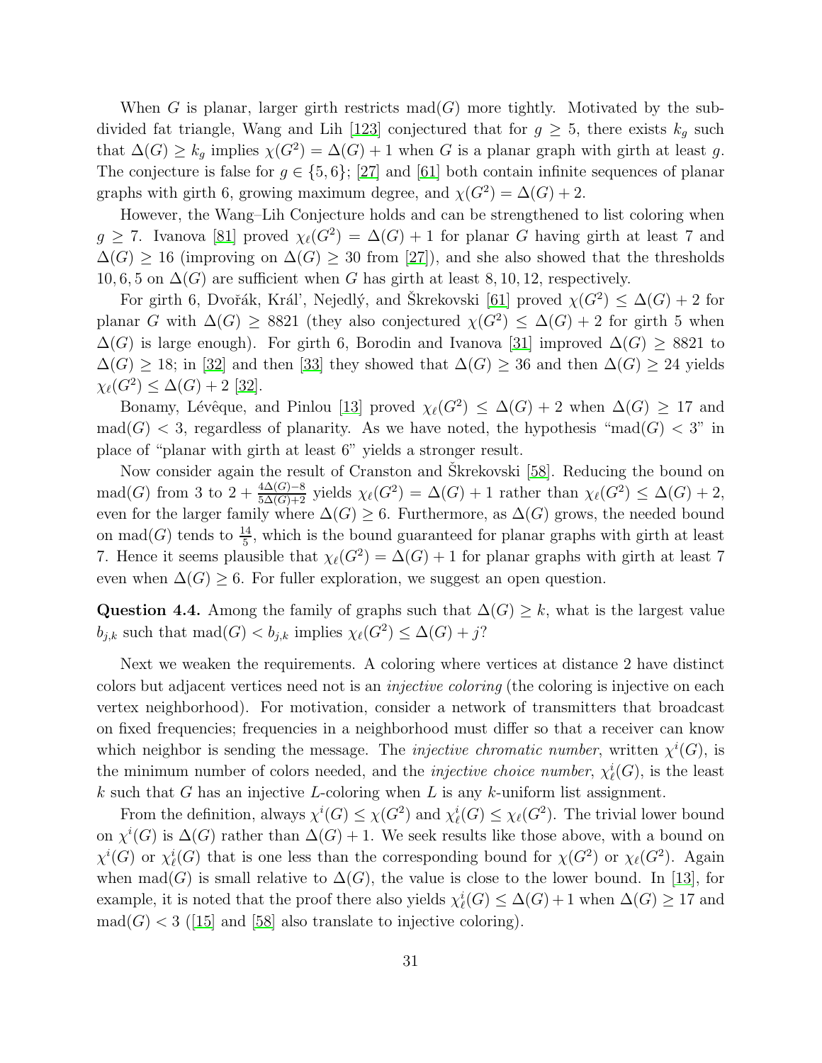When $G$ is planar, larger girth restricts $\mathrm{mad}(G)$ more tightly. Motivated by the subdivided fat triangle, Wang and Lih [123] conjectured that for $g \ge 5$, there exists $k_g$ such that $\Delta(G) \ge k_g$ implies $\chi(G^2) = \Delta(G)+1$ when $G$ is a planar graph with girth at least $g$. The conjecture is false for $g \in \{5, 6\}$; [27] and [61] both contain infinite sequences of planar graphs with girth 6, growing maximum degree, and $\chi(G^2) = \Delta(G) + 2$.

However, the Wang–Lih Conjecture holds and can be strengthened to list coloring when $g \ge 7$. Ivanova [81] proved $\chi_\ell(G^2) = \Delta(G) + 1$ for planar $G$ having girth at least 7 and $\Delta(G) \ge 16$ (improving on $\Delta(G) \ge 30$ from [27]), and she also showed that the thresholds $10, 6, 5$ on $\Delta(G)$ are sufficient when $G$ has girth at least $8, 10, 12$, respectively.

For girth 6, Dvořák, Kráľ, Nejedlý, and Škrekovski [61] proved $\chi(G^2) \le \Delta(G) + 2$ for planar $G$ with $\Delta(G) \ge 8821$ (they also conjectured $\chi(G^2) \le \Delta(G)+2$ for girth 5 when $\Delta(G)$ is large enough). For girth 6, Borodin and Ivanova [31] improved $\Delta(G) \ge 8821$ to $\Delta(G) \ge 18$; in [32] and then [33] they showed that $\Delta(G) \ge 36$ and then $\Delta(G) \ge 24$ yields $\chi_\ell(G^2) \le \Delta(G) + 2$ [32].

Bonamy, Lévêque, and Pinlou [13] proved $\chi_\ell(G^2) \le \Delta(G) + 2$ when $\Delta(G) \ge 17$ and $\mathrm{mad}(G) < 3$, regardless of planarity. As we have noted, the hypothesis "$\mathrm{mad}(G) < 3$" in place of "planar with girth at least 6" yields a stronger result.

Now consider again the result of Cranston and Škrekovski [58]. Reducing the bound on $\mathrm{mad}(G)$ from 3 to $2 + \frac{4\Delta(G)-8}{5\Delta(G)+2}$ yields $\chi_\ell(G^2) = \Delta(G) + 1$ rather than $\chi_\ell(G^2) \le \Delta(G) + 2$, even for the larger family where $\Delta(G) \ge 6$. Furthermore, as $\Delta(G)$ grows, the needed bound on $\mathrm{mad}(G)$ tends to $\frac{14}{5}$, which is the bound guaranteed for planar graphs with girth at least 7. Hence it seems plausible that $\chi_\ell(G^2) = \Delta(G) + 1$ for planar graphs with girth at least 7 even when $\Delta(G) \ge 6$. For fuller exploration, we suggest an open question.

**Question 4.4.** Among the family of graphs such that $\Delta(G) \ge k$, what is the largest value $b_{j,k}$ such that $\mathrm{mad}(G) < b_{j,k}$ implies $\chi_\ell(G^2) \le \Delta(G) + j$?

Next we weaken the requirements. A coloring where vertices at distance 2 have distinct colors but adjacent vertices need not is an *injective coloring* (the coloring is injective on each vertex neighborhood). For motivation, consider a network of transmitters that broadcast on fixed frequencies; frequencies in a neighborhood must differ so that a receiver can know which neighbor is sending the message. The *injective chromatic number*, written $\chi^i(G)$, is the minimum number of colors needed, and the *injective choice number*, $\chi^i_\ell(G)$, is the least $k$ such that $G$ has an injective $L$-coloring when $L$ is any $k$-uniform list assignment.

From the definition, always $\chi^i(G) \le \chi(G^2)$ and $\chi^i_\ell(G) \le \chi_\ell(G^2)$. The trivial lower bound on $\chi^i(G)$ is $\Delta(G)$ rather than $\Delta(G)+1$. We seek results like those above, with a bound on $\chi^i(G)$ or $\chi^i_\ell(G)$ that is one less than the corresponding bound for $\chi(G^2)$ or $\chi_\ell(G^2)$. Again when $\mathrm{mad}(G)$ is small relative to $\Delta(G)$, the value is close to the lower bound. In [13], for example, it is noted that the proof there also yields $\chi^i_\ell(G) \le \Delta(G)+1$ when $\Delta(G) \ge 17$ and $\mathrm{mad}(G) < 3$ ([15] and [58] also translate to injective coloring).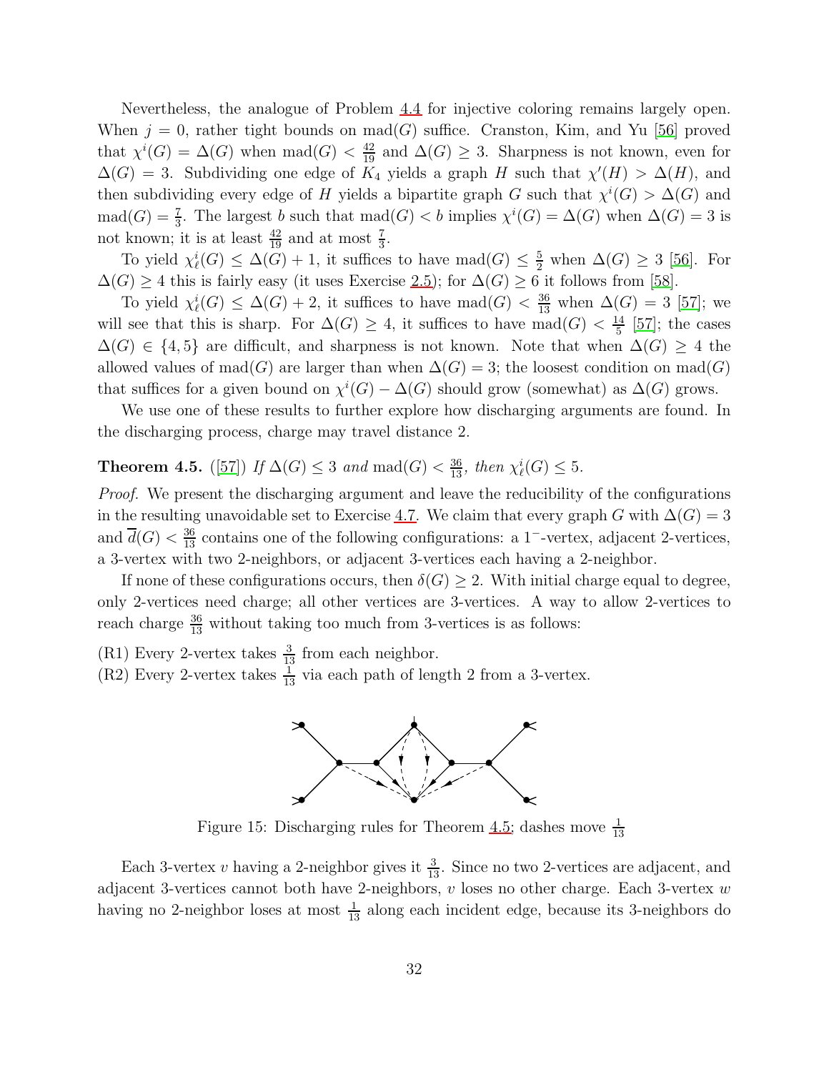Nevertheless, the analogue of Problem 4.4 for injective coloring remains largely open. When $j = 0$, rather tight bounds on $\mathrm{mad}(G)$ suffice. Cranston, Kim, and Yu [56] proved that $\chi^i(G) = \Delta(G)$ when $\mathrm{mad}(G) < \frac{42}{19}$ and $\Delta(G) \geq 3$. Sharpness is not known, even for $\Delta(G) = 3$. Subdividing one edge of $K_4$ yields a graph $H$ such that $\chi'(H) > \Delta(H)$, and then subdividing every edge of $H$ yields a bipartite graph $G$ such that $\chi^i(G) > \Delta(G)$ and $\mathrm{mad}(G) = \frac{7}{3}$. The largest $b$ such that $\mathrm{mad}(G) < b$ implies $\chi^i(G) = \Delta(G)$ when $\Delta(G) = 3$ is not known; it is at least $\frac{42}{19}$ and at most $\frac{7}{3}$.

To yield $\chi^i_\ell(G) \leq \Delta(G) + 1$, it suffices to have $\mathrm{mad}(G) \leq \frac{5}{2}$ when $\Delta(G) \geq 3$ [56]. For $\Delta(G) \geq 4$ this is fairly easy (it uses Exercise 2.5); for $\Delta(G) \geq 6$ it follows from [58].

To yield $\chi^i_\ell(G) \leq \Delta(G) + 2$, it suffices to have $\mathrm{mad}(G) < \frac{36}{13}$ when $\Delta(G) = 3$ [57]; we will see that this is sharp. For $\Delta(G) \geq 4$, it suffices to have $\mathrm{mad}(G) < \frac{14}{5}$ [57]; the cases $\Delta(G) \in \{4, 5\}$ are difficult, and sharpness is not known. Note that when $\Delta(G) \geq 4$ the allowed values of $\mathrm{mad}(G)$ are larger than when $\Delta(G) = 3$; the loosest condition on $\mathrm{mad}(G)$ that suffices for a given bound on $\chi^i(G) - \Delta(G)$ should grow (somewhat) as $\Delta(G)$ grows.

We use one of these results to further explore how discharging arguments are found. In the discharging process, charge may travel distance 2.

**Theorem 4.5.** ([57]) *If $\Delta(G) \leq 3$ and $\mathrm{mad}(G) < \frac{36}{13}$, then $\chi^i_\ell(G) \leq 5$.*

*Proof.* We present the discharging argument and leave the reducibility of the configurations in the resulting unavoidable set to Exercise 4.7. We claim that every graph $G$ with $\Delta(G) = 3$ and $\overline{d}(G) < \frac{36}{13}$ contains one of the following configurations: a $1^-$-vertex, adjacent 2-vertices, a 3-vertex with two 2-neighbors, or adjacent 3-vertices each having a 2-neighbor.

If none of these configurations occurs, then $\delta(G) \geq 2$. With initial charge equal to degree, only 2-vertices need charge; all other vertices are 3-vertices. A way to allow 2-vertices to reach charge $\frac{36}{13}$ without taking too much from 3-vertices is as follows:

(R1) Every 2-vertex takes $\frac{3}{13}$ from each neighbor.
(R2) Every 2-vertex takes $\frac{1}{13}$ via each path of length 2 from a 3-vertex.

Figure 15: Discharging rules for Theorem 4.5; dashes move $\frac{1}{13}$

Each 3-vertex $v$ having a 2-neighbor gives it $\frac{3}{13}$. Since no two 2-vertices are adjacent, and adjacent 3-vertices cannot both have 2-neighbors, $v$ loses no other charge. Each 3-vertex $w$ having no 2-neighbor loses at most $\frac{1}{13}$ along each incident edge, because its 3-neighbors do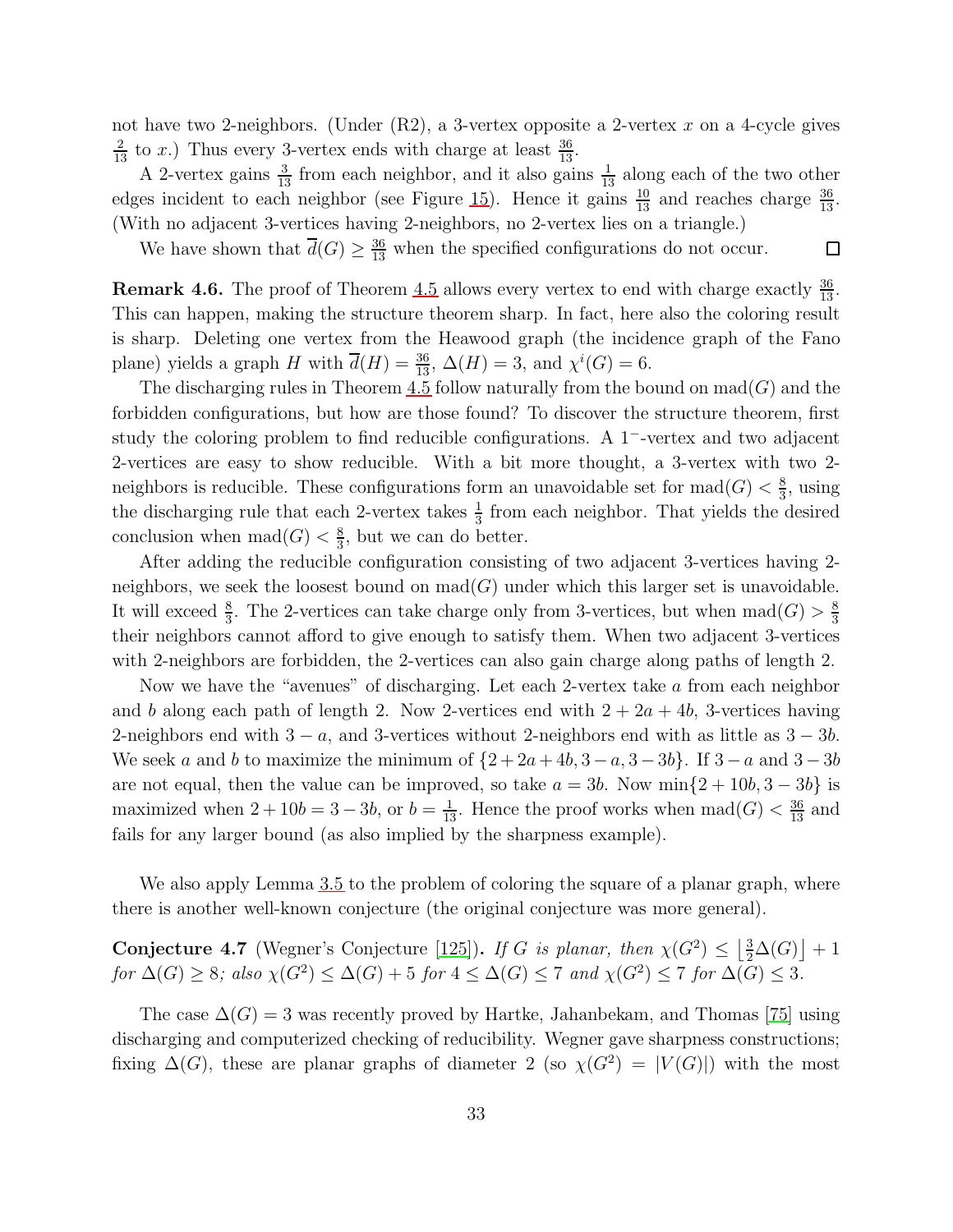not have two 2-neighbors. (Under (R2), a 3-vertex opposite a 2-vertex $x$ on a 4-cycle gives $\frac{2}{13}$ to $x$.) Thus every 3-vertex ends with charge at least $\frac{36}{13}$.

A 2-vertex gains $\frac{3}{13}$ from each neighbor, and it also gains $\frac{1}{13}$ along each of the two other edges incident to each neighbor (see Figure 15). Hence it gains $\frac{10}{13}$ and reaches charge $\frac{36}{13}$. (With no adjacent 3-vertices having 2-neighbors, no 2-vertex lies on a triangle.)

We have shown that $\overline{d}(G) \geq \frac{36}{13}$ when the specified configurations do not occur. □

**Remark 4.6.** The proof of Theorem 4.5 allows every vertex to end with charge exactly $\frac{36}{13}$. This can happen, making the structure theorem sharp. In fact, here also the coloring result is sharp. Deleting one vertex from the Heawood graph (the incidence graph of the Fano plane) yields a graph $H$ with $\overline{d}(H) = \frac{36}{13}$, $\Delta(H) = 3$, and $\chi^i(G) = 6$.

The discharging rules in Theorem 4.5 follow naturally from the bound on $\text{mad}(G)$ and the forbidden configurations, but how are those found? To discover the structure theorem, first study the coloring problem to find reducible configurations. A $1^-$-vertex and two adjacent 2-vertices are easy to show reducible. With a bit more thought, a 3-vertex with two 2-neighbors is reducible. These configurations form an unavoidable set for $\text{mad}(G) < \frac{8}{3}$, using the discharging rule that each 2-vertex takes $\frac{1}{3}$ from each neighbor. That yields the desired conclusion when $\text{mad}(G) < \frac{8}{3}$, but we can do better.

After adding the reducible configuration consisting of two adjacent 3-vertices having 2-neighbors, we seek the loosest bound on $\text{mad}(G)$ under which this larger set is unavoidable. It will exceed $\frac{8}{3}$. The 2-vertices can take charge only from 3-vertices, but when $\text{mad}(G) > \frac{8}{3}$ their neighbors cannot afford to give enough to satisfy them. When two adjacent 3-vertices with 2-neighbors are forbidden, the 2-vertices can also gain charge along paths of length 2.

Now we have the "avenues" of discharging. Let each 2-vertex take $a$ from each neighbor and $b$ along each path of length 2. Now 2-vertices end with $2 + 2a + 4b$, 3-vertices having 2-neighbors end with $3 - a$, and 3-vertices without 2-neighbors end with as little as $3 - 3b$. We seek $a$ and $b$ to maximize the minimum of $\{2+2a+4b, 3-a, 3-3b\}$. If $3-a$ and $3-3b$ are not equal, then the value can be improved, so take $a = 3b$. Now $\min\{2 + 10b, 3 - 3b\}$ is maximized when $2 + 10b = 3 - 3b$, or $b = \frac{1}{13}$. Hence the proof works when $\text{mad}(G) < \frac{36}{13}$ and fails for any larger bound (as also implied by the sharpness example).

We also apply Lemma 3.5 to the problem of coloring the square of a planar graph, where there is another well-known conjecture (the original conjecture was more general).

**Conjecture 4.7** (Wegner's Conjecture [125]). *If $G$ is planar, then $\chi(G^2) \leq \left\lfloor \frac{3}{2}\Delta(G) \right\rfloor + 1$ for $\Delta(G) \geq 8$; also $\chi(G^2) \leq \Delta(G) + 5$ for $4 \leq \Delta(G) \leq 7$ and $\chi(G^2) \leq 7$ for $\Delta(G) \leq 3$.*

The case $\Delta(G) = 3$ was recently proved by Hartke, Jahanbekam, and Thomas [75] using discharging and computerized checking of reducibility. Wegner gave sharpness constructions; fixing $\Delta(G)$, these are planar graphs of diameter 2 (so $\chi(G^2) = |V(G)|$) with the most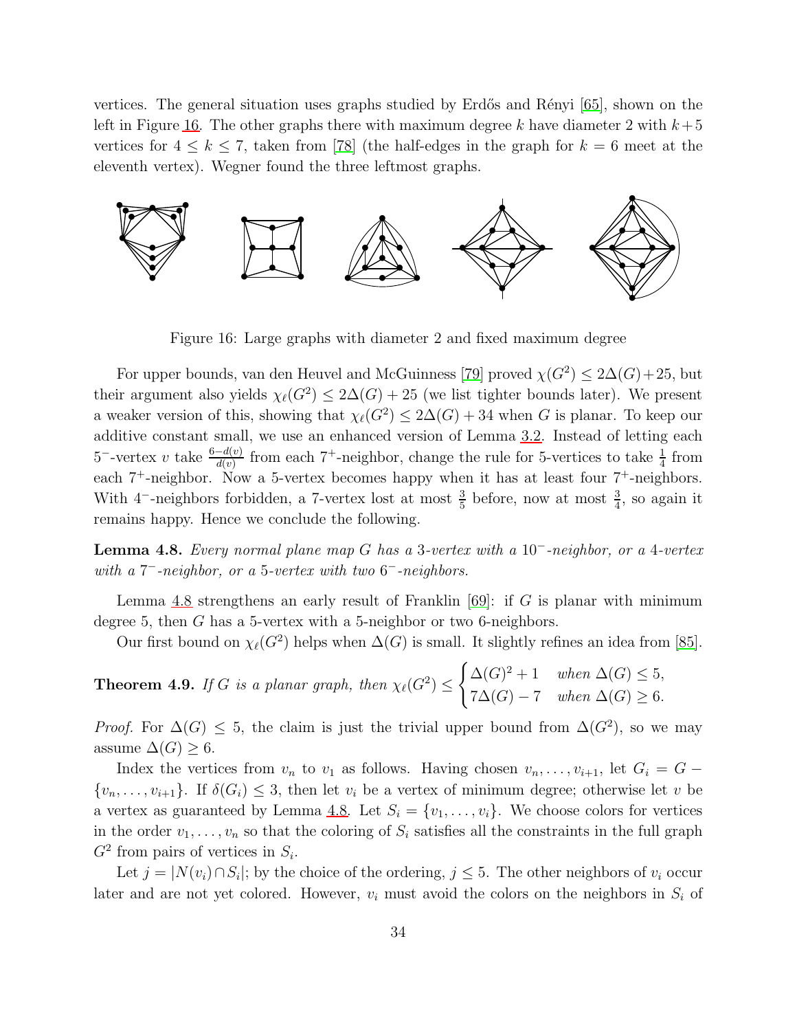vertices. The general situation uses graphs studied by Erdős and Rényi [65], shown on the left in Figure 16. The other graphs there with maximum degree $k$ have diameter 2 with $k+5$ vertices for $4 \le k \le 7$, taken from [78] (the half-edges in the graph for $k = 6$ meet at the eleventh vertex). Wegner found the three leftmost graphs.

Figure 16: Large graphs with diameter 2 and fixed maximum degree

For upper bounds, van den Heuvel and McGuinness [79] proved $\chi(G^2) \le 2\Delta(G)+25$, but their argument also yields $\chi_\ell(G^2) \le 2\Delta(G) + 25$ (we list tighter bounds later). We present a weaker version of this, showing that $\chi_\ell(G^2) \le 2\Delta(G) + 34$ when $G$ is planar. To keep our additive constant small, we use an enhanced version of Lemma 3.2. Instead of letting each $5^-$-vertex $v$ take $\frac{6-d(v)}{d(v)}$ from each $7^+$-neighbor, change the rule for 5-vertices to take $\frac{1}{4}$ from each $7^+$-neighbor. Now a 5-vertex becomes happy when it has at least four $7^+$-neighbors. With $4^-$-neighbors forbidden, a 7-vertex lost at most $\frac{3}{5}$ before, now at most $\frac{3}{4}$, so again it remains happy. Hence we conclude the following.

**Lemma 4.8.** *Every normal plane map $G$ has a 3-vertex with a $10^-$-neighbor, or a 4-vertex with a $7^-$-neighbor, or a 5-vertex with two $6^-$-neighbors.*

Lemma 4.8 strengthens an early result of Franklin [69]: if $G$ is planar with minimum degree 5, then $G$ has a 5-vertex with a 5-neighbor or two 6-neighbors.

Our first bound on $\chi_\ell(G^2)$ helps when $\Delta(G)$ is small. It slightly refines an idea from [85].

**Theorem 4.9.** *If $G$ is a planar graph, then* $\chi_\ell(G^2) \le \begin{cases} \Delta(G)^2+1 & \text{when } \Delta(G) \le 5, \\ 7\Delta(G)-7 & \text{when } \Delta(G) \ge 6. \end{cases}$

*Proof.* For $\Delta(G) \le 5$, the claim is just the trivial upper bound from $\Delta(G^2)$, so we may assume $\Delta(G) \ge 6$.

Index the vertices from $v_n$ to $v_1$ as follows. Having chosen $v_n, \dots, v_{i+1}$, let $G_i = G - \{v_n, \dots, v_{i+1}\}$. If $\delta(G_i) \le 3$, then let $v_i$ be a vertex of minimum degree; otherwise let $v$ be a vertex as guaranteed by Lemma 4.8. Let $S_i = \{v_1, \dots, v_i\}$. We choose colors for vertices in the order $v_1, \dots, v_n$ so that the coloring of $S_i$ satisfies all the constraints in the full graph $G^2$ from pairs of vertices in $S_i$.

Let $j = |N(v_i) \cap S_i|$; by the choice of the ordering, $j \le 5$. The other neighbors of $v_i$ occur later and are not yet colored. However, $v_i$ must avoid the colors on the neighbors in $S_i$ of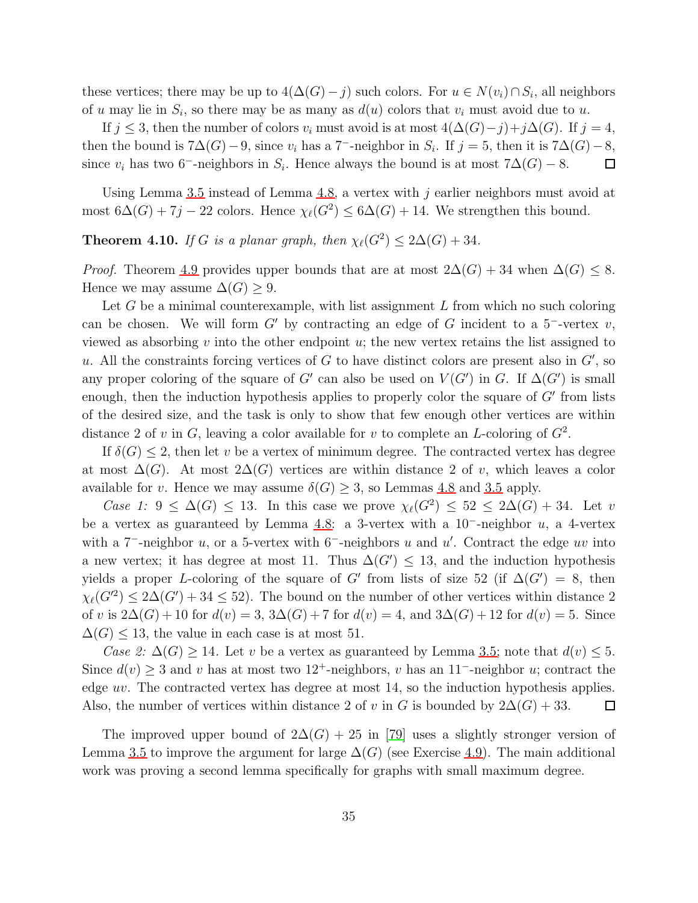these vertices; there may be up to $4(\Delta(G)-j)$ such colors. For $u \in N(v_i) \cap S_i$, all neighbors of $u$ may lie in $S_i$, so there may be as many as $d(u)$ colors that $v_i$ must avoid due to $u$.

If $j \le 3$, then the number of colors $v_i$ must avoid is at most $4(\Delta(G)-j)+j\Delta(G)$. If $j = 4$, then the bound is $7\Delta(G)-9$, since $v_i$ has a $7^-$-neighbor in $S_i$. If $j = 5$, then it is $7\Delta(G)-8$, since $v_i$ has two $6^-$-neighbors in $S_i$. Hence always the bound is at most $7\Delta(G)-8$. □

Using Lemma 3.5 instead of Lemma 4.8, a vertex with $j$ earlier neighbors must avoid at most $6\Delta(G)+7j-22$ colors. Hence $\chi_\ell(G^2) \le 6\Delta(G)+14$. We strengthen this bound.

**Theorem 4.10.** *If $G$ is a planar graph, then $\chi_\ell(G^2) \le 2\Delta(G)+34$.*

*Proof.* Theorem 4.9 provides upper bounds that are at most $2\Delta(G)+34$ when $\Delta(G) \le 8$. Hence we may assume $\Delta(G) \ge 9$.

Let $G$ be a minimal counterexample, with list assignment $L$ from which no such coloring can be chosen. We will form $G'$ by contracting an edge of $G$ incident to a $5^-$-vertex $v$, viewed as absorbing $v$ into the other endpoint $u$; the new vertex retains the list assigned to $u$. All the constraints forcing vertices of $G$ to have distinct colors are present also in $G'$, so any proper coloring of the square of $G'$ can also be used on $V(G')$ in $G$. If $\Delta(G')$ is small enough, then the induction hypothesis applies to properly color the square of $G'$ from lists of the desired size, and the task is only to show that few enough other vertices are within distance 2 of $v$ in $G$, leaving a color available for $v$ to complete an $L$-coloring of $G^2$.

If $\delta(G) \le 2$, then let $v$ be a vertex of minimum degree. The contracted vertex has degree at most $\Delta(G)$. At most $2\Delta(G)$ vertices are within distance 2 of $v$, which leaves a color available for $v$. Hence we may assume $\delta(G) \ge 3$, so Lemmas 4.8 and 3.5 apply.

*Case 1:* $9 \le \Delta(G) \le 13$. In this case we prove $\chi_\ell(G^2) \le 52 \le 2\Delta(G)+34$. Let $v$ be a vertex as guaranteed by Lemma 4.8: a 3-vertex with a $10^-$-neighbor $u$, a 4-vertex with a $7^-$-neighbor $u$, or a 5-vertex with $6^-$-neighbors $u$ and $u'$. Contract the edge $uv$ into a new vertex; it has degree at most 11. Thus $\Delta(G') \le 13$, and the induction hypothesis yields a proper $L$-coloring of the square of $G'$ from lists of size 52 (if $\Delta(G') = 8$, then $\chi_\ell(G'^2) \le 2\Delta(G')+34 \le 52$). The bound on the number of other vertices within distance 2 of $v$ is $2\Delta(G)+10$ for $d(v)=3$, $3\Delta(G)+7$ for $d(v)=4$, and $3\Delta(G)+12$ for $d(v)=5$. Since $\Delta(G) \le 13$, the value in each case is at most 51.

*Case 2:* $\Delta(G) \ge 14$. Let $v$ be a vertex as guaranteed by Lemma 3.5; note that $d(v) \le 5$. Since $d(v) \ge 3$ and $v$ has at most two $12^+$-neighbors, $v$ has an $11^-$-neighbor $u$; contract the edge $uv$. The contracted vertex has degree at most 14, so the induction hypothesis applies. Also, the number of vertices within distance 2 of $v$ in $G$ is bounded by $2\Delta(G)+33$. □

The improved upper bound of $2\Delta(G)+25$ in [79] uses a slightly stronger version of Lemma 3.5 to improve the argument for large $\Delta(G)$ (see Exercise 4.9). The main additional work was proving a second lemma specifically for graphs with small maximum degree.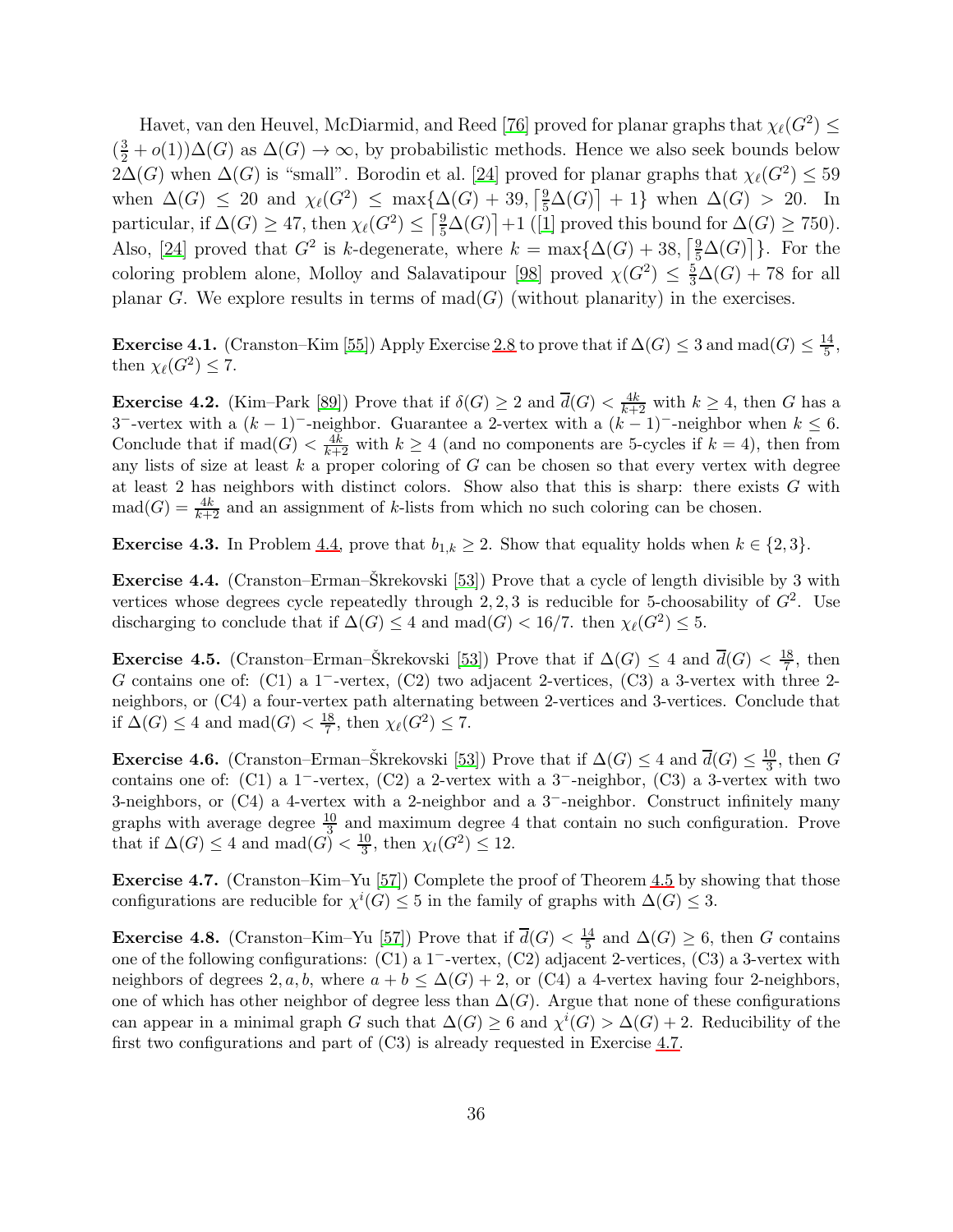Havet, van den Heuvel, McDiarmid, and Reed [76] proved for planar graphs that $\chi_\ell(G^2) \le (\frac{3}{2}+o(1))\Delta(G)$ as $\Delta(G) \to \infty$, by probabilistic methods. Hence we also seek bounds below $2\Delta(G)$ when $\Delta(G)$ is "small". Borodin et al. [24] proved for planar graphs that $\chi_\ell(G^2) \le 59$ when $\Delta(G) \le 20$ and $\chi_\ell(G^2) \le \max\{\Delta(G)+39, \lceil \frac{9}{5}\Delta(G) \rceil + 1\}$ when $\Delta(G) > 20$. In particular, if $\Delta(G) \ge 47$, then $\chi_\ell(G^2) \le \lceil \frac{9}{5}\Delta(G) \rceil + 1$ ([1] proved this bound for $\Delta(G) \ge 750$). Also, [24] proved that $G^2$ is $k$-degenerate, where $k = \max\{\Delta(G)+38, \lceil \frac{9}{5}\Delta(G) \rceil\}$. For the coloring problem alone, Molloy and Salavatipour [98] proved $\chi(G^2) \le \frac{5}{3}\Delta(G) + 78$ for all planar $G$. We explore results in terms of $\mathrm{mad}(G)$ (without planarity) in the exercises.

**Exercise 4.1.** (Cranston–Kim [55]) Apply Exercise 2.8 to prove that if $\Delta(G) \le 3$ and $\mathrm{mad}(G) \le \frac{14}{5}$, then $\chi_\ell(G^2) \le 7$.

**Exercise 4.2.** (Kim–Park [89]) Prove that if $\delta(G) \ge 2$ and $\overline{d}(G) < \frac{4k}{k+2}$ with $k \ge 4$, then $G$ has a $3^-$-vertex with a $(k-1)^-$-neighbor. Guarantee a 2-vertex with a $(k-1)^-$-neighbor when $k \le 6$. Conclude that if $\mathrm{mad}(G) < \frac{4k}{k+2}$ with $k \ge 4$ (and no components are 5-cycles if $k = 4$), then from any lists of size at least $k$ a proper coloring of $G$ can be chosen so that every vertex with degree at least 2 has neighbors with distinct colors. Show also that this is sharp: there exists $G$ with $\mathrm{mad}(G) = \frac{4k}{k+2}$ and an assignment of $k$-lists from which no such coloring can be chosen.

**Exercise 4.3.** In Problem 4.4, prove that $b_{1,k} \ge 2$. Show that equality holds when $k \in \{2, 3\}$.

**Exercise 4.4.** (Cranston–Erman–Škrekovski [53]) Prove that a cycle of length divisible by 3 with vertices whose degrees cycle repeatedly through $2, 2, 3$ is reducible for 5-choosability of $G^2$. Use discharging to conclude that if $\Delta(G) \le 4$ and $\mathrm{mad}(G) < 16/7$. then $\chi_\ell(G^2) \le 5$.

**Exercise 4.5.** (Cranston–Erman–Škrekovski [53]) Prove that if $\Delta(G) \le 4$ and $\overline{d}(G) < \frac{18}{7}$, then $G$ contains one of: (C1) a $1^-$-vertex, (C2) two adjacent 2-vertices, (C3) a 3-vertex with three 2-neighbors, or (C4) a four-vertex path alternating between 2-vertices and 3-vertices. Conclude that if $\Delta(G) \le 4$ and $\mathrm{mad}(G) < \frac{18}{7}$, then $\chi_\ell(G^2) \le 7$.

**Exercise 4.6.** (Cranston–Erman–Škrekovski [53]) Prove that if $\Delta(G) \le 4$ and $\overline{d}(G) \le \frac{10}{3}$, then $G$ contains one of: (C1) a $1^-$-vertex, (C2) a 2-vertex with a $3^-$-neighbor, (C3) a 3-vertex with two 3-neighbors, or (C4) a 4-vertex with a 2-neighbor and a $3^-$-neighbor. Construct infinitely many graphs with average degree $\frac{10}{3}$ and maximum degree 4 that contain no such configuration. Prove that if $\Delta(G) \le 4$ and $\mathrm{mad}(G) < \frac{10}{3}$, then $\chi_l(G^2) \le 12$.

**Exercise 4.7.** (Cranston–Kim–Yu [57]) Complete the proof of Theorem 4.5 by showing that those configurations are reducible for $\chi^i(G) \le 5$ in the family of graphs with $\Delta(G) \le 3$.

**Exercise 4.8.** (Cranston–Kim–Yu [57]) Prove that if $\overline{d}(G) < \frac{14}{5}$ and $\Delta(G) \ge 6$, then $G$ contains one of the following configurations: (C1) a $1^-$-vertex, (C2) adjacent 2-vertices, (C3) a 3-vertex with neighbors of degrees $2, a, b$, where $a + b \le \Delta(G) + 2$, or (C4) a 4-vertex having four 2-neighbors, one of which has other neighbor of degree less than $\Delta(G)$. Argue that none of these configurations can appear in a minimal graph $G$ such that $\Delta(G) \ge 6$ and $\chi^i(G) > \Delta(G) + 2$. Reducibility of the first two configurations and part of (C3) is already requested in Exercise 4.7.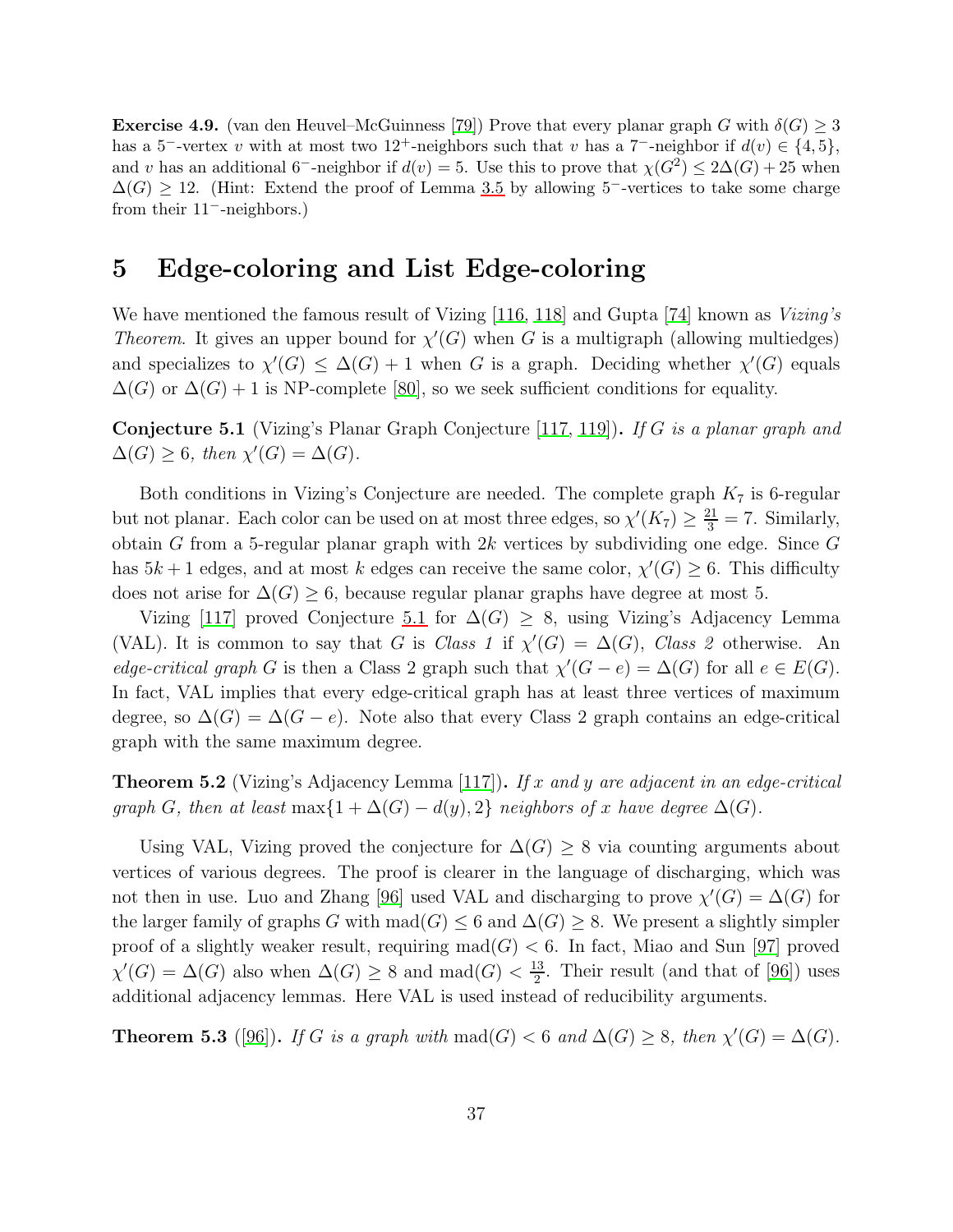**Exercise 4.9.** (van den Heuvel–McGuinness [79]) Prove that every planar graph $G$ with $\delta(G) \geq 3$ has a $5^-$-vertex $v$ with at most two $12^+$-neighbors such that $v$ has a $7^-$-neighbor if $d(v) \in \{4, 5\}$, and $v$ has an additional $6^-$-neighbor if $d(v) = 5$. Use this to prove that $\chi(G^2) \leq 2\Delta(G) + 25$ when $\Delta(G) \geq 12$. (Hint: Extend the proof of Lemma 3.5 by allowing $5^-$-vertices to take some charge from their $11^-$-neighbors.)

# 5 Edge-coloring and List Edge-coloring

We have mentioned the famous result of Vizing [116, 118] and Gupta [74] known as *Vizing's Theorem*. It gives an upper bound for $\chi'(G)$ when $G$ is a multigraph (allowing multiedges) and specializes to $\chi'(G) \leq \Delta(G) + 1$ when $G$ is a graph. Deciding whether $\chi'(G)$ equals $\Delta(G)$ or $\Delta(G) + 1$ is NP-complete [80], so we seek sufficient conditions for equality.

**Conjecture 5.1** (Vizing's Planar Graph Conjecture [117, 119])**.** *If $G$ is a planar graph and $\Delta(G) \geq 6$, then $\chi'(G) = \Delta(G)$.*

Both conditions in Vizing's Conjecture are needed. The complete graph $K_7$ is 6-regular but not planar. Each color can be used on at most three edges, so $\chi'(K_7) \geq \frac{21}{3} = 7$. Similarly, obtain $G$ from a 5-regular planar graph with $2k$ vertices by subdividing one edge. Since $G$ has $5k + 1$ edges, and at most $k$ edges can receive the same color, $\chi'(G) \geq 6$. This difficulty does not arise for $\Delta(G) \geq 6$, because regular planar graphs have degree at most 5.

Vizing [117] proved Conjecture 5.1 for $\Delta(G) \geq 8$, using Vizing's Adjacency Lemma (VAL). It is common to say that $G$ is *Class 1* if $\chi'(G) = \Delta(G)$, *Class 2* otherwise. An *edge-critical graph* $G$ is then a Class 2 graph such that $\chi'(G - e) = \Delta(G)$ for all $e \in E(G)$. In fact, VAL implies that every edge-critical graph has at least three vertices of maximum degree, so $\Delta(G) = \Delta(G - e)$. Note also that every Class 2 graph contains an edge-critical graph with the same maximum degree.

**Theorem 5.2** (Vizing's Adjacency Lemma [117])**.** *If $x$ and $y$ are adjacent in an edge-critical graph $G$, then at least $\max\{1 + \Delta(G) - d(y), 2\}$ neighbors of $x$ have degree $\Delta(G)$.*

Using VAL, Vizing proved the conjecture for $\Delta(G) \geq 8$ via counting arguments about vertices of various degrees. The proof is clearer in the language of discharging, which was not then in use. Luo and Zhang [96] used VAL and discharging to prove $\chi'(G) = \Delta(G)$ for the larger family of graphs $G$ with $\text{mad}(G) \leq 6$ and $\Delta(G) \geq 8$. We present a slightly simpler proof of a slightly weaker result, requiring $\text{mad}(G) < 6$. In fact, Miao and Sun [97] proved $\chi'(G) = \Delta(G)$ also when $\Delta(G) \geq 8$ and $\text{mad}(G) < \frac{13}{2}$. Their result (and that of [96]) uses additional adjacency lemmas. Here VAL is used instead of reducibility arguments.

**Theorem 5.3** ([96])**.** *If $G$ is a graph with $\text{mad}(G) < 6$ and $\Delta(G) \geq 8$, then $\chi'(G) = \Delta(G)$.*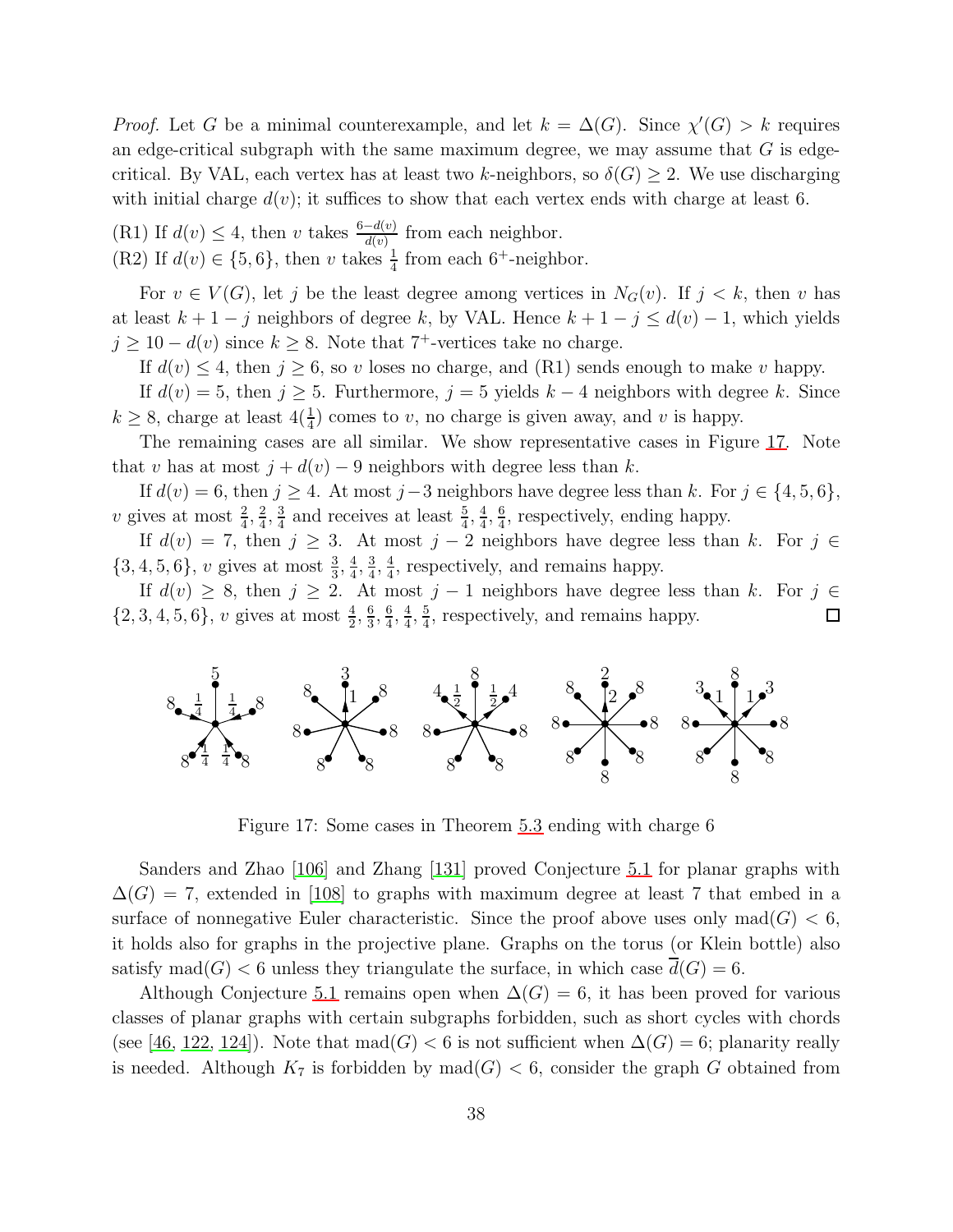*Proof.* Let $G$ be a minimal counterexample, and let $k = \Delta(G)$. Since $\chi'(G) > k$ requires an edge-critical subgraph with the same maximum degree, we may assume that $G$ is edge-critical. By VAL, each vertex has at least two $k$-neighbors, so $\delta(G) \geq 2$. We use discharging with initial charge $d(v)$; it suffices to show that each vertex ends with charge at least 6.

(R1) If $d(v) \leq 4$, then $v$ takes $\frac{6-d(v)}{d(v)}$ from each neighbor.
(R2) If $d(v) \in \{5, 6\}$, then $v$ takes $\frac{1}{4}$ from each $6^+$-neighbor.

For $v \in V(G)$, let $j$ be the least degree among vertices in $N_G(v)$. If $j < k$, then $v$ has at least $k+1-j$ neighbors of degree $k$, by VAL. Hence $k+1-j \leq d(v)-1$, which yields $j \geq 10 - d(v)$ since $k \geq 8$. Note that $7^+$-vertices take no charge.

If $d(v) \leq 4$, then $j \geq 6$, so $v$ loses no charge, and (R1) sends enough to make $v$ happy.

If $d(v) = 5$, then $j \geq 5$. Furthermore, $j = 5$ yields $k - 4$ neighbors with degree $k$. Since $k \geq 8$, charge at least $4(\frac{1}{4})$ comes to $v$, no charge is given away, and $v$ is happy.

The remaining cases are all similar. We show representative cases in Figure 17. Note that $v$ has at most $j + d(v) - 9$ neighbors with degree less than $k$.

If $d(v) = 6$, then $j \geq 4$. At most $j-3$ neighbors have degree less than $k$. For $j \in \{4, 5, 6\}$, $v$ gives at most $\frac{2}{4}, \frac{2}{4}, \frac{3}{4}$ and receives at least $\frac{5}{4}, \frac{4}{4}, \frac{6}{4}$, respectively, ending happy.

If $d(v) = 7$, then $j \geq 3$. At most $j-2$ neighbors have degree less than $k$. For $j \in \{3, 4, 5, 6\}$, $v$ gives at most $\frac{3}{3}, \frac{4}{4}, \frac{3}{4}, \frac{4}{4}$, respectively, and remains happy.

If $d(v) \geq 8$, then $j \geq 2$. At most $j-1$ neighbors have degree less than $k$. For $j \in \{2, 3, 4, 5, 6\}$, $v$ gives at most $\frac{4}{2}, \frac{6}{3}, \frac{6}{4}, \frac{4}{4}, \frac{5}{4}$, respectively, and remains happy. □

Figure 17: Some cases in Theorem 5.3 ending with charge 6

Sanders and Zhao [106] and Zhang [131] proved Conjecture 5.1 for planar graphs with $\Delta(G) = 7$, extended in [108] to graphs with maximum degree at least 7 that embed in a surface of nonnegative Euler characteristic. Since the proof above uses only $\mathrm{mad}(G) < 6$, it holds also for graphs in the projective plane. Graphs on the torus (or Klein bottle) also satisfy $\mathrm{mad}(G) < 6$ unless they triangulate the surface, in which case $\overline{d}(G) = 6$.

Although Conjecture 5.1 remains open when $\Delta(G) = 6$, it has been proved for various classes of planar graphs with certain subgraphs forbidden, such as short cycles with chords (see [46, 122, 124]). Note that $\mathrm{mad}(G) < 6$ is not sufficient when $\Delta(G) = 6$; planarity really is needed. Although $K_7$ is forbidden by $\mathrm{mad}(G) < 6$, consider the graph $G$ obtained from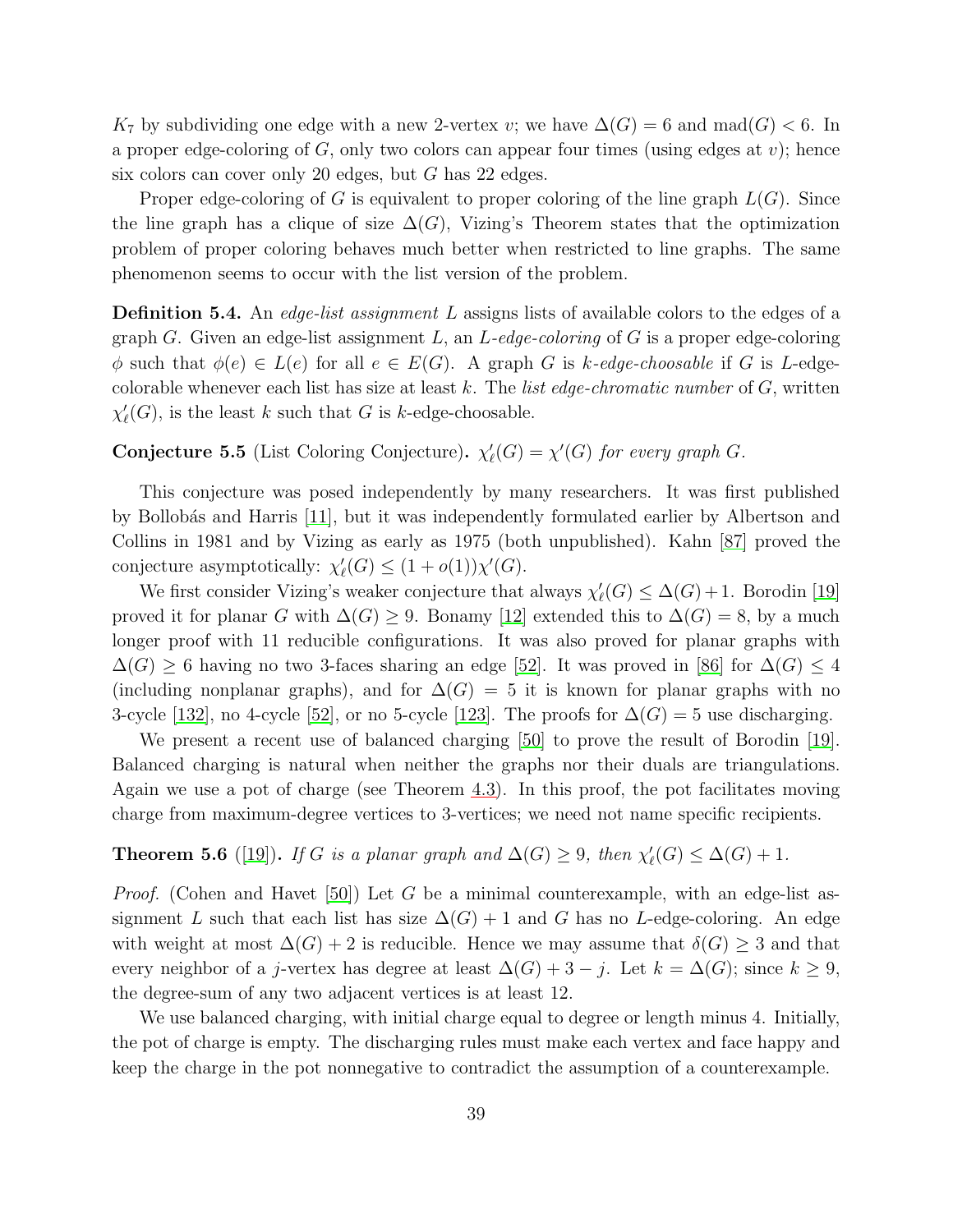$K_7$ by subdividing one edge with a new 2-vertex $v$; we have $\Delta(G) = 6$ and $\text{mad}(G) < 6$. In a proper edge-coloring of $G$, only two colors can appear four times (using edges at $v$); hence six colors can cover only 20 edges, but $G$ has 22 edges.

Proper edge-coloring of $G$ is equivalent to proper coloring of the line graph $L(G)$. Since the line graph has a clique of size $\Delta(G)$, Vizing's Theorem states that the optimization problem of proper coloring behaves much better when restricted to line graphs. The same phenomenon seems to occur with the list version of the problem.

**Definition 5.4.** An *edge-list assignment* $L$ assigns lists of available colors to the edges of a graph $G$. Given an edge-list assignment $L$, an *$L$-edge-coloring* of $G$ is a proper edge-coloring $\phi$ such that $\phi(e) \in L(e)$ for all $e \in E(G)$. A graph $G$ is *$k$-edge-choosable* if $G$ is $L$-edge-colorable whenever each list has size at least $k$. The *list edge-chromatic number* of $G$, written $\chi'_\ell(G)$, is the least $k$ such that $G$ is $k$-edge-choosable.

**Conjecture 5.5** (List Coloring Conjecture). *$\chi'_\ell(G) = \chi'(G)$ for every graph $G$.*

This conjecture was posed independently by many researchers. It was first published by Bollobás and Harris [11], but it was independently formulated earlier by Albertson and Collins in 1981 and by Vizing as early as 1975 (both unpublished). Kahn [87] proved the conjecture asymptotically: $\chi'_\ell(G) \le (1 + o(1))\chi'(G)$.

We first consider Vizing's weaker conjecture that always $\chi'_\ell(G) \le \Delta(G)+1$. Borodin [19] proved it for planar $G$ with $\Delta(G) \ge 9$. Bonamy [12] extended this to $\Delta(G) = 8$, by a much longer proof with 11 reducible configurations. It was also proved for planar graphs with $\Delta(G) \ge 6$ having no two 3-faces sharing an edge [52]. It was proved in [86] for $\Delta(G) \le 4$ (including nonplanar graphs), and for $\Delta(G) = 5$ it is known for planar graphs with no 3-cycle [132], no 4-cycle [52], or no 5-cycle [123]. The proofs for $\Delta(G) = 5$ use discharging.

We present a recent use of balanced charging [50] to prove the result of Borodin [19]. Balanced charging is natural when neither the graphs nor their duals are triangulations. Again we use a pot of charge (see Theorem 4.3). In this proof, the pot facilitates moving charge from maximum-degree vertices to 3-vertices; we need not name specific recipients.

**Theorem 5.6** ([19])**.** *If $G$ is a planar graph and $\Delta(G) \ge 9$, then $\chi'_\ell(G) \le \Delta(G) + 1$.*

*Proof.* (Cohen and Havet [50]) Let $G$ be a minimal counterexample, with an edge-list assignment $L$ such that each list has size $\Delta(G) + 1$ and $G$ has no $L$-edge-coloring. An edge with weight at most $\Delta(G) + 2$ is reducible. Hence we may assume that $\delta(G) \ge 3$ and that every neighbor of a $j$-vertex has degree at least $\Delta(G) + 3 - j$. Let $k = \Delta(G)$; since $k \ge 9$, the degree-sum of any two adjacent vertices is at least 12.

We use balanced charging, with initial charge equal to degree or length minus 4. Initially, the pot of charge is empty. The discharging rules must make each vertex and face happy and keep the charge in the pot nonnegative to contradict the assumption of a counterexample.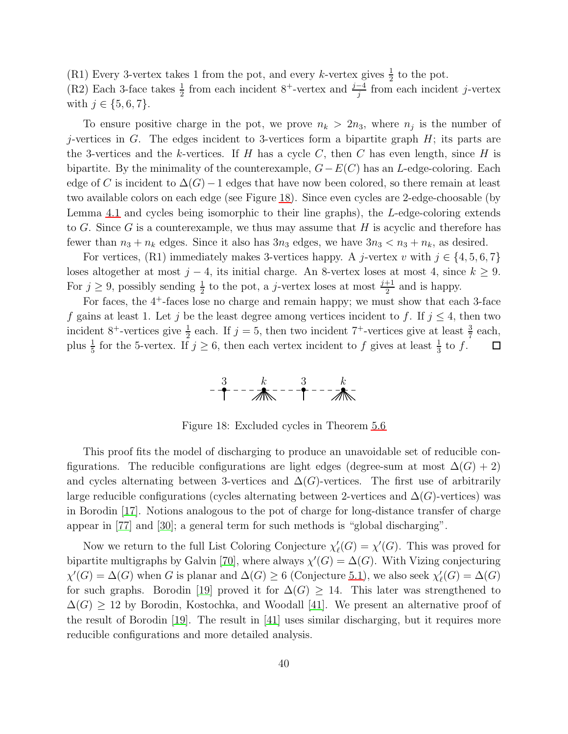(R1) Every 3-vertex takes 1 from the pot, and every $k$-vertex gives $\frac{1}{2}$ to the pot.
(R2) Each 3-face takes $\frac{1}{2}$ from each incident $8^+$-vertex and $\frac{j-4}{j}$ from each incident $j$-vertex with $j \in \{5, 6, 7\}$.

To ensure positive charge in the pot, we prove $n_k > 2n_3$, where $n_j$ is the number of $j$-vertices in $G$. The edges incident to 3-vertices form a bipartite graph $H$; its parts are the 3-vertices and the $k$-vertices. If $H$ has a cycle $C$, then $C$ has even length, since $H$ is bipartite. By the minimality of the counterexample, $G - E(C)$ has an $L$-edge-coloring. Each edge of $C$ is incident to $\Delta(G) - 1$ edges that have now been colored, so there remain at least two available colors on each edge (see Figure 18). Since even cycles are 2-edge-choosable (by Lemma 4.1 and cycles being isomorphic to their line graphs), the $L$-edge-coloring extends to $G$. Since $G$ is a counterexample, we thus may assume that $H$ is acyclic and therefore has fewer than $n_3 + n_k$ edges. Since it also has $3n_3$ edges, we have $3n_3 < n_3 + n_k$, as desired.

For vertices, (R1) immediately makes 3-vertices happy. A $j$-vertex $v$ with $j \in \{4, 5, 6, 7\}$ loses altogether at most $j - 4$, its initial charge. An 8-vertex loses at most 4, since $k \geq 9$. For $j \geq 9$, possibly sending $\frac{1}{2}$ to the pot, a $j$-vertex loses at most $\frac{j+1}{2}$ and is happy.

For faces, the $4^+$-faces lose no charge and remain happy; we must show that each 3-face $f$ gains at least 1. Let $j$ be the least degree among vertices incident to $f$. If $j \leq 4$, then two incident $8^+$-vertices give $\frac{1}{2}$ each. If $j = 5$, then two incident $7^+$-vertices give at least $\frac{3}{7}$ each, plus $\frac{1}{5}$ for the 5-vertex. If $j \geq 6$, then each vertex incident to $f$ gives at least $\frac{1}{3}$ to $f$. □

Figure 18: Excluded cycles in Theorem 5.6

This proof fits the model of discharging to produce an unavoidable set of reducible configurations. The reducible configurations are light edges (degree-sum at most $\Delta(G) + 2$) and cycles alternating between 3-vertices and $\Delta(G)$-vertices. The first use of arbitrarily large reducible configurations (cycles alternating between 2-vertices and $\Delta(G)$-vertices) was in Borodin [17]. Notions analogous to the pot of charge for long-distance transfer of charge appear in [77] and [30]; a general term for such methods is "global discharging".

Now we return to the full List Coloring Conjecture $\chi'_\ell(G) = \chi'(G)$. This was proved for bipartite multigraphs by Galvin [70], where always $\chi'(G) = \Delta(G)$. With Vizing conjecturing $\chi'(G) = \Delta(G)$ when $G$ is planar and $\Delta(G) \geq 6$ (Conjecture 5.1), we also seek $\chi'_\ell(G) = \Delta(G)$ for such graphs. Borodin [19] proved it for $\Delta(G) \geq 14$. This later was strengthened to $\Delta(G) \geq 12$ by Borodin, Kostochka, and Woodall [41]. We present an alternative proof of the result of Borodin [19]. The result in [41] uses similar discharging, but it requires more reducible configurations and more detailed analysis.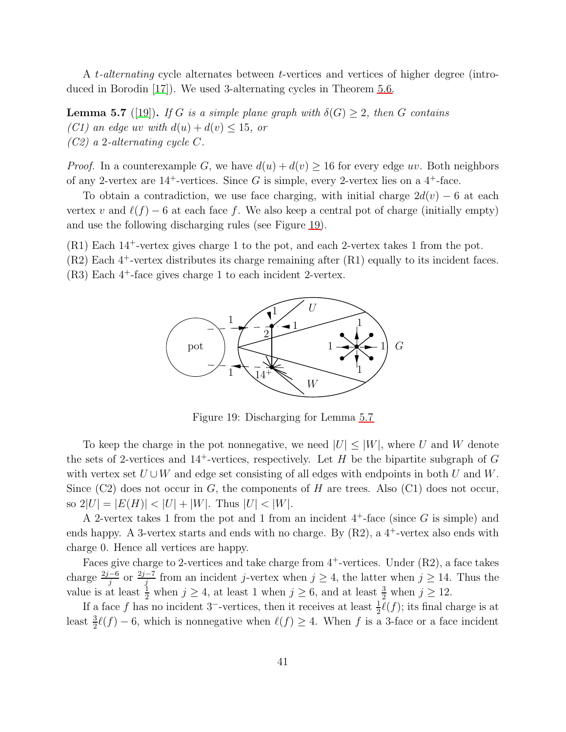A *t-alternating* cycle alternates between $t$-vertices and vertices of higher degree (introduced in Borodin [17]). We used 3-alternating cycles in Theorem 5.6.

**Lemma 5.7** ([19])**.** *If $G$ is a simple plane graph with $\delta(G) \ge 2$, then $G$ contains*
*(C1) an edge $uv$ with $d(u) + d(v) \le 15$, or*
*(C2) a 2-alternating cycle $C$.*

*Proof.* In a counterexample $G$, we have $d(u) + d(v) \ge 16$ for every edge $uv$. Both neighbors of any 2-vertex are $14^+$-vertices. Since $G$ is simple, every 2-vertex lies on a $4^+$-face.

To obtain a contradiction, we use face charging, with initial charge $2d(v) - 6$ at each vertex $v$ and $\ell(f) - 6$ at each face $f$. We also keep a central pot of charge (initially empty) and use the following discharging rules (see Figure 19).

(R1) Each $14^+$-vertex gives charge 1 to the pot, and each 2-vertex takes 1 from the pot.
(R2) Each $4^+$-vertex distributes its charge remaining after (R1) equally to its incident faces.
(R3) Each $4^+$-face gives charge 1 to each incident 2-vertex.

Figure 19: Discharging for Lemma 5.7

To keep the charge in the pot nonnegative, we need $|U| \le |W|$, where $U$ and $W$ denote the sets of 2-vertices and $14^+$-vertices, respectively. Let $H$ be the bipartite subgraph of $G$ with vertex set $U \cup W$ and edge set consisting of all edges with endpoints in both $U$ and $W$. Since (C2) does not occur in $G$, the components of $H$ are trees. Also (C1) does not occur, so $2|U| = |E(H)| < |U| + |W|$. Thus $|U| < |W|$.

A 2-vertex takes 1 from the pot and 1 from an incident $4^+$-face (since $G$ is simple) and ends happy. A 3-vertex starts and ends with no charge. By (R2), a $4^+$-vertex also ends with charge 0. Hence all vertices are happy.

Faces give charge to 2-vertices and take charge from $4^+$-vertices. Under (R2), a face takes charge $\frac{2j-6}{j}$ or $\frac{2j-7}{j}$ from an incident $j$-vertex when $j \ge 4$, the latter when $j \ge 14$. Thus the value is at least $\frac{1}{2}$ when $j \ge 4$, at least 1 when $j \ge 6$, and at least $\frac{3}{2}$ when $j \ge 12$.

If a face $f$ has no incident $3^-$-vertices, then it receives at least $\frac{1}{2}\ell(f)$; its final charge is at least $\frac{3}{2}\ell(f) - 6$, which is nonnegative when $\ell(f) \ge 4$. When $f$ is a 3-face or a face incident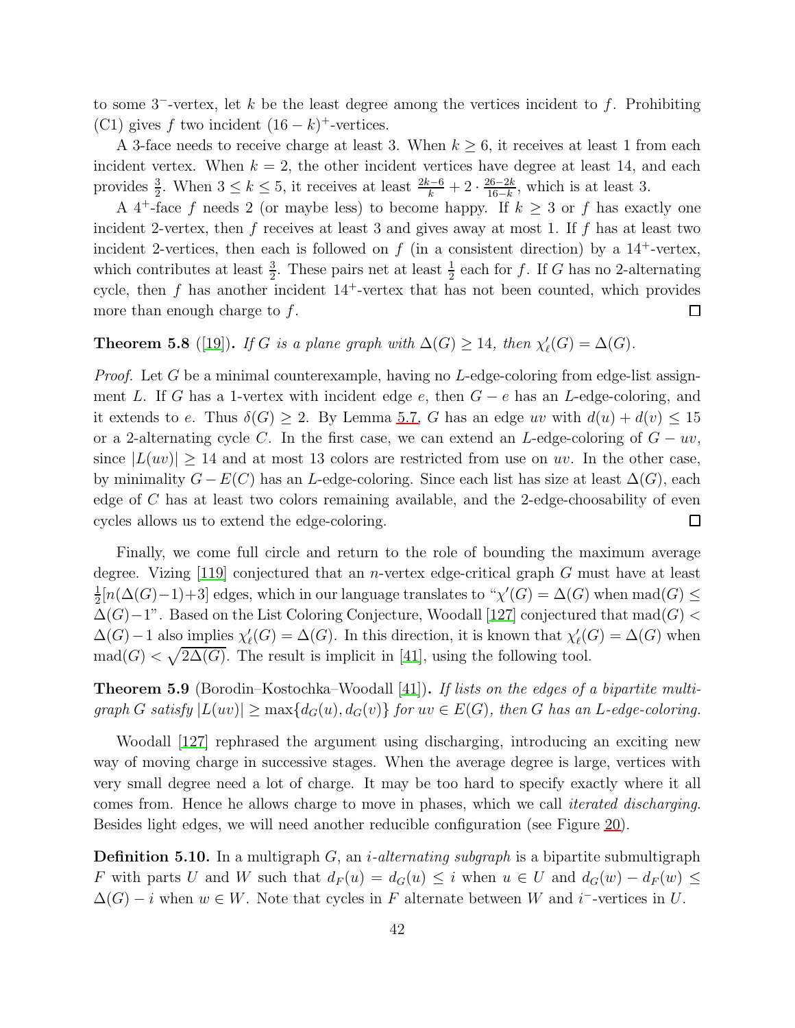to some $3^-$-vertex, let $k$ be the least degree among the vertices incident to $f$. Prohibiting (C1) gives $f$ two incident $(16-k)^+$-vertices.

A 3-face needs to receive charge at least 3. When $k \geq 6$, it receives at least 1 from each incident vertex. When $k = 2$, the other incident vertices have degree at least 14, and each provides $\frac{3}{2}$. When $3 \leq k \leq 5$, it receives at least $\frac{2k-6}{k} + 2 \cdot \frac{26-2k}{16-k}$, which is at least 3.

A $4^+$-face $f$ needs 2 (or maybe less) to become happy. If $k \geq 3$ or $f$ has exactly one incident 2-vertex, then $f$ receives at least 3 and gives away at most 1. If $f$ has at least two incident 2-vertices, then each is followed on $f$ (in a consistent direction) by a $14^+$-vertex, which contributes at least $\frac{3}{2}$. These pairs net at least $\frac{1}{2}$ each for $f$. If $G$ has no 2-alternating cycle, then $f$ has another incident $14^+$-vertex that has not been counted, which provides more than enough charge to $f$. □

**Theorem 5.8** ([19])**.** *If $G$ is a plane graph with $\Delta(G) \geq 14$, then $\chi'_\ell(G) = \Delta(G)$.*

*Proof.* Let $G$ be a minimal counterexample, having no $L$-edge-coloring from edge-list assignment $L$. If $G$ has a 1-vertex with incident edge $e$, then $G - e$ has an $L$-edge-coloring, and it extends to $e$. Thus $\delta(G) \geq 2$. By Lemma 5.7, $G$ has an edge $uv$ with $d(u) + d(v) \leq 15$ or a 2-alternating cycle $C$. In the first case, we can extend an $L$-edge-coloring of $G - uv$, since $|L(uv)| \geq 14$ and at most 13 colors are restricted from use on $uv$. In the other case, by minimality $G - E(C)$ has an $L$-edge-coloring. Since each list has size at least $\Delta(G)$, each edge of $C$ has at least two colors remaining available, and the 2-edge-choosability of even cycles allows us to extend the edge-coloring. □

Finally, we come full circle and return to the role of bounding the maximum average degree. Vizing [119] conjectured that an $n$-vertex edge-critical graph $G$ must have at least $\frac{1}{2}[n(\Delta(G)-1)+3]$ edges, which in our language translates to "$\chi'(G) = \Delta(G)$ when $\mathrm{mad}(G) \leq \Delta(G)-1$". Based on the List Coloring Conjecture, Woodall [127] conjectured that $\mathrm{mad}(G) < \Delta(G) - 1$ also implies $\chi'_\ell(G) = \Delta(G)$. In this direction, it is known that $\chi'_\ell(G) = \Delta(G)$ when $\mathrm{mad}(G) < \sqrt{2\Delta(G)}$. The result is implicit in [41], using the following tool.

**Theorem 5.9** (Borodin–Kostochka–Woodall [41])**.** *If lists on the edges of a bipartite multigraph $G$ satisfy $|L(uv)| \geq \max\{d_G(u), d_G(v)\}$ for $uv \in E(G)$, then $G$ has an $L$-edge-coloring.*

Woodall [127] rephrased the argument using discharging, introducing an exciting new way of moving charge in successive stages. When the average degree is large, vertices with very small degree need a lot of charge. It may be too hard to specify exactly where it all comes from. Hence he allows charge to move in phases, which we call *iterated discharging*. Besides light edges, we will need another reducible configuration (see Figure 20).

**Definition 5.10.** In a multigraph $G$, an *$i$-alternating subgraph* is a bipartite submultigraph $F$ with parts $U$ and $W$ such that $d_F(u) = d_G(u) \leq i$ when $u \in U$ and $d_G(w) - d_F(w) \leq \Delta(G) - i$ when $w \in W$. Note that cycles in $F$ alternate between $W$ and $i^-$-vertices in $U$.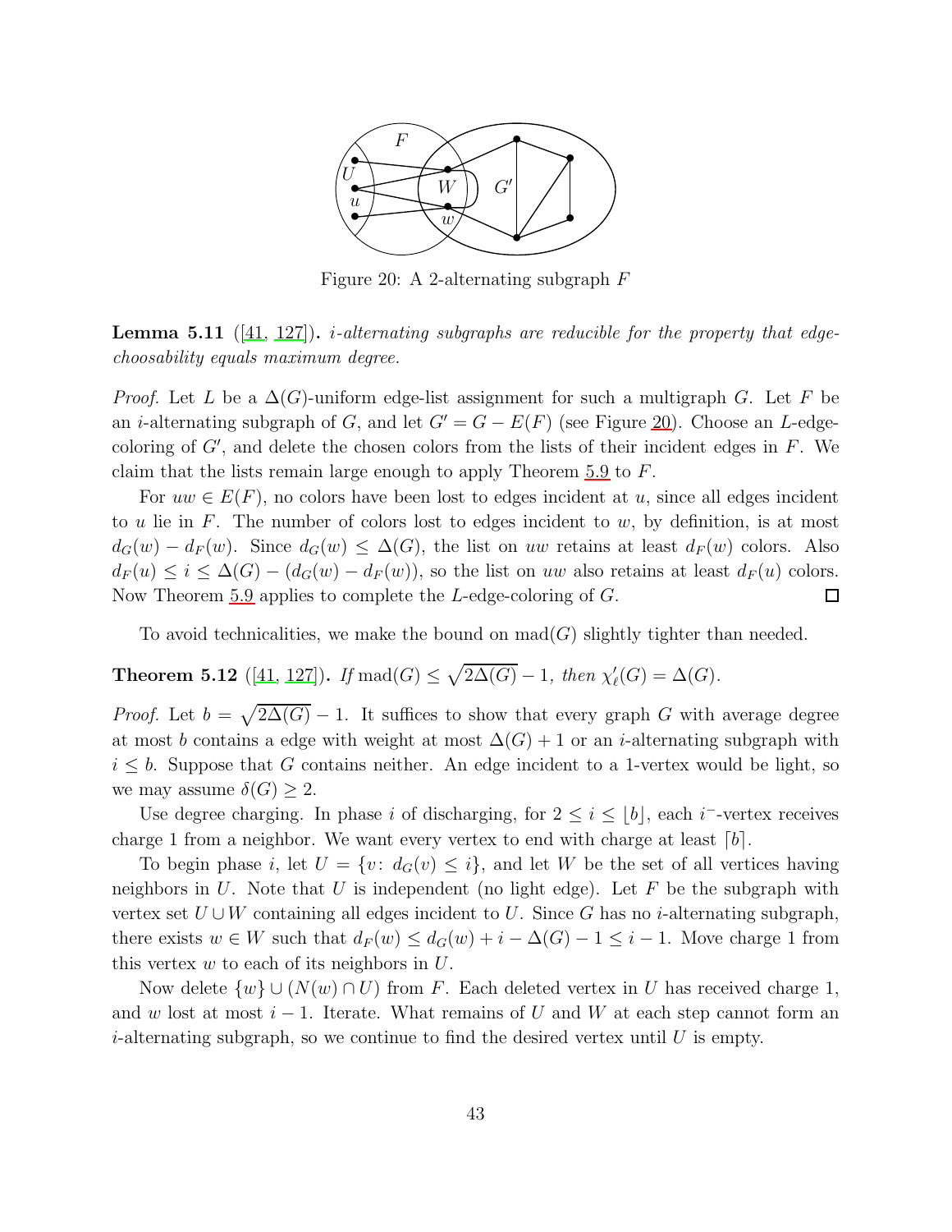Figure 20: A 2-alternating subgraph $F$

**Lemma 5.11** ([41, 127]). *$i$-alternating subgraphs are reducible for the property that edge-choosability equals maximum degree.*

*Proof.* Let $L$ be a $\Delta(G)$-uniform edge-list assignment for such a multigraph $G$. Let $F$ be an $i$-alternating subgraph of $G$, and let $G' = G - E(F)$ (see Figure 20). Choose an $L$-edge-coloring of $G'$, and delete the chosen colors from the lists of their incident edges in $F$. We claim that the lists remain large enough to apply Theorem 5.9 to $F$.

For $uw \in E(F)$, no colors have been lost to edges incident at $u$, since all edges incident to $u$ lie in $F$. The number of colors lost to edges incident to $w$, by definition, is at most $d_G(w) - d_F(w)$. Since $d_G(w) \le \Delta(G)$, the list on $uw$ retains at least $d_F(w)$ colors. Also $d_F(u) \le i \le \Delta(G) - (d_G(w) - d_F(w))$, so the list on $uw$ also retains at least $d_F(u)$ colors. Now Theorem 5.9 applies to complete the $L$-edge-coloring of $G$. □

To avoid technicalities, we make the bound on $\mathrm{mad}(G)$ slightly tighter than needed.

**Theorem 5.12** ([41, 127]). *If $\mathrm{mad}(G) \le \sqrt{2\Delta(G)} - 1$, then $\chi'_\ell(G) = \Delta(G)$.*

*Proof.* Let $b = \sqrt{2\Delta(G)} - 1$. It suffices to show that every graph $G$ with average degree at most $b$ contains a edge with weight at most $\Delta(G) + 1$ or an $i$-alternating subgraph with $i \le b$. Suppose that $G$ contains neither. An edge incident to a 1-vertex would be light, so we may assume $\delta(G) \ge 2$.

Use degree charging. In phase $i$ of discharging, for $2 \le i \le \lfloor b \rfloor$, each $i^-$-vertex receives charge 1 from a neighbor. We want every vertex to end with charge at least $\lceil b \rceil$.

To begin phase $i$, let $U = \{v\colon d_G(v) \le i\}$, and let $W$ be the set of all vertices having neighbors in $U$. Note that $U$ is independent (no light edge). Let $F$ be the subgraph with vertex set $U \cup W$ containing all edges incident to $U$. Since $G$ has no $i$-alternating subgraph, there exists $w \in W$ such that $d_F(w) \le d_G(w) + i - \Delta(G) - 1 \le i - 1$. Move charge 1 from this vertex $w$ to each of its neighbors in $U$.

Now delete $\{w\} \cup (N(w) \cap U)$ from $F$. Each deleted vertex in $U$ has received charge 1, and $w$ lost at most $i - 1$. Iterate. What remains of $U$ and $W$ at each step cannot form an $i$-alternating subgraph, so we continue to find the desired vertex until $U$ is empty.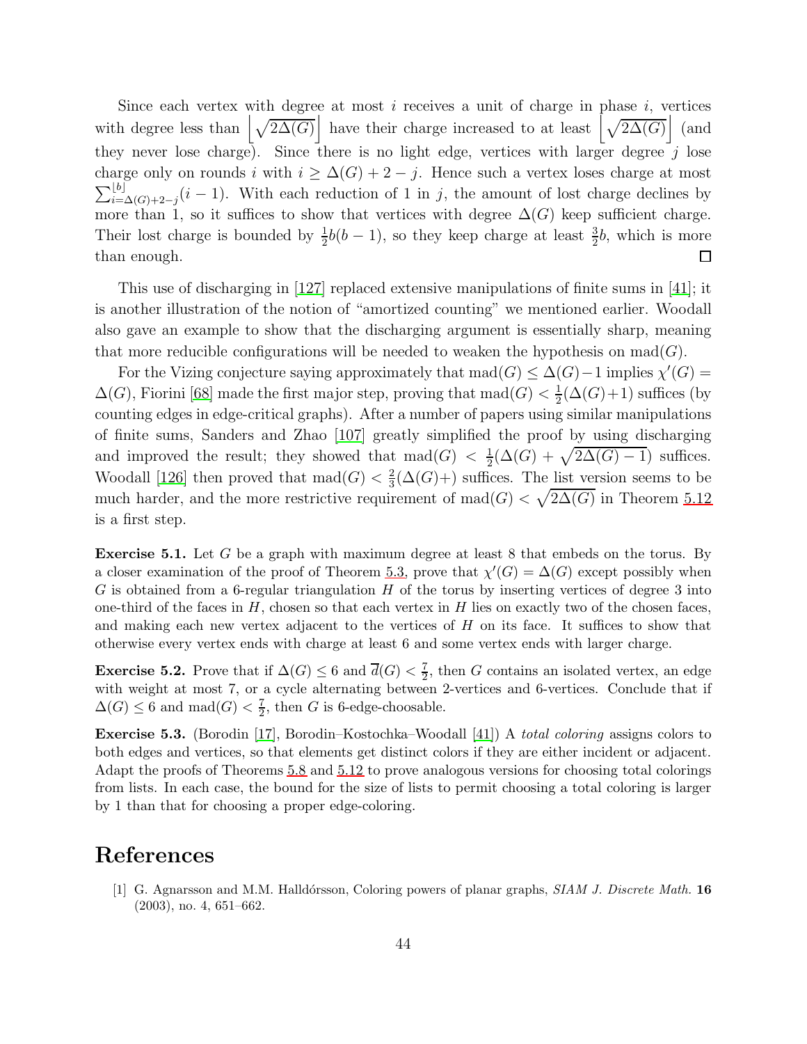Since each vertex with degree at most $i$ receives a unit of charge in phase $i$, vertices with degree less than $\left\lfloor\sqrt{2\Delta(G)}\right\rfloor$ have their charge increased to at least $\left\lfloor\sqrt{2\Delta(G)}\right\rfloor$ (and they never lose charge). Since there is no light edge, vertices with larger degree $j$ lose charge only on rounds $i$ with $i \geq \Delta(G) + 2 - j$. Hence such a vertex loses charge at most $\sum_{i=\Delta(G)+2-j}^{\lfloor b\rfloor}(i-1)$. With each reduction of 1 in $j$, the amount of lost charge declines by more than 1, so it suffices to show that vertices with degree $\Delta(G)$ keep sufficient charge. Their lost charge is bounded by $\frac{1}{2}b(b-1)$, so they keep charge at least $\frac{3}{2}b$, which is more than enough. □

This use of discharging in [127] replaced extensive manipulations of finite sums in [41]; it is another illustration of the notion of "amortized counting" we mentioned earlier. Woodall also gave an example to show that the discharging argument is essentially sharp, meaning that more reducible configurations will be needed to weaken the hypothesis on $\mathrm{mad}(G)$.

For the Vizing conjecture saying approximately that $\mathrm{mad}(G) \leq \Delta(G)-1$ implies $\chi'(G) = \Delta(G)$, Fiorini [68] made the first major step, proving that $\mathrm{mad}(G) < \frac{1}{2}(\Delta(G)+1)$ suffices (by counting edges in edge-critical graphs). After a number of papers using similar manipulations of finite sums, Sanders and Zhao [107] greatly simplified the proof by using discharging and improved the result; they showed that $\mathrm{mad}(G) < \frac{1}{2}(\Delta(G) + \sqrt{2\Delta(G)-1})$ suffices. Woodall [126] then proved that $\mathrm{mad}(G) < \frac{2}{3}(\Delta(G)+)$ suffices. The list version seems to be much harder, and the more restrictive requirement of $\mathrm{mad}(G) < \sqrt{2\Delta(G)}$ in Theorem 5.12 is a first step.

**Exercise 5.1.** Let $G$ be a graph with maximum degree at least 8 that embeds on the torus. By a closer examination of the proof of Theorem 5.3, prove that $\chi'(G) = \Delta(G)$ except possibly when $G$ is obtained from a 6-regular triangulation $H$ of the torus by inserting vertices of degree 3 into one-third of the faces in $H$, chosen so that each vertex in $H$ lies on exactly two of the chosen faces, and making each new vertex adjacent to the vertices of $H$ on its face. It suffices to show that otherwise every vertex ends with charge at least 6 and some vertex ends with larger charge.

**Exercise 5.2.** Prove that if $\Delta(G) \leq 6$ and $\overline{d}(G) < \frac{7}{2}$, then $G$ contains an isolated vertex, an edge with weight at most 7, or a cycle alternating between 2-vertices and 6-vertices. Conclude that if $\Delta(G) \leq 6$ and $\mathrm{mad}(G) < \frac{7}{2}$, then $G$ is 6-edge-choosable.

**Exercise 5.3.** (Borodin [17], Borodin–Kostochka–Woodall [41]) A *total coloring* assigns colors to both edges and vertices, so that elements get distinct colors if they are either incident or adjacent. Adapt the proofs of Theorems 5.8 and 5.12 to prove analogous versions for choosing total colorings from lists. In each case, the bound for the size of lists to permit choosing a total coloring is larger by 1 than that for choosing a proper edge-coloring.

# References

[1] G. Agnarsson and M.M. Halldórsson, Coloring powers of planar graphs, *SIAM J. Discrete Math.* **16** (2003), no. 4, 651–662.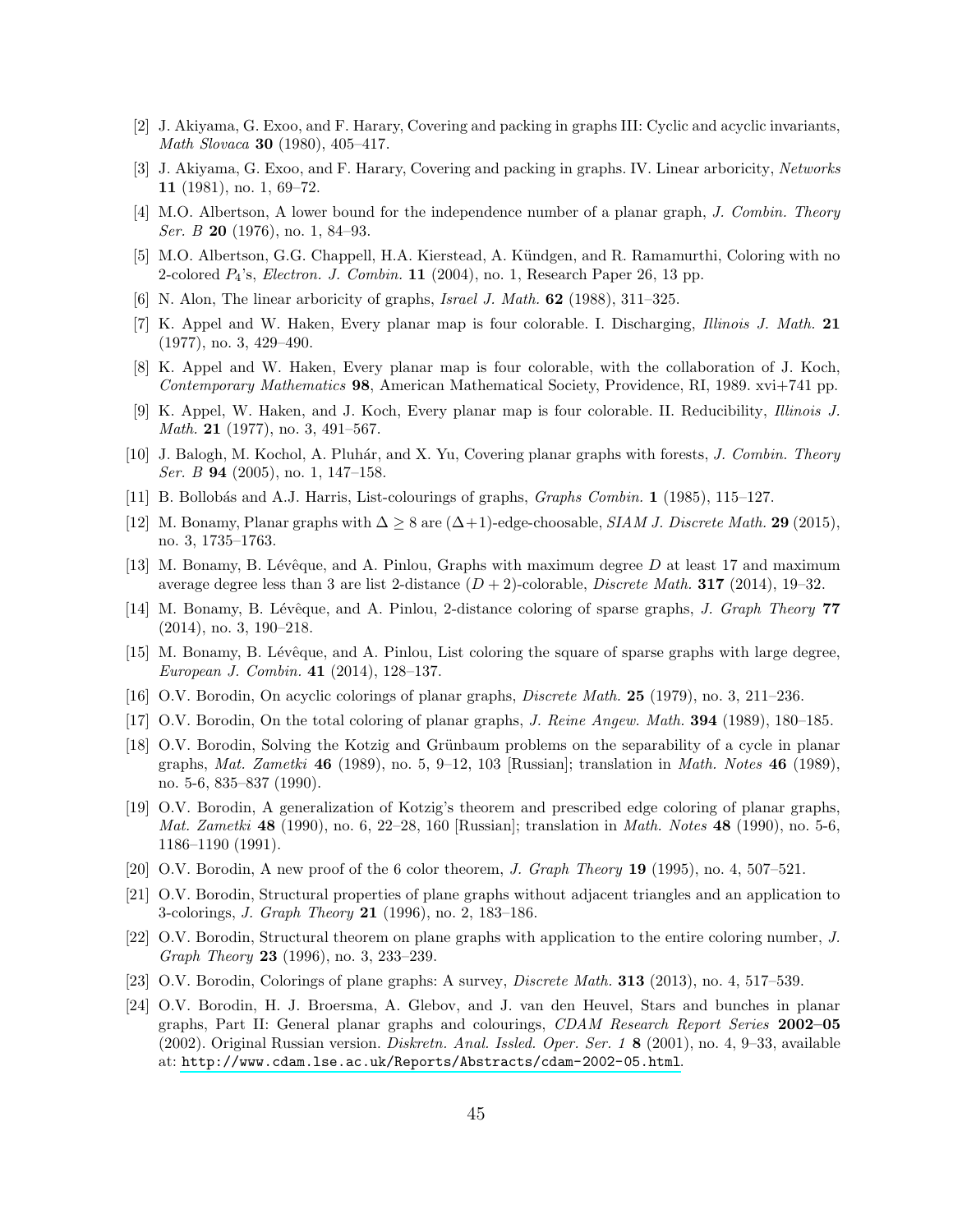[2] J. Akiyama, G. Exoo, and F. Harary, Covering and packing in graphs III: Cyclic and acyclic invariants, *Math Slovaca* **30** (1980), 405–417.

[3] J. Akiyama, G. Exoo, and F. Harary, Covering and packing in graphs. IV. Linear arboricity, *Networks* **11** (1981), no. 1, 69–72.

[4] M.O. Albertson, A lower bound for the independence number of a planar graph, *J. Combin. Theory Ser. B* **20** (1976), no. 1, 84–93.

[5] M.O. Albertson, G.G. Chappell, H.A. Kierstead, A. Kündgen, and R. Ramamurthi, Coloring with no 2-colored $P_4$'s, *Electron. J. Combin.* **11** (2004), no. 1, Research Paper 26, 13 pp.

[6] N. Alon, The linear arboricity of graphs, *Israel J. Math.* **62** (1988), 311–325.

[7] K. Appel and W. Haken, Every planar map is four colorable. I. Discharging, *Illinois J. Math.* **21** (1977), no. 3, 429–490.

[8] K. Appel and W. Haken, Every planar map is four colorable, with the collaboration of J. Koch, *Contemporary Mathematics* **98**, American Mathematical Society, Providence, RI, 1989. xvi+741 pp.

[9] K. Appel, W. Haken, and J. Koch, Every planar map is four colorable. II. Reducibility, *Illinois J. Math.* **21** (1977), no. 3, 491–567.

[10] J. Balogh, M. Kochol, A. Pluhár, and X. Yu, Covering planar graphs with forests, *J. Combin. Theory Ser. B* **94** (2005), no. 1, 147–158.

[11] B. Bollobás and A.J. Harris, List-colourings of graphs, *Graphs Combin.* **1** (1985), 115–127.

[12] M. Bonamy, Planar graphs with $\Delta \geq 8$ are $(\Delta+1)$-edge-choosable, *SIAM J. Discrete Math.* **29** (2015), no. 3, 1735–1763.

[13] M. Bonamy, B. Lévêque, and A. Pinlou, Graphs with maximum degree $D$ at least 17 and maximum average degree less than 3 are list 2-distance $(D+2)$-colorable, *Discrete Math.* **317** (2014), 19–32.

[14] M. Bonamy, B. Lévêque, and A. Pinlou, 2-distance coloring of sparse graphs, *J. Graph Theory* **77** (2014), no. 3, 190–218.

[15] M. Bonamy, B. Lévêque, and A. Pinlou, List coloring the square of sparse graphs with large degree, *European J. Combin.* **41** (2014), 128–137.

[16] O.V. Borodin, On acyclic colorings of planar graphs, *Discrete Math.* **25** (1979), no. 3, 211–236.

[17] O.V. Borodin, On the total coloring of planar graphs, *J. Reine Angew. Math.* **394** (1989), 180–185.

[18] O.V. Borodin, Solving the Kotzig and Grünbaum problems on the separability of a cycle in planar graphs, *Mat. Zametki* **46** (1989), no. 5, 9–12, 103 [Russian]; translation in *Math. Notes* **46** (1989), no. 5-6, 835–837 (1990).

[19] O.V. Borodin, A generalization of Kotzig's theorem and prescribed edge coloring of planar graphs, *Mat. Zametki* **48** (1990), no. 6, 22–28, 160 [Russian]; translation in *Math. Notes* **48** (1990), no. 5-6, 1186–1190 (1991).

[20] O.V. Borodin, A new proof of the 6 color theorem, *J. Graph Theory* **19** (1995), no. 4, 507–521.

[21] O.V. Borodin, Structural properties of plane graphs without adjacent triangles and an application to 3-colorings, *J. Graph Theory* **21** (1996), no. 2, 183–186.

[22] O.V. Borodin, Structural theorem on plane graphs with application to the entire coloring number, *J. Graph Theory* **23** (1996), no. 3, 233–239.

[23] O.V. Borodin, Colorings of plane graphs: A survey, *Discrete Math.* **313** (2013), no. 4, 517–539.

[24] O.V. Borodin, H. J. Broersma, A. Glebov, and J. van den Heuvel, Stars and bunches in planar graphs, Part II: General planar graphs and colourings, *CDAM Research Report Series* **2002–05** (2002). Original Russian version. *Diskretn. Anal. Issled. Oper. Ser. 1* **8** (2001), no. 4, 9–33, available at: http://www.cdam.lse.ac.uk/Reports/Abstracts/cdam-2002-05.html.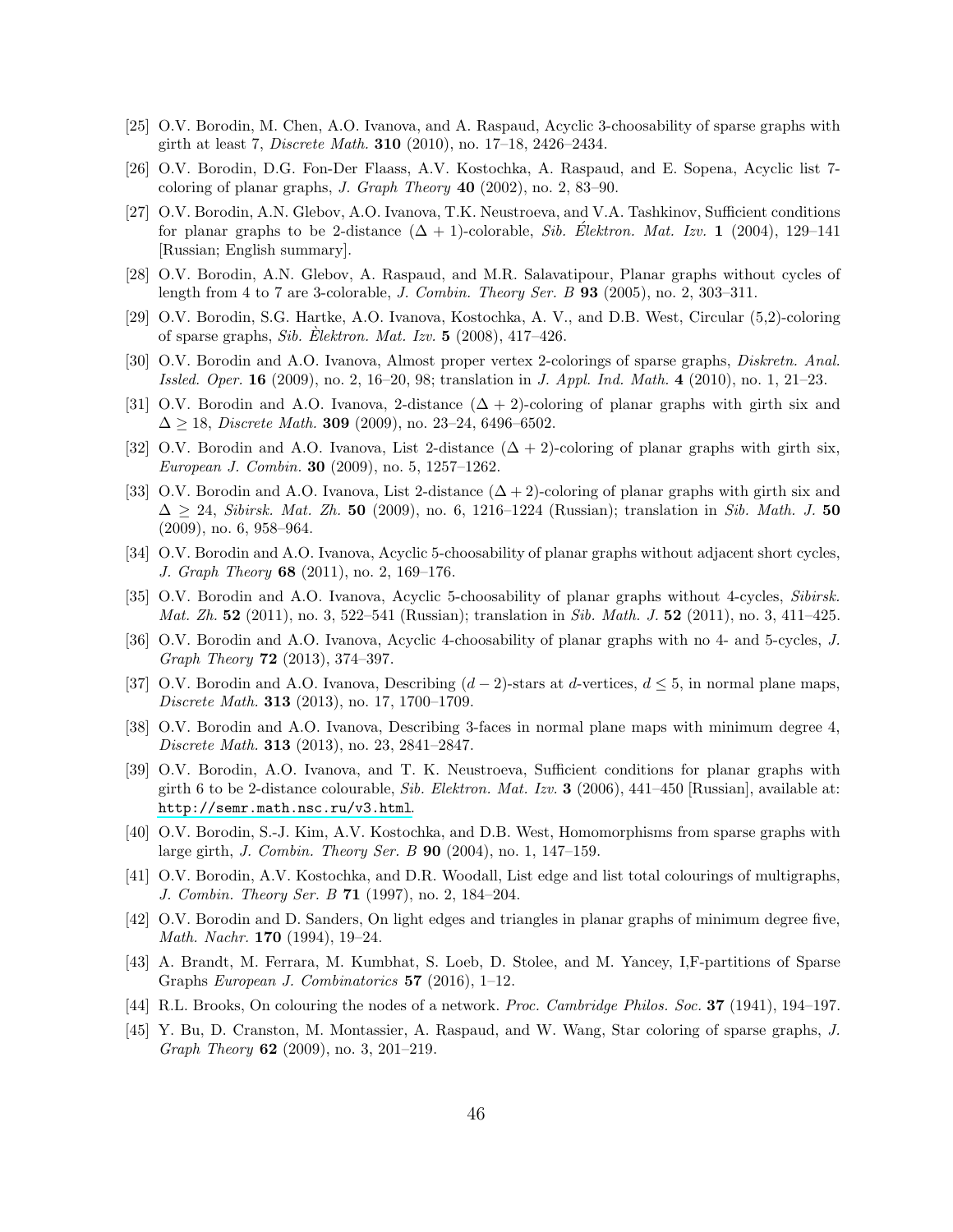[25] O.V. Borodin, M. Chen, A.O. Ivanova, and A. Raspaud, Acyclic 3-choosability of sparse graphs with girth at least 7, *Discrete Math.* **310** (2010), no. 17–18, 2426–2434.

[26] O.V. Borodin, D.G. Fon-Der Flaass, A.V. Kostochka, A. Raspaud, and E. Sopena, Acyclic list 7-coloring of planar graphs, *J. Graph Theory* **40** (2002), no. 2, 83–90.

[27] O.V. Borodin, A.N. Glebov, A.O. Ivanova, T.K. Neustroeva, and V.A. Tashkinov, Sufficient conditions for planar graphs to be 2-distance $(\Delta + 1)$-colorable, *Sib. Élektron. Mat. Izv.* **1** (2004), 129–141 [Russian; English summary].

[28] O.V. Borodin, A.N. Glebov, A. Raspaud, and M.R. Salavatipour, Planar graphs without cycles of length from 4 to 7 are 3-colorable, *J. Combin. Theory Ser. B* **93** (2005), no. 2, 303–311.

[29] O.V. Borodin, S.G. Hartke, A.O. Ivanova, Kostochka, A. V., and D.B. West, Circular (5,2)-coloring of sparse graphs, *Sib. Èlektron. Mat. Izv.* **5** (2008), 417–426.

[30] O.V. Borodin and A.O. Ivanova, Almost proper vertex 2-colorings of sparse graphs, *Diskretn. Anal. Issled. Oper.* **16** (2009), no. 2, 16–20, 98; translation in *J. Appl. Ind. Math.* **4** (2010), no. 1, 21–23.

[31] O.V. Borodin and A.O. Ivanova, 2-distance $(\Delta + 2)$-coloring of planar graphs with girth six and $\Delta \geq 18$, *Discrete Math.* **309** (2009), no. 23–24, 6496–6502.

[32] O.V. Borodin and A.O. Ivanova, List 2-distance $(\Delta + 2)$-coloring of planar graphs with girth six, *European J. Combin.* **30** (2009), no. 5, 1257–1262.

[33] O.V. Borodin and A.O. Ivanova, List 2-distance $(\Delta + 2)$-coloring of planar graphs with girth six and $\Delta \geq 24$, *Sibirsk. Mat. Zh.* **50** (2009), no. 6, 1216–1224 (Russian); translation in *Sib. Math. J.* **50** (2009), no. 6, 958–964.

[34] O.V. Borodin and A.O. Ivanova, Acyclic 5-choosability of planar graphs without adjacent short cycles, *J. Graph Theory* **68** (2011), no. 2, 169–176.

[35] O.V. Borodin and A.O. Ivanova, Acyclic 5-choosability of planar graphs without 4-cycles, *Sibirsk. Mat. Zh.* **52** (2011), no. 3, 522–541 (Russian); translation in *Sib. Math. J.* **52** (2011), no. 3, 411–425.

[36] O.V. Borodin and A.O. Ivanova, Acyclic 4-choosability of planar graphs with no 4- and 5-cycles, *J. Graph Theory* **72** (2013), 374–397.

[37] O.V. Borodin and A.O. Ivanova, Describing $(d-2)$-stars at $d$-vertices, $d \leq 5$, in normal plane maps, *Discrete Math.* **313** (2013), no. 17, 1700–1709.

[38] O.V. Borodin and A.O. Ivanova, Describing 3-faces in normal plane maps with minimum degree 4, *Discrete Math.* **313** (2013), no. 23, 2841–2847.

[39] O.V. Borodin, A.O. Ivanova, and T. K. Neustroeva, Sufficient conditions for planar graphs with girth 6 to be 2-distance colourable, *Sib. Elektron. Mat. Izv.* **3** (2006), 441–450 [Russian], available at: http://semr.math.nsc.ru/v3.html.

[40] O.V. Borodin, S.-J. Kim, A.V. Kostochka, and D.B. West, Homomorphisms from sparse graphs with large girth, *J. Combin. Theory Ser. B* **90** (2004), no. 1, 147–159.

[41] O.V. Borodin, A.V. Kostochka, and D.R. Woodall, List edge and list total colourings of multigraphs, *J. Combin. Theory Ser. B* **71** (1997), no. 2, 184–204.

[42] O.V. Borodin and D. Sanders, On light edges and triangles in planar graphs of minimum degree five, *Math. Nachr.* **170** (1994), 19–24.

[43] A. Brandt, M. Ferrara, M. Kumbhat, S. Loeb, D. Stolee, and M. Yancey, I,F-partitions of Sparse Graphs *European J. Combinatorics* **57** (2016), 1–12.

[44] R.L. Brooks, On colouring the nodes of a network. *Proc. Cambridge Philos. Soc.* **37** (1941), 194–197.

[45] Y. Bu, D. Cranston, M. Montassier, A. Raspaud, and W. Wang, Star coloring of sparse graphs, *J. Graph Theory* **62** (2009), no. 3, 201–219.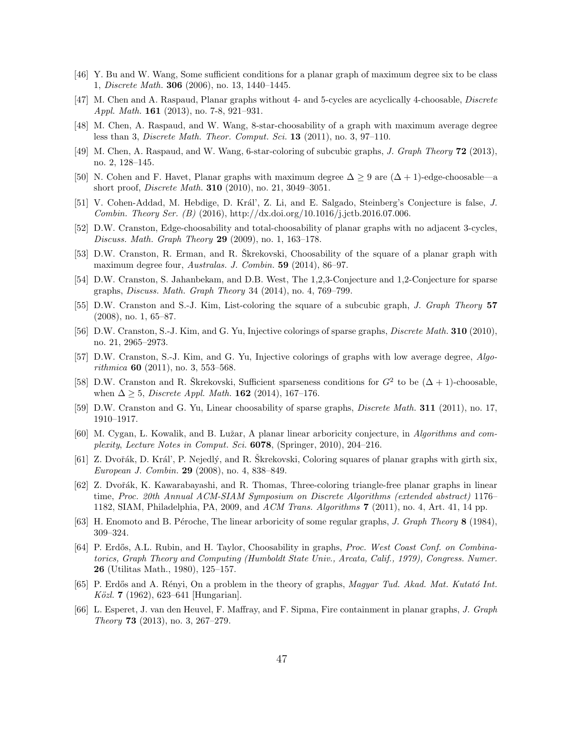[46] Y. Bu and W. Wang, Some sufficient conditions for a planar graph of maximum degree six to be class 1, *Discrete Math.* **306** (2006), no. 13, 1440–1445.

[47] M. Chen and A. Raspaud, Planar graphs without 4- and 5-cycles are acyclically 4-choosable, *Discrete Appl. Math.* **161** (2013), no. 7-8, 921–931.

[48] M. Chen, A. Raspaud, and W. Wang, 8-star-choosability of a graph with maximum average degree less than 3, *Discrete Math. Theor. Comput. Sci.* **13** (2011), no. 3, 97–110.

[49] M. Chen, A. Raspaud, and W. Wang, 6-star-coloring of subcubic graphs, *J. Graph Theory* **72** (2013), no. 2, 128–145.

[50] N. Cohen and F. Havet, Planar graphs with maximum degree $\Delta \geq 9$ are $(\Delta + 1)$-edge-choosable—a short proof, *Discrete Math.* **310** (2010), no. 21, 3049–3051.

[51] V. Cohen-Addad, M. Hebdige, D. Král', Z. Li, and E. Salgado, Steinberg's Conjecture is false, *J. Combin. Theory Ser. (B)* (2016), http://dx.doi.org/10.1016/j.jctb.2016.07.006.

[52] D.W. Cranston, Edge-choosability and total-choosability of planar graphs with no adjacent 3-cycles, *Discuss. Math. Graph Theory* **29** (2009), no. 1, 163–178.

[53] D.W. Cranston, R. Erman, and R. Škrekovski, Choosability of the square of a planar graph with maximum degree four, *Australas. J. Combin.* **59** (2014), 86–97.

[54] D.W. Cranston, S. Jahanbekam, and D.B. West, The 1,2,3-Conjecture and 1,2-Conjecture for sparse graphs, *Discuss. Math. Graph Theory* 34 (2014), no. 4, 769–799.

[55] D.W. Cranston and S.-J. Kim, List-coloring the square of a subcubic graph, *J. Graph Theory* **57** (2008), no. 1, 65–87.

[56] D.W. Cranston, S.-J. Kim, and G. Yu, Injective colorings of sparse graphs, *Discrete Math.* **310** (2010), no. 21, 2965–2973.

[57] D.W. Cranston, S.-J. Kim, and G. Yu, Injective colorings of graphs with low average degree, *Algorithmica* **60** (2011), no. 3, 553–568.

[58] D.W. Cranston and R. Škrekovski, Sufficient sparseness conditions for $G^2$ to be $(\Delta + 1)$-choosable, when $\Delta \geq 5$, *Discrete Appl. Math.* **162** (2014), 167–176.

[59] D.W. Cranston and G. Yu, Linear choosability of sparse graphs, *Discrete Math.* **311** (2011), no. 17, 1910–1917.

[60] M. Cygan, Ł. Kowalik, and B. Lužar, A planar linear arboricity conjecture, in *Algorithms and complexity*, *Lecture Notes in Comput. Sci.* **6078**, (Springer, 2010), 204–216.

[61] Z. Dvořák, D. Král', P. Nejedlý, and R. Škrekovski, Coloring squares of planar graphs with girth six, *European J. Combin.* **29** (2008), no. 4, 838–849.

[62] Z. Dvořák, K. Kawarabayashi, and R. Thomas, Three-coloring triangle-free planar graphs in linear time, *Proc. 20th Annual ACM-SIAM Symposium on Discrete Algorithms (extended abstract)* 1176–1182, SIAM, Philadelphia, PA, 2009, and *ACM Trans. Algorithms* **7** (2011), no. 4, Art. 41, 14 pp.

[63] H. Enomoto and B. Péroche, The linear arboricity of some regular graphs, *J. Graph Theory* **8** (1984), 309–324.

[64] P. Erdős, A.L. Rubin, and H. Taylor, Choosability in graphs, *Proc. West Coast Conf. on Combinatorics, Graph Theory and Computing (Humboldt State Univ., Arcata, Calif., 1979), Congress. Numer.* **26** (Utilitas Math., 1980), 125–157.

[65] P. Erdős and A. Rényi, On a problem in the theory of graphs, *Magyar Tud. Akad. Mat. Kutató Int. Közl.* **7** (1962), 623–641 [Hungarian].

[66] L. Esperet, J. van den Heuvel, F. Maffray, and F. Sipma, Fire containment in planar graphs, *J. Graph Theory* **73** (2013), no. 3, 267–279.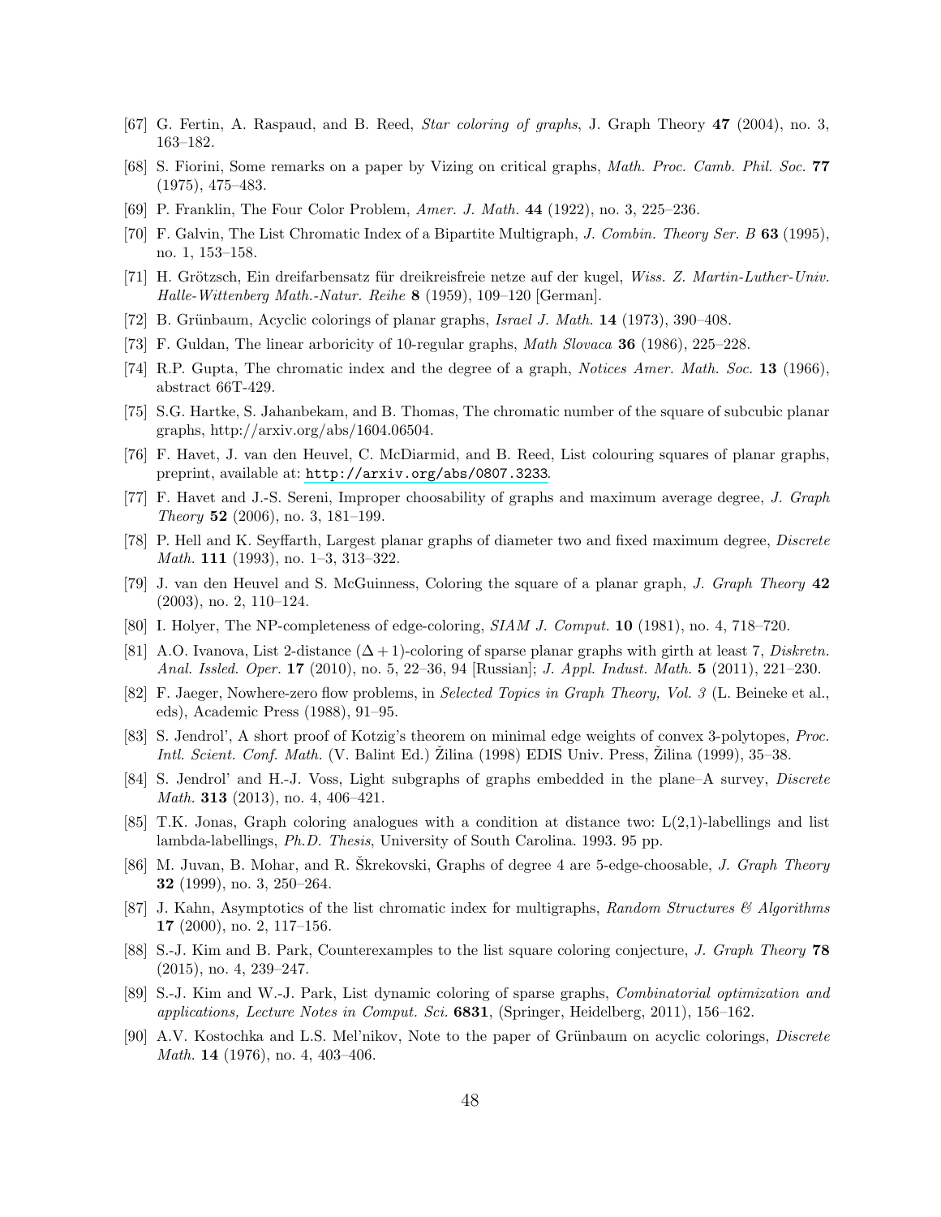[67] G. Fertin, A. Raspaud, and B. Reed, *Star coloring of graphs*, J. Graph Theory **47** (2004), no. 3, 163–182.

[68] S. Fiorini, Some remarks on a paper by Vizing on critical graphs, *Math. Proc. Camb. Phil. Soc.* **77** (1975), 475–483.

[69] P. Franklin, The Four Color Problem, *Amer. J. Math.* **44** (1922), no. 3, 225–236.

[70] F. Galvin, The List Chromatic Index of a Bipartite Multigraph, *J. Combin. Theory Ser. B* **63** (1995), no. 1, 153–158.

[71] H. Grötzsch, Ein dreifarbensatz für dreikreisfreie netze auf der kugel, *Wiss. Z. Martin-Luther-Univ. Halle-Wittenberg Math.-Natur. Reihe* **8** (1959), 109–120 [German].

[72] B. Grünbaum, Acyclic colorings of planar graphs, *Israel J. Math.* **14** (1973), 390–408.

[73] F. Guldan, The linear arboricity of 10-regular graphs, *Math Slovaca* **36** (1986), 225–228.

[74] R.P. Gupta, The chromatic index and the degree of a graph, *Notices Amer. Math. Soc.* **13** (1966), abstract 66T-429.

[75] S.G. Hartke, S. Jahanbekam, and B. Thomas, The chromatic number of the square of subcubic planar graphs, http://arxiv.org/abs/1604.06504.

[76] F. Havet, J. van den Heuvel, C. McDiarmid, and B. Reed, List colouring squares of planar graphs, preprint, available at: http://arxiv.org/abs/0807.3233.

[77] F. Havet and J.-S. Sereni, Improper choosability of graphs and maximum average degree, *J. Graph Theory* **52** (2006), no. 3, 181–199.

[78] P. Hell and K. Seyffarth, Largest planar graphs of diameter two and fixed maximum degree, *Discrete Math.* **111** (1993), no. 1–3, 313–322.

[79] J. van den Heuvel and S. McGuinness, Coloring the square of a planar graph, *J. Graph Theory* **42** (2003), no. 2, 110–124.

[80] I. Holyer, The NP-completeness of edge-coloring, *SIAM J. Comput.* **10** (1981), no. 4, 718–720.

[81] A.O. Ivanova, List 2-distance $(\Delta+1)$-coloring of sparse planar graphs with girth at least 7, *Diskretn. Anal. Issled. Oper.* **17** (2010), no. 5, 22–36, 94 [Russian]; *J. Appl. Indust. Math.* **5** (2011), 221–230.

[82] F. Jaeger, Nowhere-zero flow problems, in *Selected Topics in Graph Theory, Vol. 3* (L. Beineke et al., eds), Academic Press (1988), 91–95.

[83] S. Jendrol', A short proof of Kotzig's theorem on minimal edge weights of convex 3-polytopes, *Proc. Intl. Scient. Conf. Math.* (V. Balint Ed.) Žilina (1998) EDIS Univ. Press, Žilina (1999), 35–38.

[84] S. Jendrol' and H.-J. Voss, Light subgraphs of graphs embedded in the plane–A survey, *Discrete Math.* **313** (2013), no. 4, 406–421.

[85] T.K. Jonas, Graph coloring analogues with a condition at distance two: L(2,1)-labellings and list lambda-labellings, *Ph.D. Thesis*, University of South Carolina. 1993. 95 pp.

[86] M. Juvan, B. Mohar, and R. Škrekovski, Graphs of degree 4 are 5-edge-choosable, *J. Graph Theory* **32** (1999), no. 3, 250–264.

[87] J. Kahn, Asymptotics of the list chromatic index for multigraphs, *Random Structures & Algorithms* **17** (2000), no. 2, 117–156.

[88] S.-J. Kim and B. Park, Counterexamples to the list square coloring conjecture, *J. Graph Theory* **78** (2015), no. 4, 239–247.

[89] S.-J. Kim and W.-J. Park, List dynamic coloring of sparse graphs, *Combinatorial optimization and applications, Lecture Notes in Comput. Sci.* **6831**, (Springer, Heidelberg, 2011), 156–162.

[90] A.V. Kostochka and L.S. Mel'nikov, Note to the paper of Grünbaum on acyclic colorings, *Discrete Math.* **14** (1976), no. 4, 403–406.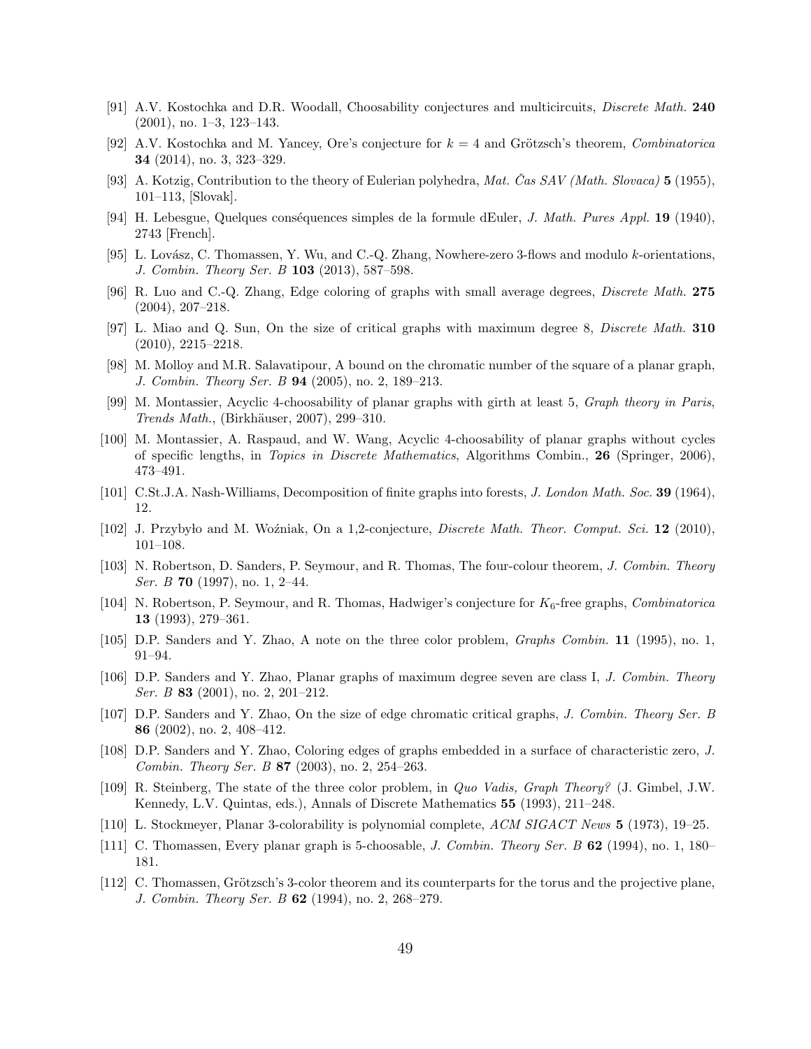[91] A.V. Kostochka and D.R. Woodall, Choosability conjectures and multicircuits, *Discrete Math.* **240** (2001), no. 1–3, 123–143.

[92] A.V. Kostochka and M. Yancey, Ore's conjecture for $k = 4$ and Grötzsch's theorem, *Combinatorica* **34** (2014), no. 3, 323–329.

[93] A. Kotzig, Contribution to the theory of Eulerian polyhedra, *Mat. Čas SAV (Math. Slovaca)* **5** (1955), 101–113, [Slovak].

[94] H. Lebesgue, Quelques conséquences simples de la formule dEuler, *J. Math. Pures Appl.* **19** (1940), 2743 [French].

[95] L. Lovász, C. Thomassen, Y. Wu, and C.-Q. Zhang, Nowhere-zero 3-flows and modulo $k$-orientations, *J. Combin. Theory Ser. B* **103** (2013), 587–598.

[96] R. Luo and C.-Q. Zhang, Edge coloring of graphs with small average degrees, *Discrete Math.* **275** (2004), 207–218.

[97] L. Miao and Q. Sun, On the size of critical graphs with maximum degree 8, *Discrete Math.* **310** (2010), 2215–2218.

[98] M. Molloy and M.R. Salavatipour, A bound on the chromatic number of the square of a planar graph, *J. Combin. Theory Ser. B* **94** (2005), no. 2, 189–213.

[99] M. Montassier, Acyclic 4-choosability of planar graphs with girth at least 5, *Graph theory in Paris*, *Trends Math.*, (Birkhäuser, 2007), 299–310.

[100] M. Montassier, A. Raspaud, and W. Wang, Acyclic 4-choosability of planar graphs without cycles of specific lengths, in *Topics in Discrete Mathematics*, Algorithms Combin., **26** (Springer, 2006), 473–491.

[101] C.St.J.A. Nash-Williams, Decomposition of finite graphs into forests, *J. London Math. Soc.* **39** (1964), 12.

[102] J. Przybyło and M. Woźniak, On a 1,2-conjecture, *Discrete Math. Theor. Comput. Sci.* **12** (2010), 101–108.

[103] N. Robertson, D. Sanders, P. Seymour, and R. Thomas, The four-colour theorem, *J. Combin. Theory Ser. B* **70** (1997), no. 1, 2–44.

[104] N. Robertson, P. Seymour, and R. Thomas, Hadwiger's conjecture for $K_6$-free graphs, *Combinatorica* **13** (1993), 279–361.

[105] D.P. Sanders and Y. Zhao, A note on the three color problem, *Graphs Combin.* **11** (1995), no. 1, 91–94.

[106] D.P. Sanders and Y. Zhao, Planar graphs of maximum degree seven are class I, *J. Combin. Theory Ser. B* **83** (2001), no. 2, 201–212.

[107] D.P. Sanders and Y. Zhao, On the size of edge chromatic critical graphs, *J. Combin. Theory Ser. B* **86** (2002), no. 2, 408–412.

[108] D.P. Sanders and Y. Zhao, Coloring edges of graphs embedded in a surface of characteristic zero, *J. Combin. Theory Ser. B* **87** (2003), no. 2, 254–263.

[109] R. Steinberg, The state of the three color problem, in *Quo Vadis, Graph Theory?* (J. Gimbel, J.W. Kennedy, L.V. Quintas, eds.), Annals of Discrete Mathematics **55** (1993), 211–248.

[110] L. Stockmeyer, Planar 3-colorability is polynomial complete, *ACM SIGACT News* **5** (1973), 19–25.

[111] C. Thomassen, Every planar graph is 5-choosable, *J. Combin. Theory Ser. B* **62** (1994), no. 1, 180–181.

[112] C. Thomassen, Grötzsch's 3-color theorem and its counterparts for the torus and the projective plane, *J. Combin. Theory Ser. B* **62** (1994), no. 2, 268–279.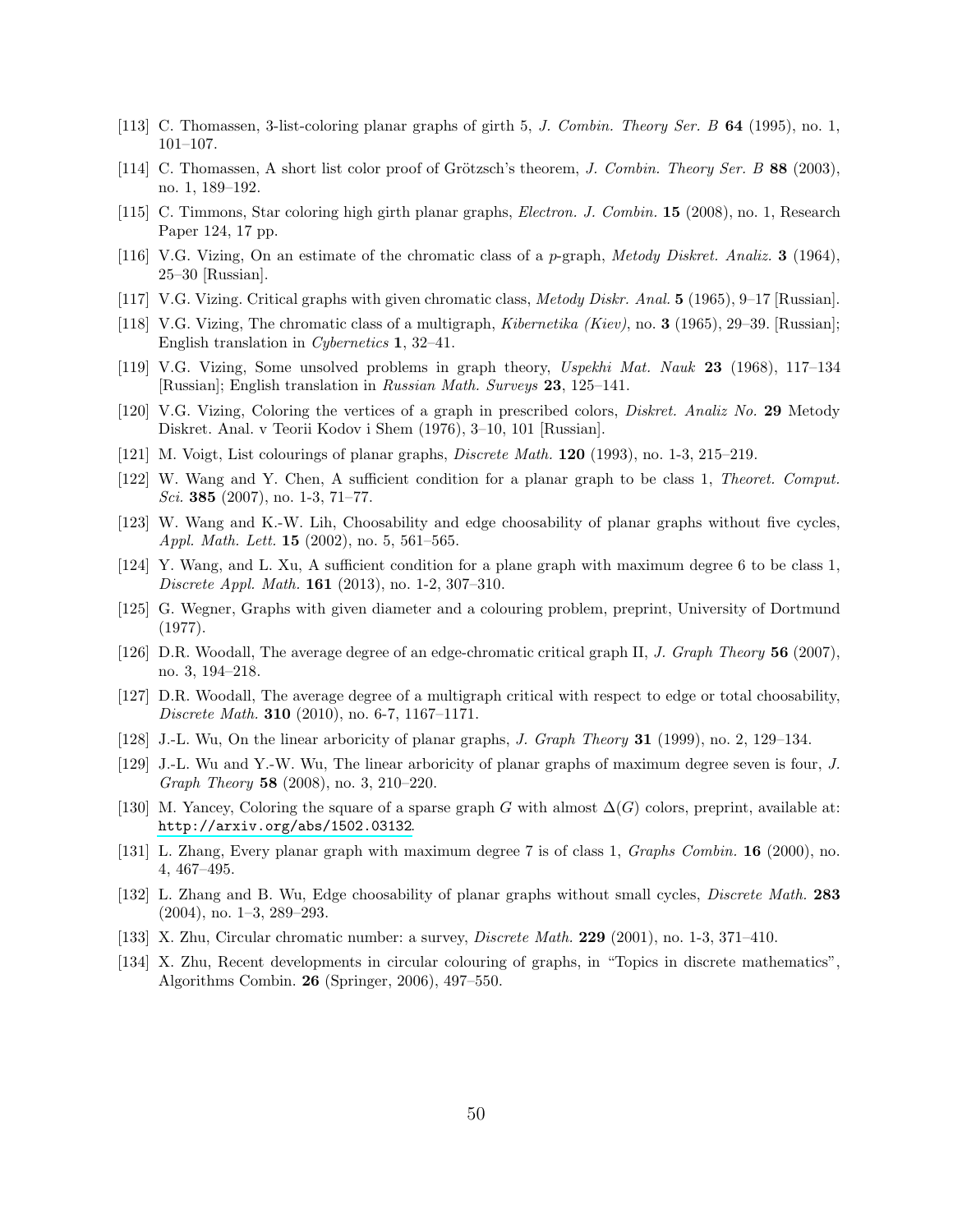[113] C. Thomassen, 3-list-coloring planar graphs of girth 5, *J. Combin. Theory Ser. B* **64** (1995), no. 1, 101–107.

[114] C. Thomassen, A short list color proof of Grötzsch's theorem, *J. Combin. Theory Ser. B* **88** (2003), no. 1, 189–192.

[115] C. Timmons, Star coloring high girth planar graphs, *Electron. J. Combin.* **15** (2008), no. 1, Research Paper 124, 17 pp.

[116] V.G. Vizing, On an estimate of the chromatic class of a $p$-graph, *Metody Diskret. Analiz.* **3** (1964), 25–30 [Russian].

[117] V.G. Vizing. Critical graphs with given chromatic class, *Metody Diskr. Anal.* **5** (1965), 9–17 [Russian].

[118] V.G. Vizing, The chromatic class of a multigraph, *Kibernetika (Kiev)*, no. **3** (1965), 29–39. [Russian]; English translation in *Cybernetics* **1**, 32–41.

[119] V.G. Vizing, Some unsolved problems in graph theory, *Uspekhi Mat. Nauk* **23** (1968), 117–134 [Russian]; English translation in *Russian Math. Surveys* **23**, 125–141.

[120] V.G. Vizing, Coloring the vertices of a graph in prescribed colors, *Diskret. Analiz No.* **29** Metody Diskret. Anal. v Teorii Kodov i Shem (1976), 3–10, 101 [Russian].

[121] M. Voigt, List colourings of planar graphs, *Discrete Math.* **120** (1993), no. 1-3, 215–219.

[122] W. Wang and Y. Chen, A sufficient condition for a planar graph to be class 1, *Theoret. Comput. Sci.* **385** (2007), no. 1-3, 71–77.

[123] W. Wang and K.-W. Lih, Choosability and edge choosability of planar graphs without five cycles, *Appl. Math. Lett.* **15** (2002), no. 5, 561–565.

[124] Y. Wang, and L. Xu, A sufficient condition for a plane graph with maximum degree 6 to be class 1, *Discrete Appl. Math.* **161** (2013), no. 1-2, 307–310.

[125] G. Wegner, Graphs with given diameter and a colouring problem, preprint, University of Dortmund (1977).

[126] D.R. Woodall, The average degree of an edge-chromatic critical graph II, *J. Graph Theory* **56** (2007), no. 3, 194–218.

[127] D.R. Woodall, The average degree of a multigraph critical with respect to edge or total choosability, *Discrete Math.* **310** (2010), no. 6-7, 1167–1171.

[128] J.-L. Wu, On the linear arboricity of planar graphs, *J. Graph Theory* **31** (1999), no. 2, 129–134.

[129] J.-L. Wu and Y.-W. Wu, The linear arboricity of planar graphs of maximum degree seven is four, *J. Graph Theory* **58** (2008), no. 3, 210–220.

[130] M. Yancey, Coloring the square of a sparse graph $G$ with almost $\Delta(G)$ colors, preprint, available at: http://arxiv.org/abs/1502.03132.

[131] L. Zhang, Every planar graph with maximum degree 7 is of class 1, *Graphs Combin.* **16** (2000), no. 4, 467–495.

[132] L. Zhang and B. Wu, Edge choosability of planar graphs without small cycles, *Discrete Math.* **283** (2004), no. 1–3, 289–293.

[133] X. Zhu, Circular chromatic number: a survey, *Discrete Math.* **229** (2001), no. 1-3, 371–410.

[134] X. Zhu, Recent developments in circular colouring of graphs, in "Topics in discrete mathematics", Algorithms Combin. **26** (Springer, 2006), 497–550.